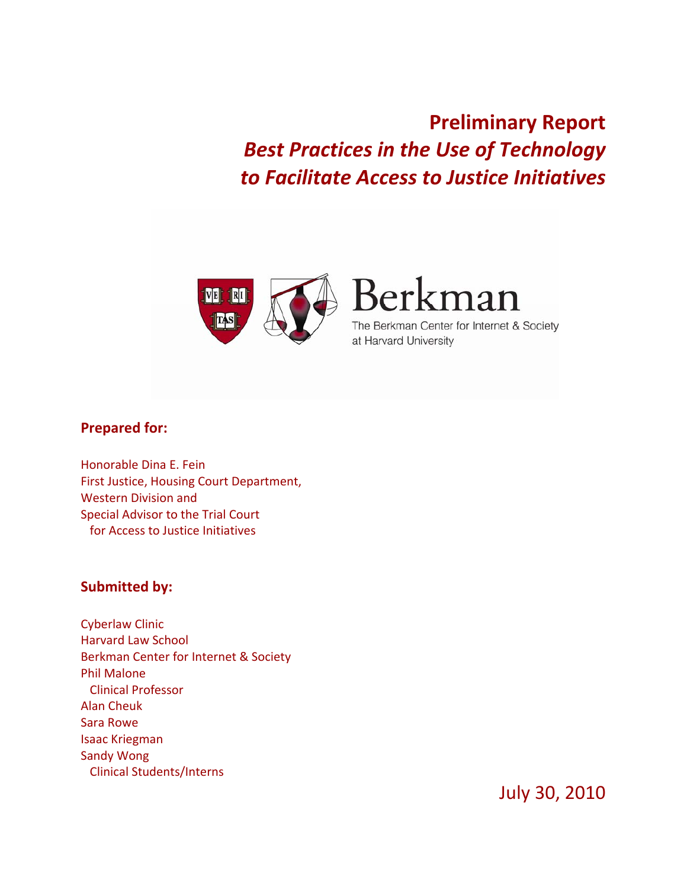# Preliminary Report

## *Best Practices in the Use of Technology to Facilitate Access to Justice Initiatives*

Berkman

The Berkman Center for Internet & Society at Harvard University

**Prepared for:**

Honorable Dina E. Fein
First Justice, Housing Court Department,
Western Division and
Special Advisor to the Trial Court
for Access to Justice Initiatives

**Submitted by:**

Cyberlaw Clinic
Harvard Law School
Berkman Center for Internet & Society
Phil Malone
Clinical Professor
Alan Cheuk
Sara Rowe
Isaac Kriegman
Sandy Wong
Clinical Students/Interns

July 30, 2010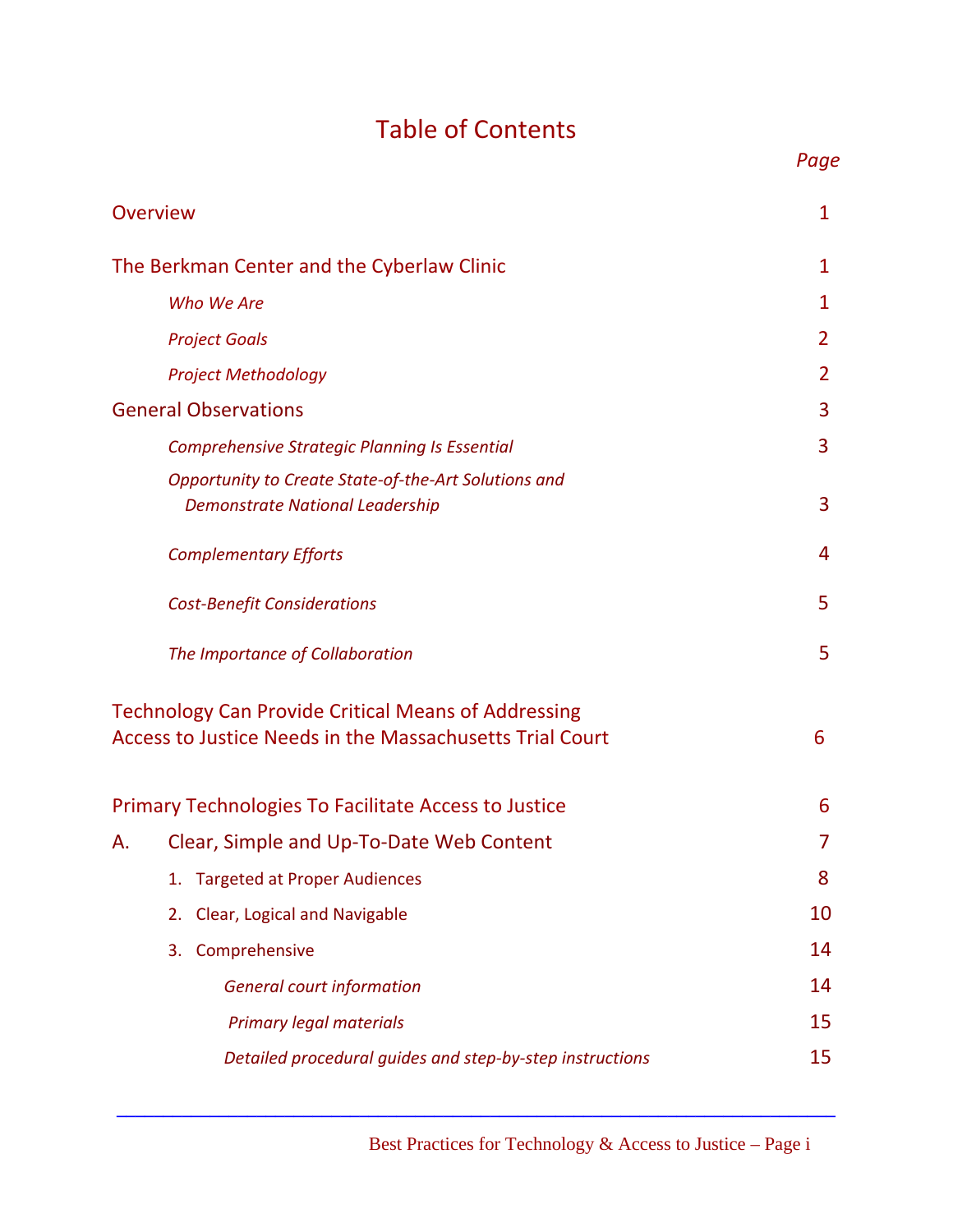# Table of Contents

| | Page |
|---|---|
| Overview | 1 |
| The Berkman Center and the Cyberlaw Clinic | 1 |
| *Who We Are* | 1 |
| *Project Goals* | 2 |
| *Project Methodology* | 2 |
| General Observations | 3 |
| *Comprehensive Strategic Planning Is Essential* | 3 |
| *Opportunity to Create State-of-the-Art Solutions and Demonstrate National Leadership* | 3 |
| *Complementary Efforts* | 4 |
| *Cost-Benefit Considerations* | 5 |
| *The Importance of Collaboration* | 5 |
| Technology Can Provide Critical Means of Addressing Access to Justice Needs in the Massachusetts Trial Court | 6 |
| Primary Technologies To Facilitate Access to Justice | 6 |
| A. Clear, Simple and Up-To-Date Web Content | 7 |
| 1. Targeted at Proper Audiences | 8 |
| 2. Clear, Logical and Navigable | 10 |
| 3. Comprehensive | 14 |
| *General court information* | 14 |
| *Primary legal materials* | 15 |
| *Detailed procedural guides and step-by-step instructions* | 15 |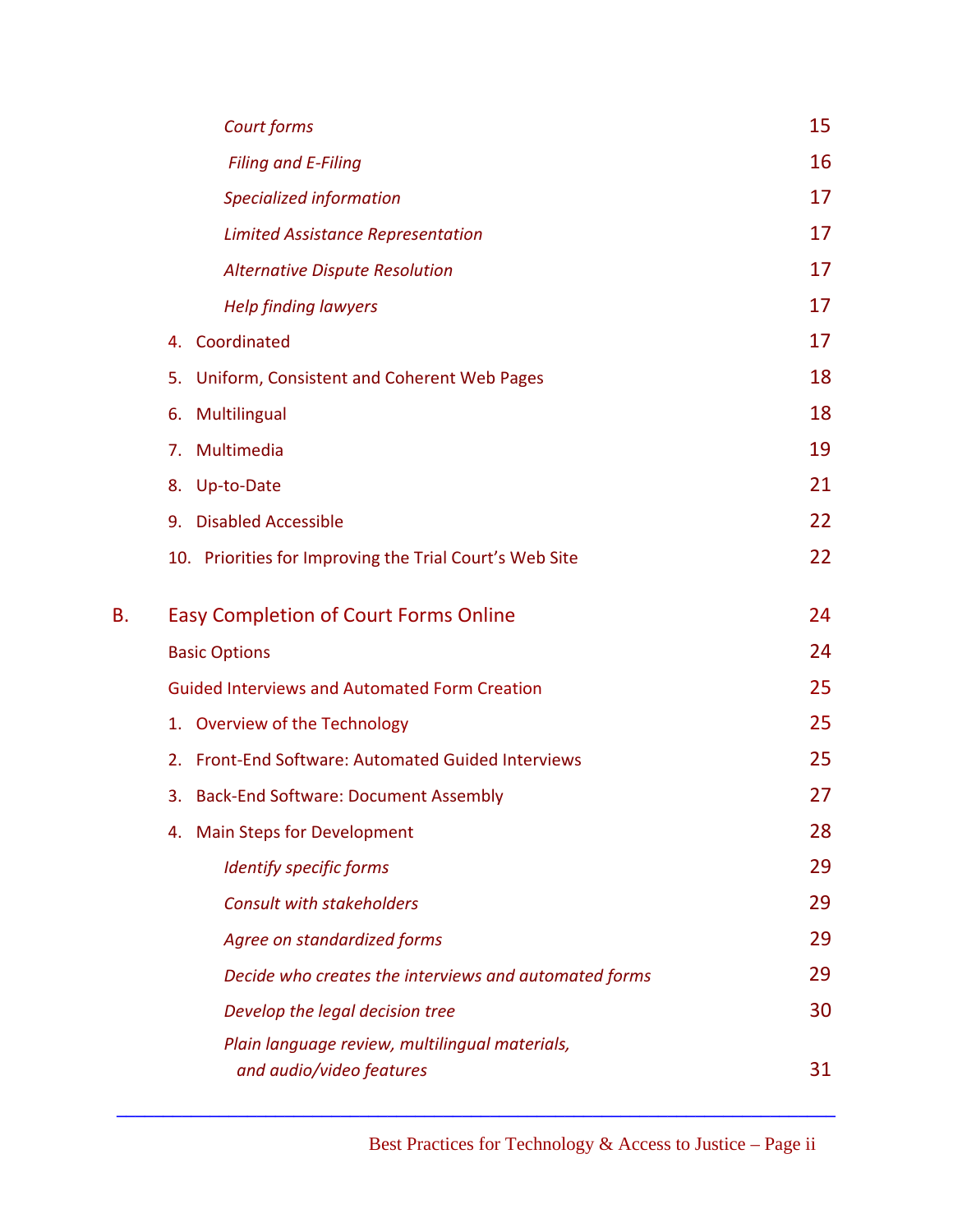| | | |
|---|---|---|
| | *Court forms* | 15 |
| | *Filing and E-Filing* | 16 |
| | *Specialized information* | 17 |
| | *Limited Assistance Representation* | 17 |
| | *Alternative Dispute Resolution* | 17 |
| | *Help finding lawyers* | 17 |
| | 4. Coordinated | 17 |
| | 5. Uniform, Consistent and Coherent Web Pages | 18 |
| | 6. Multilingual | 18 |
| | 7. Multimedia | 19 |
| | 8. Up-to-Date | 21 |
| | 9. Disabled Accessible | 22 |
| | 10. Priorities for Improving the Trial Court's Web Site | 22 |
| B. | Easy Completion of Court Forms Online | 24 |
| | Basic Options | 24 |
| | Guided Interviews and Automated Form Creation | 25 |
| | 1. Overview of the Technology | 25 |
| | 2. Front-End Software: Automated Guided Interviews | 25 |
| | 3. Back-End Software: Document Assembly | 27 |
| | 4. Main Steps for Development | 28 |
| | *Identify specific forms* | 29 |
| | *Consult with stakeholders* | 29 |
| | *Agree on standardized forms* | 29 |
| | *Decide who creates the interviews and automated forms* | 29 |
| | *Develop the legal decision tree* | 30 |
| | *Plain language review, multilingual materials, and audio/video features* | 31 |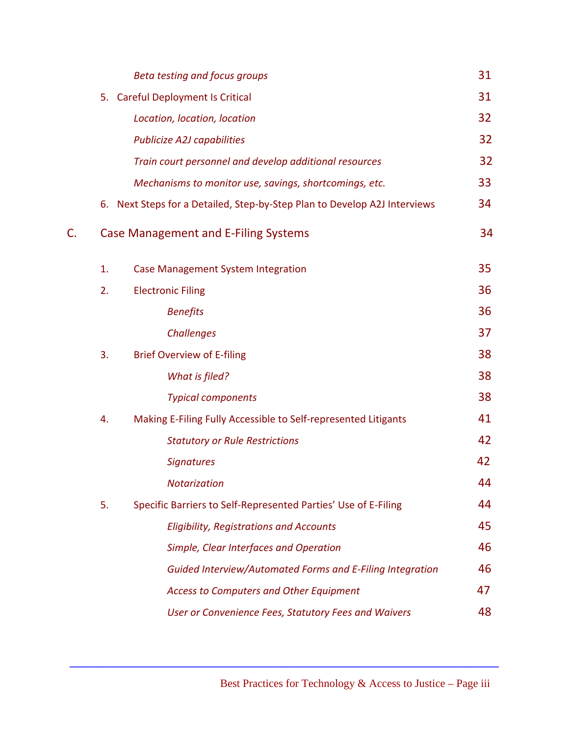*Beta testing and focus groups* 31

5. Careful Deployment Is Critical 31

*Location, location, location* 32

*Publicize A2J capabilities* 32

*Train court personnel and develop additional resources* 32

*Mechanisms to monitor use, savings, shortcomings, etc.* 33

6. Next Steps for a Detailed, Step-by-Step Plan to Develop A2J Interviews 34

C. Case Management and E-Filing Systems 34

1. Case Management System Integration 35

2. Electronic Filing 36

*Benefits* 36

*Challenges* 37

3. Brief Overview of E-filing 38

*What is filed?* 38

*Typical components* 38

4. Making E-Filing Fully Accessible to Self-represented Litigants 41

*Statutory or Rule Restrictions* 42

*Signatures* 42

*Notarization* 44

5. Specific Barriers to Self-Represented Parties' Use of E-Filing 44

*Eligibility, Registrations and Accounts* 45

*Simple, Clear Interfaces and Operation* 46

*Guided Interview/Automated Forms and E-Filing Integration* 46

*Access to Computers and Other Equipment* 47

*User or Convenience Fees, Statutory Fees and Waivers* 48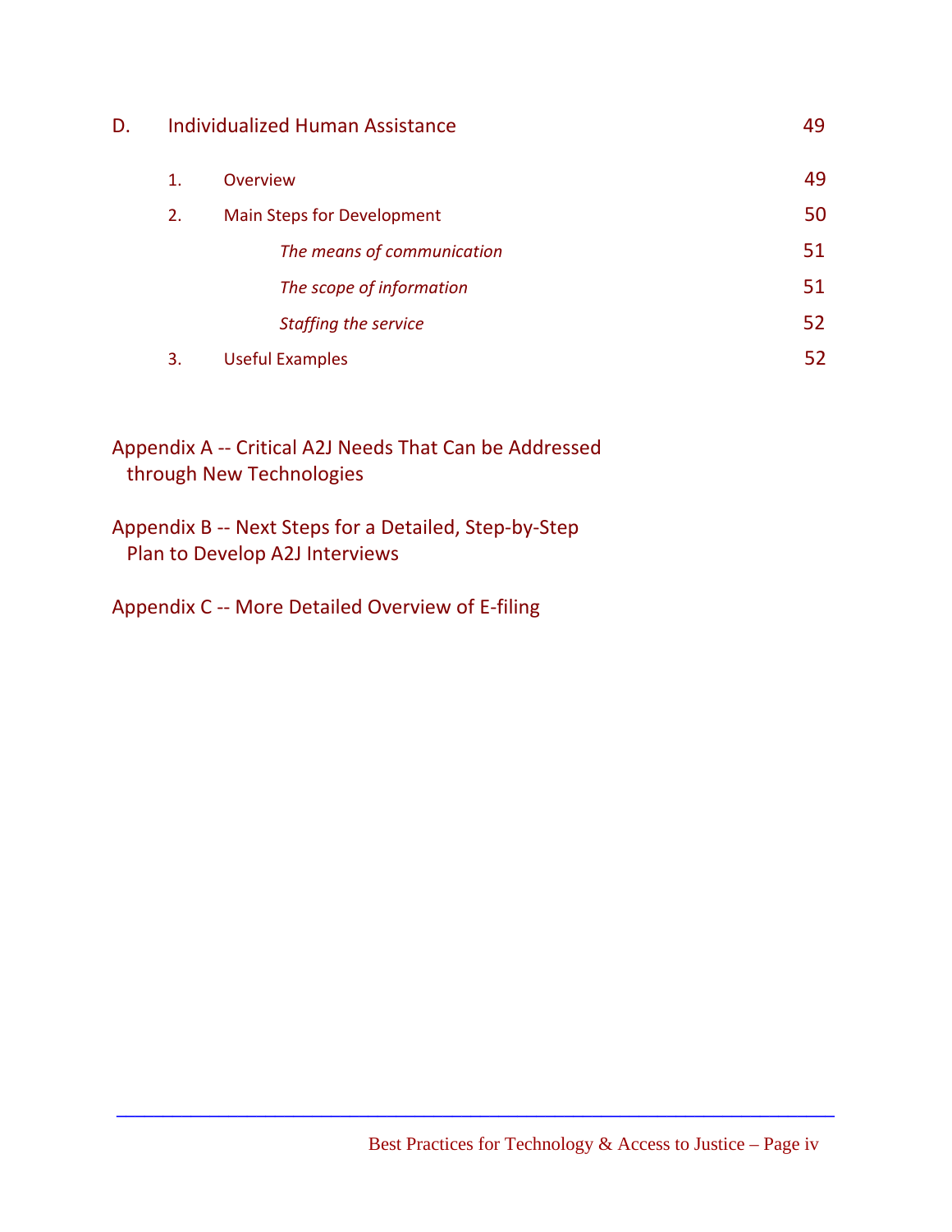D. Individualized Human Assistance 49

1. Overview 49

2. Main Steps for Development 50

*The means of communication* 51

*The scope of information* 51

*Staffing the service* 52

3. Useful Examples 52

Appendix A -- Critical A2J Needs That Can be Addressed through New Technologies

Appendix B -- Next Steps for a Detailed, Step-by-Step Plan to Develop A2J Interviews

Appendix C -- More Detailed Overview of E-filing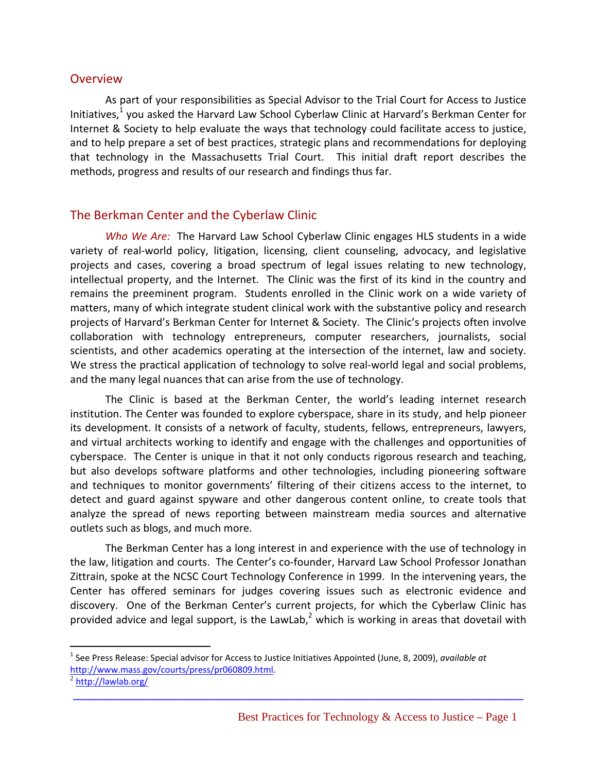## Overview

As part of your responsibilities as Special Advisor to the Trial Court for Access to Justice Initiatives,[1] you asked the Harvard Law School Cyberlaw Clinic at Harvard's Berkman Center for Internet & Society to help evaluate the ways that technology could facilitate access to justice, and to help prepare a set of best practices, strategic plans and recommendations for deploying that technology in the Massachusetts Trial Court. This initial draft report describes the methods, progress and results of our research and findings thus far.

## The Berkman Center and the Cyberlaw Clinic

*Who We Are:* The Harvard Law School Cyberlaw Clinic engages HLS students in a wide variety of real-world policy, litigation, licensing, client counseling, advocacy, and legislative projects and cases, covering a broad spectrum of legal issues relating to new technology, intellectual property, and the Internet. The Clinic was the first of its kind in the country and remains the preeminent program. Students enrolled in the Clinic work on a wide variety of matters, many of which integrate student clinical work with the substantive policy and research projects of Harvard's Berkman Center for Internet & Society. The Clinic's projects often involve collaboration with technology entrepreneurs, computer researchers, journalists, social scientists, and other academics operating at the intersection of the internet, law and society. We stress the practical application of technology to solve real-world legal and social problems, and the many legal nuances that can arise from the use of technology.

The Clinic is based at the Berkman Center, the world's leading internet research institution. The Center was founded to explore cyberspace, share in its study, and help pioneer its development. It consists of a network of faculty, students, fellows, entrepreneurs, lawyers, and virtual architects working to identify and engage with the challenges and opportunities of cyberspace. The Center is unique in that it not only conducts rigorous research and teaching, but also develops software platforms and other technologies, including pioneering software and techniques to monitor governments' filtering of their citizens access to the internet, to detect and guard against spyware and other dangerous content online, to create tools that analyze the spread of news reporting between mainstream media sources and alternative outlets such as blogs, and much more.

The Berkman Center has a long interest in and experience with the use of technology in the law, litigation and courts. The Center's co-founder, Harvard Law School Professor Jonathan Zittrain, spoke at the NCSC Court Technology Conference in 1999. In the intervening years, the Center has offered seminars for judges covering issues such as electronic evidence and discovery. One of the Berkman Center's current projects, for which the Cyberlaw Clinic has provided advice and legal support, is the LawLab,[2] which is working in areas that dovetail with

---

[1] See Press Release: Special advisor for Access to Justice Initiatives Appointed (June, 8, 2009), *available at* http://www.mass.gov/courts/press/pr060809.html.

[2] http://lawlab.org/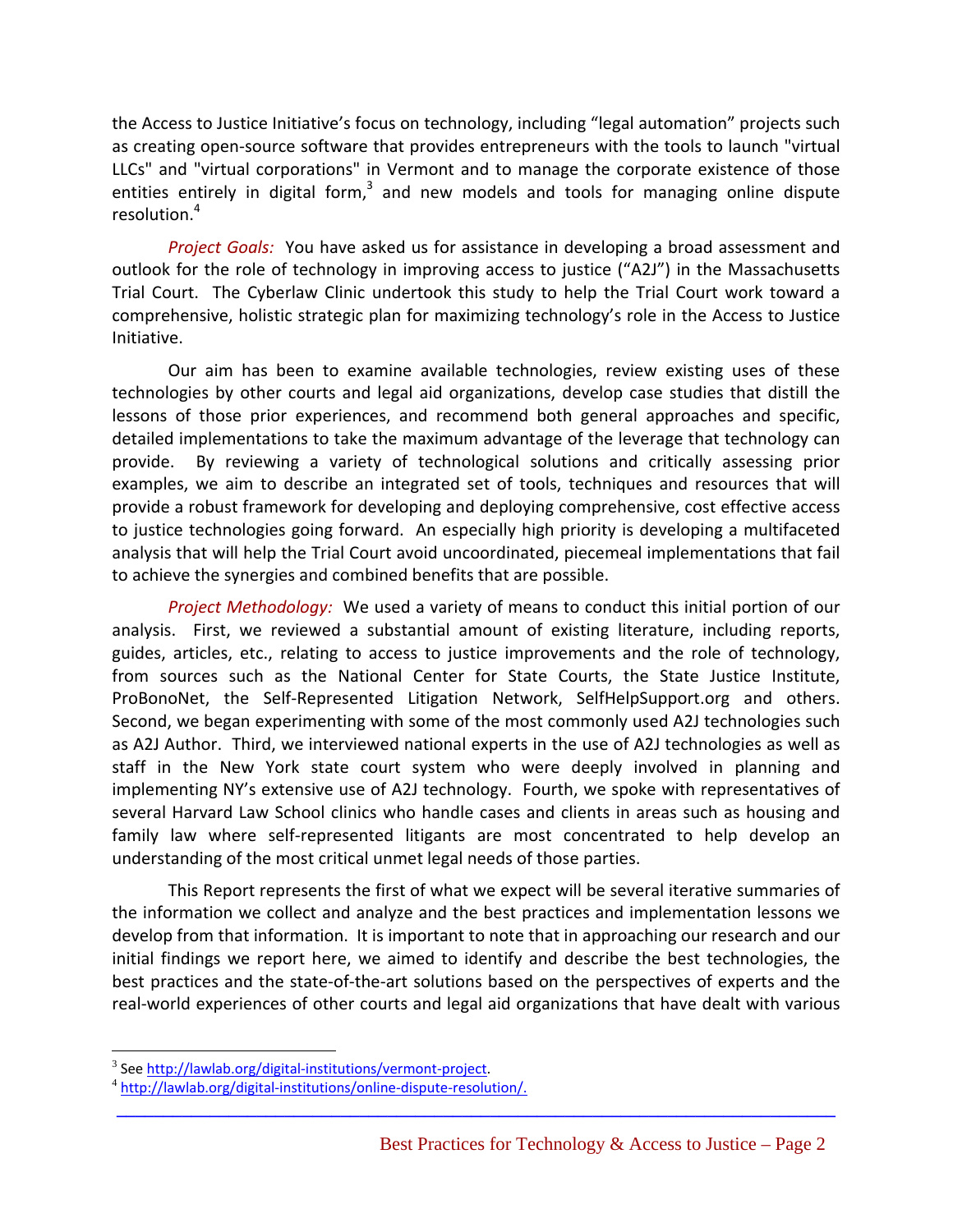the Access to Justice Initiative's focus on technology, including "legal automation" projects such as creating open-source software that provides entrepreneurs with the tools to launch "virtual LLCs" and "virtual corporations" in Vermont and to manage the corporate existence of those entities entirely in digital form,[3] and new models and tools for managing online dispute resolution.[4]

*Project Goals:* You have asked us for assistance in developing a broad assessment and outlook for the role of technology in improving access to justice ("A2J") in the Massachusetts Trial Court. The Cyberlaw Clinic undertook this study to help the Trial Court work toward a comprehensive, holistic strategic plan for maximizing technology's role in the Access to Justice Initiative.

Our aim has been to examine available technologies, review existing uses of these technologies by other courts and legal aid organizations, develop case studies that distill the lessons of those prior experiences, and recommend both general approaches and specific, detailed implementations to take the maximum advantage of the leverage that technology can provide. By reviewing a variety of technological solutions and critically assessing prior examples, we aim to describe an integrated set of tools, techniques and resources that will provide a robust framework for developing and deploying comprehensive, cost effective access to justice technologies going forward. An especially high priority is developing a multifaceted analysis that will help the Trial Court avoid uncoordinated, piecemeal implementations that fail to achieve the synergies and combined benefits that are possible.

*Project Methodology:* We used a variety of means to conduct this initial portion of our analysis. First, we reviewed a substantial amount of existing literature, including reports, guides, articles, etc., relating to access to justice improvements and the role of technology, from sources such as the National Center for State Courts, the State Justice Institute, ProBonoNet, the Self-Represented Litigation Network, SelfHelpSupport.org and others. Second, we began experimenting with some of the most commonly used A2J technologies such as A2J Author. Third, we interviewed national experts in the use of A2J technologies as well as staff in the New York state court system who were deeply involved in planning and implementing NY's extensive use of A2J technology. Fourth, we spoke with representatives of several Harvard Law School clinics who handle cases and clients in areas such as housing and family law where self-represented litigants are most concentrated to help develop an understanding of the most critical unmet legal needs of those parties.

This Report represents the first of what we expect will be several iterative summaries of the information we collect and analyze and the best practices and implementation lessons we develop from that information. It is important to note that in approaching our research and our initial findings we report here, we aimed to identify and describe the best technologies, the best practices and the state-of-the-art solutions based on the perspectives of experts and the real-world experiences of other courts and legal aid organizations that have dealt with various

---

[3] See http://lawlab.org/digital-institutions/vermont-project.

[4] http://lawlab.org/digital-institutions/online-dispute-resolution/.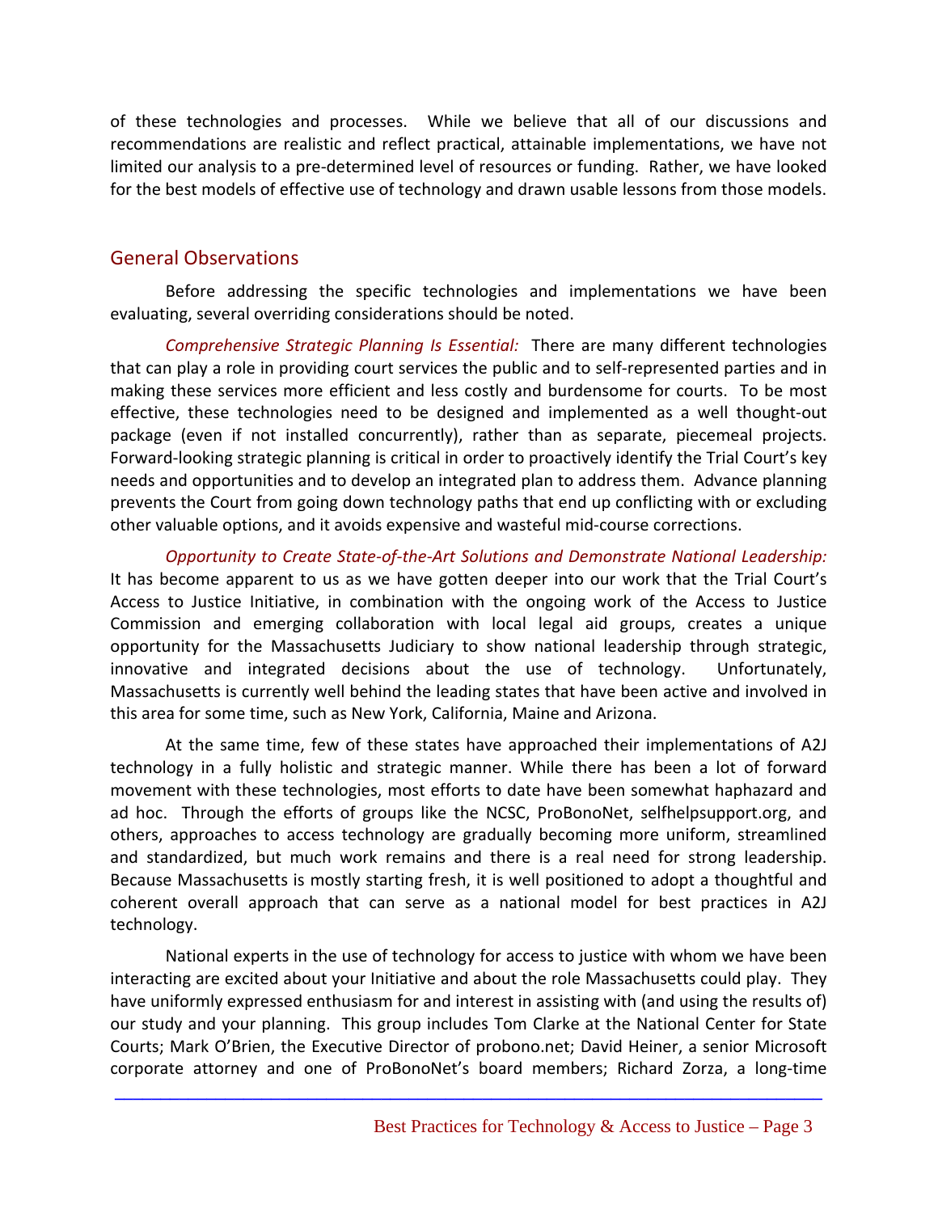of these technologies and processes. While we believe that all of our discussions and recommendations are realistic and reflect practical, attainable implementations, we have not limited our analysis to a pre-determined level of resources or funding. Rather, we have looked for the best models of effective use of technology and drawn usable lessons from those models.

## General Observations

Before addressing the specific technologies and implementations we have been evaluating, several overriding considerations should be noted.

*Comprehensive Strategic Planning Is Essential:* There are many different technologies that can play a role in providing court services the public and to self-represented parties and in making these services more efficient and less costly and burdensome for courts. To be most effective, these technologies need to be designed and implemented as a well thought-out package (even if not installed concurrently), rather than as separate, piecemeal projects. Forward-looking strategic planning is critical in order to proactively identify the Trial Court's key needs and opportunities and to develop an integrated plan to address them. Advance planning prevents the Court from going down technology paths that end up conflicting with or excluding other valuable options, and it avoids expensive and wasteful mid-course corrections.

*Opportunity to Create State-of-the-Art Solutions and Demonstrate National Leadership:* It has become apparent to us as we have gotten deeper into our work that the Trial Court's Access to Justice Initiative, in combination with the ongoing work of the Access to Justice Commission and emerging collaboration with local legal aid groups, creates a unique opportunity for the Massachusetts Judiciary to show national leadership through strategic, innovative and integrated decisions about the use of technology. Unfortunately, Massachusetts is currently well behind the leading states that have been active and involved in this area for some time, such as New York, California, Maine and Arizona.

At the same time, few of these states have approached their implementations of A2J technology in a fully holistic and strategic manner. While there has been a lot of forward movement with these technologies, most efforts to date have been somewhat haphazard and ad hoc. Through the efforts of groups like the NCSC, ProBonoNet, selfhelpsupport.org, and others, approaches to access technology are gradually becoming more uniform, streamlined and standardized, but much work remains and there is a real need for strong leadership. Because Massachusetts is mostly starting fresh, it is well positioned to adopt a thoughtful and coherent overall approach that can serve as a national model for best practices in A2J technology.

National experts in the use of technology for access to justice with whom we have been interacting are excited about your Initiative and about the role Massachusetts could play. They have uniformly expressed enthusiasm for and interest in assisting with (and using the results of) our study and your planning. This group includes Tom Clarke at the National Center for State Courts; Mark O'Brien, the Executive Director of probono.net; David Heiner, a senior Microsoft corporate attorney and one of ProBonoNet's board members; Richard Zorza, a long-time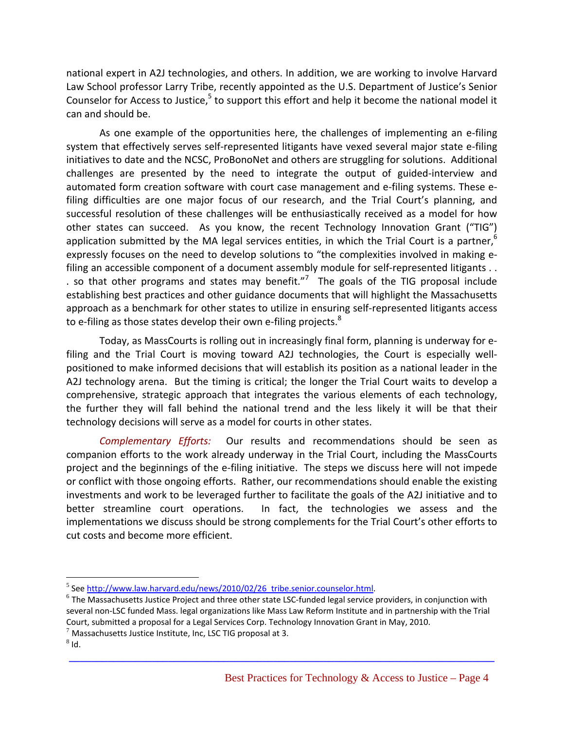national expert in A2J technologies, and others. In addition, we are working to involve Harvard Law School professor Larry Tribe, recently appointed as the U.S. Department of Justice's Senior Counselor for Access to Justice,[5] to support this effort and help it become the national model it can and should be.

As one example of the opportunities here, the challenges of implementing an e-filing system that effectively serves self-represented litigants have vexed several major state e-filing initiatives to date and the NCSC, ProBonoNet and others are struggling for solutions. Additional challenges are presented by the need to integrate the output of guided-interview and automated form creation software with court case management and e-filing systems. These e-filing difficulties are one major focus of our research, and the Trial Court's planning, and successful resolution of these challenges will be enthusiastically received as a model for how other states can succeed. As you know, the recent Technology Innovation Grant ("TIG") application submitted by the MA legal services entities, in which the Trial Court is a partner,[6] expressly focuses on the need to develop solutions to "the complexities involved in making e-filing an accessible component of a document assembly module for self-represented litigants . . . so that other programs and states may benefit."[7] The goals of the TIG proposal include establishing best practices and other guidance documents that will highlight the Massachusetts approach as a benchmark for other states to utilize in ensuring self-represented litigants access to e-filing as those states develop their own e-filing projects.[8]

Today, as MassCourts is rolling out in increasingly final form, planning is underway for e-filing and the Trial Court is moving toward A2J technologies, the Court is especially well-positioned to make informed decisions that will establish its position as a national leader in the A2J technology arena. But the timing is critical; the longer the Trial Court waits to develop a comprehensive, strategic approach that integrates the various elements of each technology, the further they will fall behind the national trend and the less likely it will be that their technology decisions will serve as a model for courts in other states.

*Complementary Efforts:* Our results and recommendations should be seen as companion efforts to the work already underway in the Trial Court, including the MassCourts project and the beginnings of the e-filing initiative. The steps we discuss here will not impede or conflict with those ongoing efforts. Rather, our recommendations should enable the existing investments and work to be leveraged further to facilitate the goals of the A2J initiative and to better streamline court operations. In fact, the technologies we assess and the implementations we discuss should be strong complements for the Trial Court's other efforts to cut costs and become more efficient.

---

[5] See http://www.law.harvard.edu/news/2010/02/26_tribe.senior.counselor.html.

[6] The Massachusetts Justice Project and three other state LSC-funded legal service providers, in conjunction with several non-LSC funded Mass. legal organizations like Mass Law Reform Institute and in partnership with the Trial Court, submitted a proposal for a Legal Services Corp. Technology Innovation Grant in May, 2010.

[7] Massachusetts Justice Institute, Inc, LSC TIG proposal at 3.

[8] Id.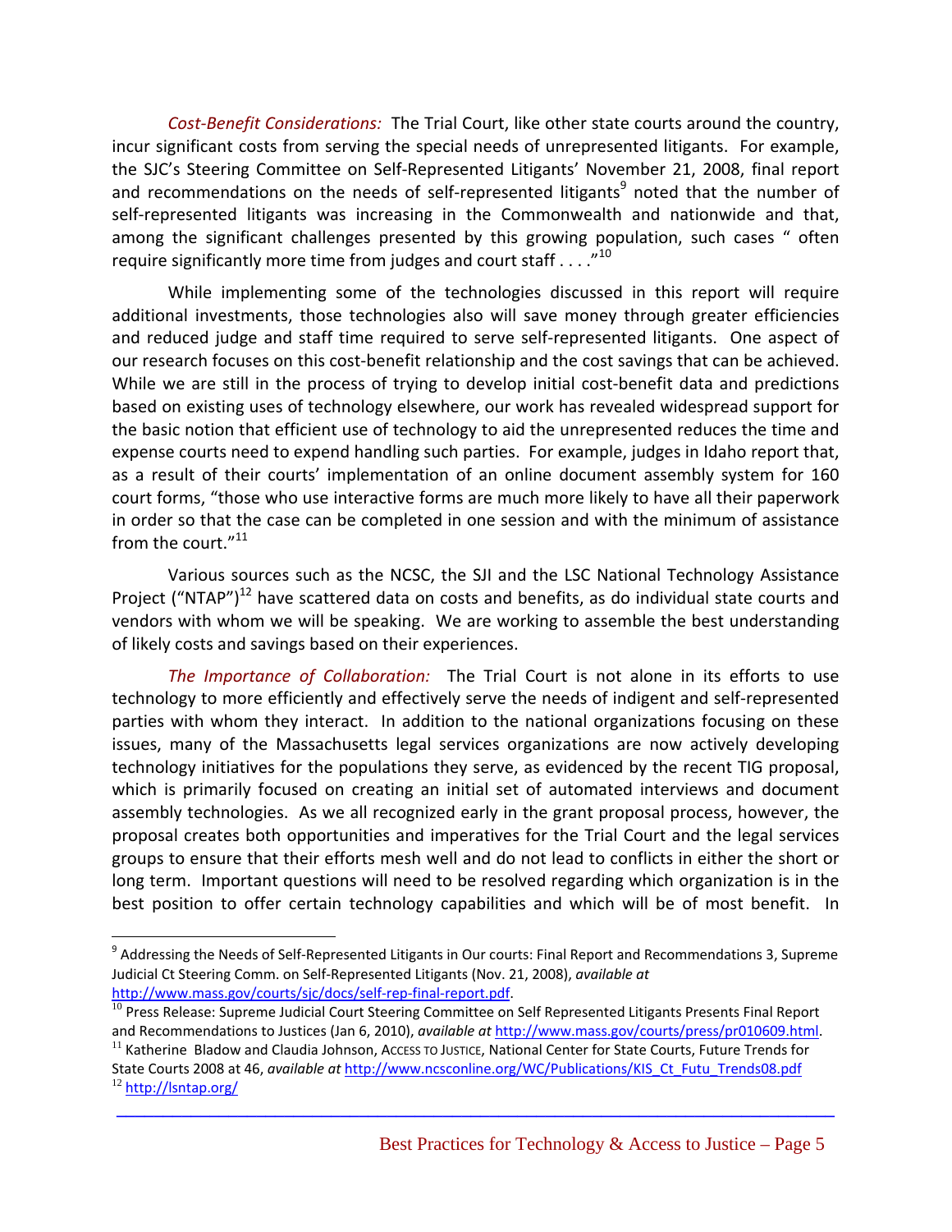*Cost-Benefit Considerations:* The Trial Court, like other state courts around the country, incur significant costs from serving the special needs of unrepresented litigants. For example, the SJC's Steering Committee on Self-Represented Litigants' November 21, 2008, final report and recommendations on the needs of self-represented litigants[9] noted that the number of self-represented litigants was increasing in the Commonwealth and nationwide and that, among the significant challenges presented by this growing population, such cases " often require significantly more time from judges and court staff . . . ."[10]

While implementing some of the technologies discussed in this report will require additional investments, those technologies also will save money through greater efficiencies and reduced judge and staff time required to serve self-represented litigants. One aspect of our research focuses on this cost-benefit relationship and the cost savings that can be achieved. While we are still in the process of trying to develop initial cost-benefit data and predictions based on existing uses of technology elsewhere, our work has revealed widespread support for the basic notion that efficient use of technology to aid the unrepresented reduces the time and expense courts need to expend handling such parties. For example, judges in Idaho report that, as a result of their courts' implementation of an online document assembly system for 160 court forms, "those who use interactive forms are much more likely to have all their paperwork in order so that the case can be completed in one session and with the minimum of assistance from the court."[11]

Various sources such as the NCSC, the SJI and the LSC National Technology Assistance Project ("NTAP")[12] have scattered data on costs and benefits, as do individual state courts and vendors with whom we will be speaking. We are working to assemble the best understanding of likely costs and savings based on their experiences.

*The Importance of Collaboration:* The Trial Court is not alone in its efforts to use technology to more efficiently and effectively serve the needs of indigent and self-represented parties with whom they interact. In addition to the national organizations focusing on these issues, many of the Massachusetts legal services organizations are now actively developing technology initiatives for the populations they serve, as evidenced by the recent TIG proposal, which is primarily focused on creating an initial set of automated interviews and document assembly technologies. As we all recognized early in the grant proposal process, however, the proposal creates both opportunities and imperatives for the Trial Court and the legal services groups to ensure that their efforts mesh well and do not lead to conflicts in either the short or long term. Important questions will need to be resolved regarding which organization is in the best position to offer certain technology capabilities and which will be of most benefit. In

---

[9] Addressing the Needs of Self-Represented Litigants in Our courts: Final Report and Recommendations 3, Supreme Judicial Ct Steering Comm. on Self-Represented Litigants (Nov. 21, 2008), *available at* http://www.mass.gov/courts/sjc/docs/self-rep-final-report.pdf.

[10] Press Release: Supreme Judicial Court Steering Committee on Self Represented Litigants Presents Final Report and Recommendations to Justices (Jan 6, 2010), *available at* http://www.mass.gov/courts/press/pr010609.html.

[11] Katherine Bladow and Claudia Johnson, ACCESS TO JUSTICE, National Center for State Courts, Future Trends for State Courts 2008 at 46, *available at* http://www.ncsconline.org/WC/Publications/KIS_Ct_Futu_Trends08.pdf

[12] http://lsntap.org/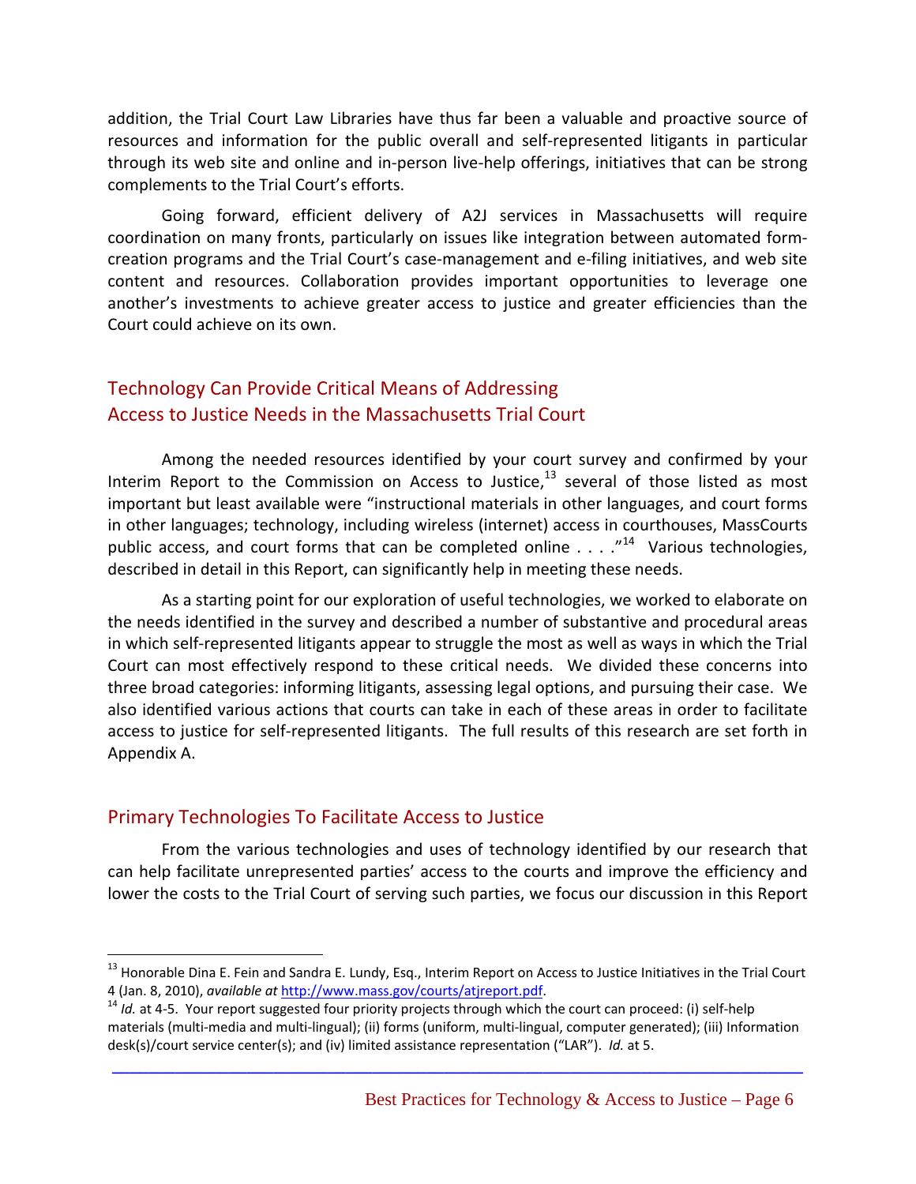addition, the Trial Court Law Libraries have thus far been a valuable and proactive source of resources and information for the public overall and self-represented litigants in particular through its web site and online and in-person live-help offerings, initiatives that can be strong complements to the Trial Court's efforts.

Going forward, efficient delivery of A2J services in Massachusetts will require coordination on many fronts, particularly on issues like integration between automated form-creation programs and the Trial Court's case-management and e-filing initiatives, and web site content and resources. Collaboration provides important opportunities to leverage one another's investments to achieve greater access to justice and greater efficiencies than the Court could achieve on its own.

## Technology Can Provide Critical Means of Addressing Access to Justice Needs in the Massachusetts Trial Court

Among the needed resources identified by your court survey and confirmed by your Interim Report to the Commission on Access to Justice,[13] several of those listed as most important but least available were "instructional materials in other languages, and court forms in other languages; technology, including wireless (internet) access in courthouses, MassCourts public access, and court forms that can be completed online . . . ."[14] Various technologies, described in detail in this Report, can significantly help in meeting these needs.

As a starting point for our exploration of useful technologies, we worked to elaborate on the needs identified in the survey and described a number of substantive and procedural areas in which self-represented litigants appear to struggle the most as well as ways in which the Trial Court can most effectively respond to these critical needs. We divided these concerns into three broad categories: informing litigants, assessing legal options, and pursuing their case. We also identified various actions that courts can take in each of these areas in order to facilitate access to justice for self-represented litigants. The full results of this research are set forth in Appendix A.

## Primary Technologies To Facilitate Access to Justice

From the various technologies and uses of technology identified by our research that can help facilitate unrepresented parties' access to the courts and improve the efficiency and lower the costs to the Trial Court of serving such parties, we focus our discussion in this Report

---

[13] Honorable Dina E. Fein and Sandra E. Lundy, Esq., Interim Report on Access to Justice Initiatives in the Trial Court 4 (Jan. 8, 2010), *available at* http://www.mass.gov/courts/atjreport.pdf.

[14] *Id.* at 4-5. Your report suggested four priority projects through which the court can proceed: (i) self-help materials (multi-media and multi-lingual); (ii) forms (uniform, multi-lingual, computer generated); (iii) Information desk(s)/court service center(s); and (iv) limited assistance representation ("LAR"). *Id.* at 5.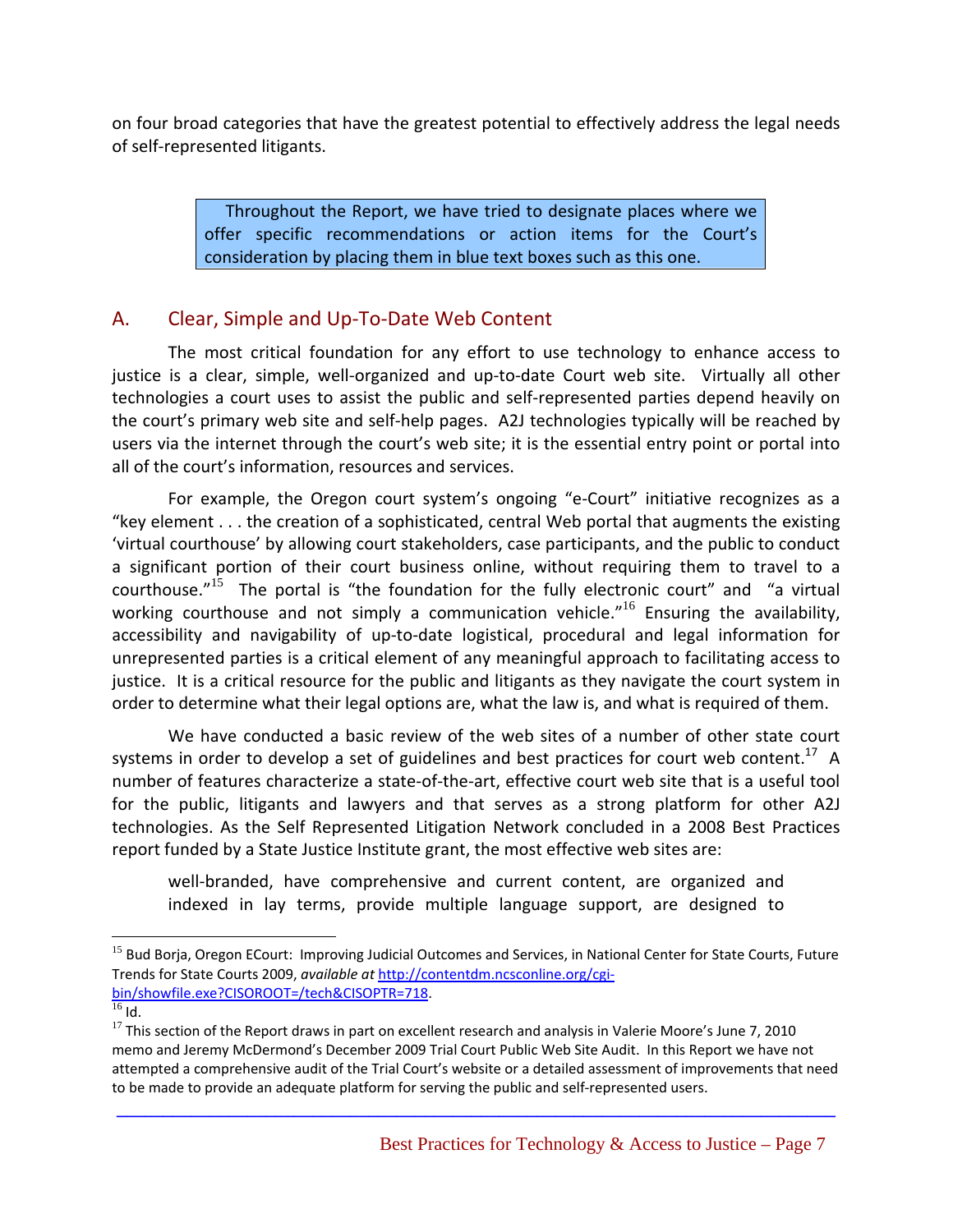on four broad categories that have the greatest potential to effectively address the legal needs of self-represented litigants.

> Throughout the Report, we have tried to designate places where we offer specific recommendations or action items for the Court's consideration by placing them in blue text boxes such as this one.

## A. Clear, Simple and Up-To-Date Web Content

The most critical foundation for any effort to use technology to enhance access to justice is a clear, simple, well-organized and up-to-date Court web site. Virtually all other technologies a court uses to assist the public and self-represented parties depend heavily on the court's primary web site and self-help pages. A2J technologies typically will be reached by users via the internet through the court's web site; it is the essential entry point or portal into all of the court's information, resources and services.

For example, the Oregon court system's ongoing "e-Court" initiative recognizes as a "key element . . . the creation of a sophisticated, central Web portal that augments the existing 'virtual courthouse' by allowing court stakeholders, case participants, and the public to conduct a significant portion of their court business online, without requiring them to travel to a courthouse."[15] The portal is "the foundation for the fully electronic court" and "a virtual working courthouse and not simply a communication vehicle."[16] Ensuring the availability, accessibility and navigability of up-to-date logistical, procedural and legal information for unrepresented parties is a critical element of any meaningful approach to facilitating access to justice. It is a critical resource for the public and litigants as they navigate the court system in order to determine what their legal options are, what the law is, and what is required of them.

We have conducted a basic review of the web sites of a number of other state court systems in order to develop a set of guidelines and best practices for court web content.[17] A number of features characterize a state-of-the-art, effective court web site that is a useful tool for the public, litigants and lawyers and that serves as a strong platform for other A2J technologies. As the Self Represented Litigation Network concluded in a 2008 Best Practices report funded by a State Justice Institute grant, the most effective web sites are:

> well-branded, have comprehensive and current content, are organized and indexed in lay terms, provide multiple language support, are designed to

---

[15] Bud Borja, Oregon ECourt: Improving Judicial Outcomes and Services, in National Center for State Courts, Future Trends for State Courts 2009, *available at* http://contentdm.ncsconline.org/cgi-bin/showfile.exe?CISOROOT=/tech&CISOPTR=718.

[16] Id.

[17] This section of the Report draws in part on excellent research and analysis in Valerie Moore's June 7, 2010 memo and Jeremy McDermond's December 2009 Trial Court Public Web Site Audit. In this Report we have not attempted a comprehensive audit of the Trial Court's website or a detailed assessment of improvements that need to be made to provide an adequate platform for serving the public and self-represented users.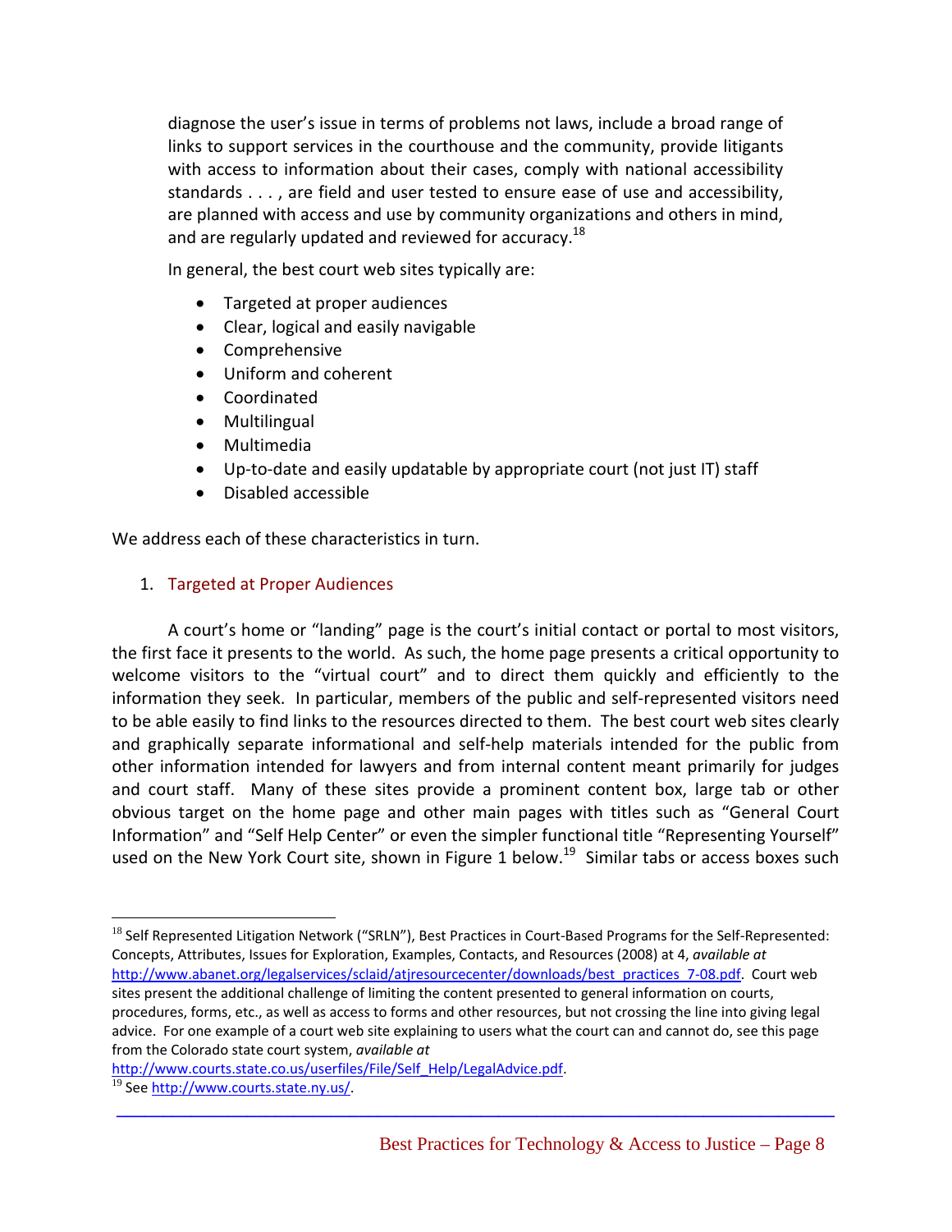diagnose the user's issue in terms of problems not laws, include a broad range of links to support services in the courthouse and the community, provide litigants with access to information about their cases, comply with national accessibility standards . . . , are field and user tested to ensure ease of use and accessibility, are planned with access and use by community organizations and others in mind, and are regularly updated and reviewed for accuracy.[18]

In general, the best court web sites typically are:

- Targeted at proper audiences
- Clear, logical and easily navigable
- Comprehensive
- Uniform and coherent
- Coordinated
- Multilingual
- Multimedia
- Up-to-date and easily updatable by appropriate court (not just IT) staff
- Disabled accessible

We address each of these characteristics in turn.

### 1. Targeted at Proper Audiences

A court's home or "landing" page is the court's initial contact or portal to most visitors, the first face it presents to the world. As such, the home page presents a critical opportunity to welcome visitors to the "virtual court" and to direct them quickly and efficiently to the information they seek. In particular, members of the public and self-represented visitors need to be able easily to find links to the resources directed to them. The best court web sites clearly and graphically separate informational and self-help materials intended for the public from other information intended for lawyers and from internal content meant primarily for judges and court staff. Many of these sites provide a prominent content box, large tab or other obvious target on the home page and other main pages with titles such as "General Court Information" and "Self Help Center" or even the simpler functional title "Representing Yourself" used on the New York Court site, shown in Figure 1 below.[19] Similar tabs or access boxes such

---

[18] Self Represented Litigation Network ("SRLN"), Best Practices in Court-Based Programs for the Self-Represented: Concepts, Attributes, Issues for Exploration, Examples, Contacts, and Resources (2008) at 4, *available at* http://www.abanet.org/legalservices/sclaid/atjresourcecenter/downloads/best_practices_7-08.pdf. Court web sites present the additional challenge of limiting the content presented to general information on courts, procedures, forms, etc., as well as access to forms and other resources, but not crossing the line into giving legal advice. For one example of a court web site explaining to users what the court can and cannot do, see this page from the Colorado state court system, *available at* http://www.courts.state.co.us/userfiles/File/Self_Help/LegalAdvice.pdf.

[19] See http://www.courts.state.ny.us/.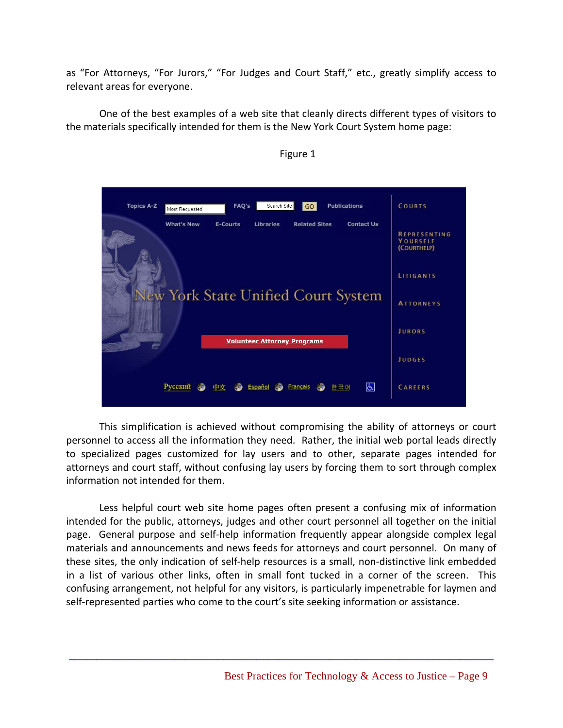as "For Attorneys, "For Jurors," "For Judges and Court Staff," etc., greatly simplify access to relevant areas for everyone.

One of the best examples of a web site that cleanly directs different types of visitors to the materials specifically intended for them is the New York Court System home page:

Figure 1

This simplification is achieved without compromising the ability of attorneys or court personnel to access all the information they need. Rather, the initial web portal leads directly to specialized pages customized for lay users and to other, separate pages intended for attorneys and court staff, without confusing lay users by forcing them to sort through complex information not intended for them.

Less helpful court web site home pages often present a confusing mix of information intended for the public, attorneys, judges and other court personnel all together on the initial page. General purpose and self-help information frequently appear alongside complex legal materials and announcements and news feeds for attorneys and court personnel. On many of these sites, the only indication of self-help resources is a small, non-distinctive link embedded in a list of various other links, often in small font tucked in a corner of the screen. This confusing arrangement, not helpful for any visitors, is particularly impenetrable for laymen and self-represented parties who come to the court's site seeking information or assistance.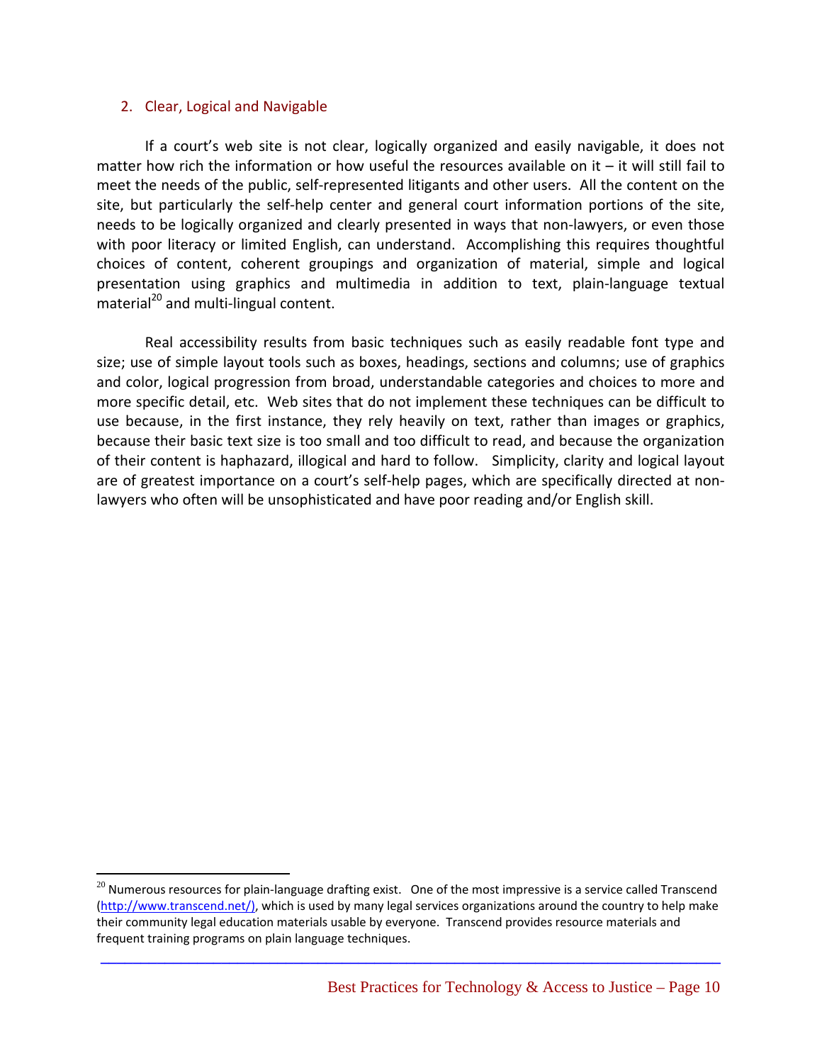### 2. Clear, Logical and Navigable

If a court's web site is not clear, logically organized and easily navigable, it does not matter how rich the information or how useful the resources available on it – it will still fail to meet the needs of the public, self-represented litigants and other users. All the content on the site, but particularly the self-help center and general court information portions of the site, needs to be logically organized and clearly presented in ways that non-lawyers, or even those with poor literacy or limited English, can understand. Accomplishing this requires thoughtful choices of content, coherent groupings and organization of material, simple and logical presentation using graphics and multimedia in addition to text, plain-language textual material[20] and multi-lingual content.

Real accessibility results from basic techniques such as easily readable font type and size; use of simple layout tools such as boxes, headings, sections and columns; use of graphics and color, logical progression from broad, understandable categories and choices to more and more specific detail, etc. Web sites that do not implement these techniques can be difficult to use because, in the first instance, they rely heavily on text, rather than images or graphics, because their basic text size is too small and too difficult to read, and because the organization of their content is haphazard, illogical and hard to follow. Simplicity, clarity and logical layout are of greatest importance on a court's self-help pages, which are specifically directed at non-lawyers who often will be unsophisticated and have poor reading and/or English skill.

---

[20] Numerous resources for plain-language drafting exist. One of the most impressive is a service called Transcend (http://www.transcend.net/), which is used by many legal services organizations around the country to help make their community legal education materials usable by everyone. Transcend provides resource materials and frequent training programs on plain language techniques.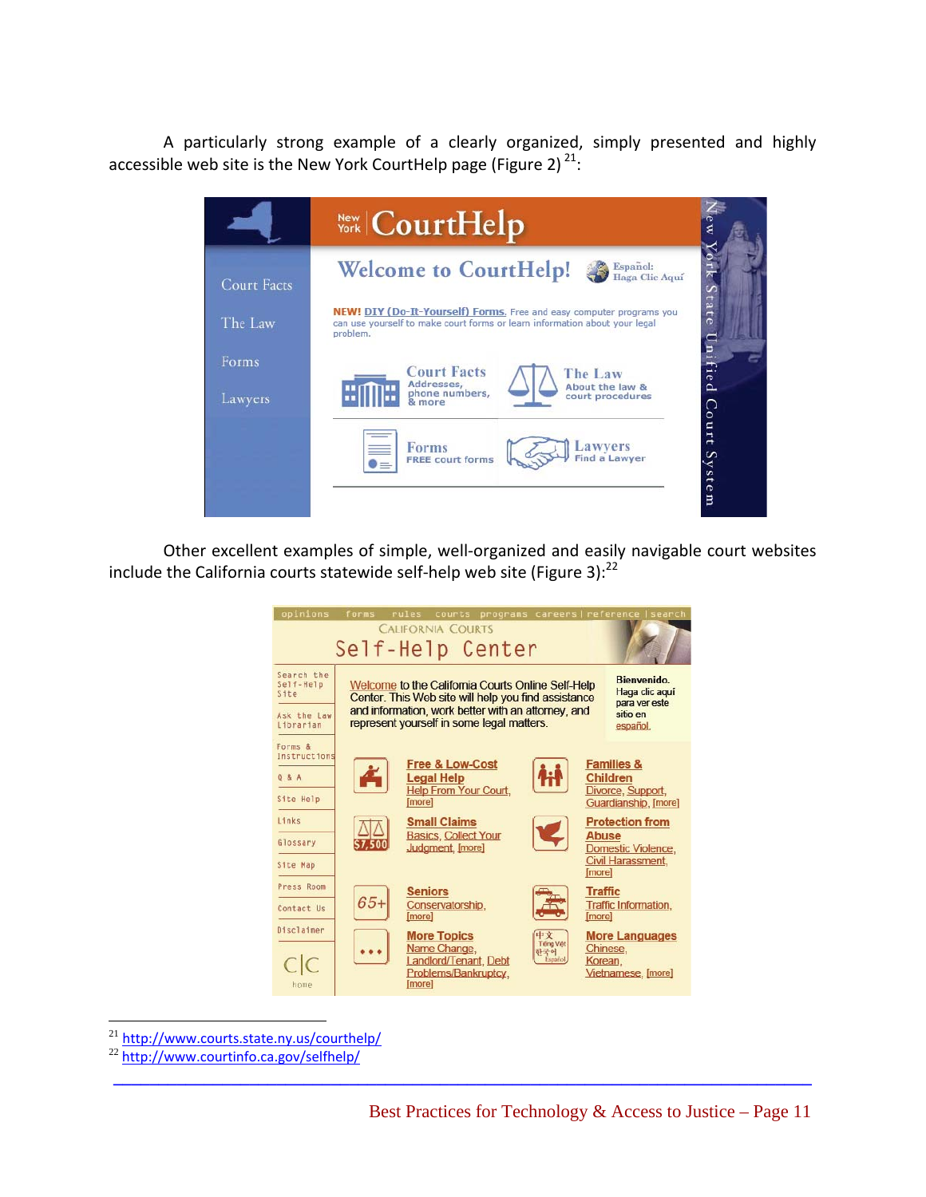A particularly strong example of a clearly organized, simply presented and highly accessible web site is the New York CourtHelp page (Figure 2) [21]:

Other excellent examples of simple, well-organized and easily navigable court websites include the California courts statewide self-help web site (Figure 3):[22]

---

[21] http://www.courts.state.ny.us/courthelp/

[22] http://www.courtinfo.ca.gov/selfhelp/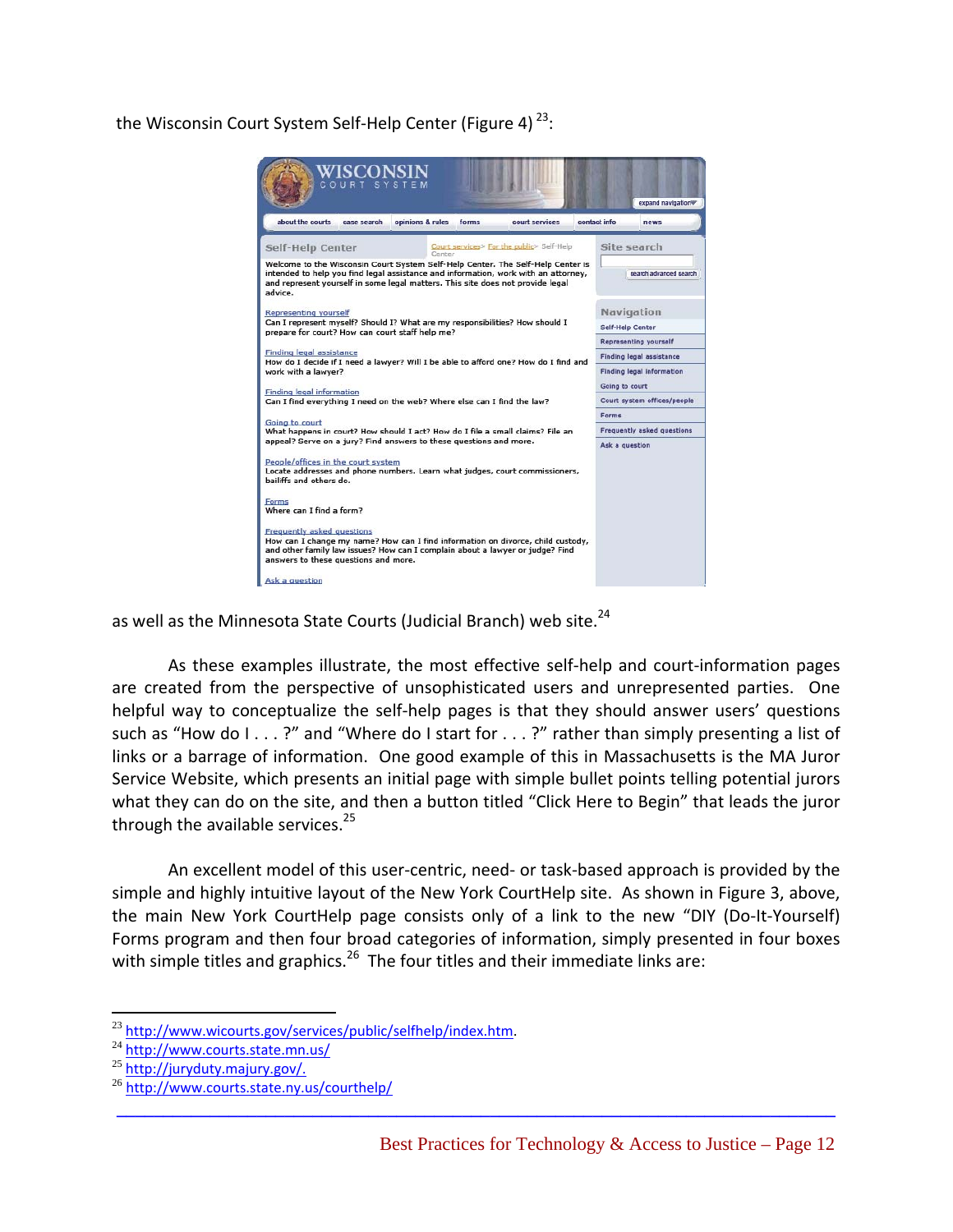the Wisconsin Court System Self-Help Center (Figure 4) [23]:

as well as the Minnesota State Courts (Judicial Branch) web site.[24]

As these examples illustrate, the most effective self-help and court-information pages are created from the perspective of unsophisticated users and unrepresented parties. One helpful way to conceptualize the self-help pages is that they should answer users' questions such as "How do I . . . ?" and "Where do I start for . . . ?" rather than simply presenting a list of links or a barrage of information. One good example of this in Massachusetts is the MA Juror Service Website, which presents an initial page with simple bullet points telling potential jurors what they can do on the site, and then a button titled "Click Here to Begin" that leads the juror through the available services.[25]

An excellent model of this user-centric, need- or task-based approach is provided by the simple and highly intuitive layout of the New York CourtHelp site. As shown in Figure 3, above, the main New York CourtHelp page consists only of a link to the new "DIY (Do-It-Yourself) Forms program and then four broad categories of information, simply presented in four boxes with simple titles and graphics.[26] The four titles and their immediate links are:

---

[23] http://www.wicourts.gov/services/public/selfhelp/index.htm.
[24] http://www.courts.state.mn.us/
[25] http://juryduty.majury.gov/.
[26] http://www.courts.state.ny.us/courthelp/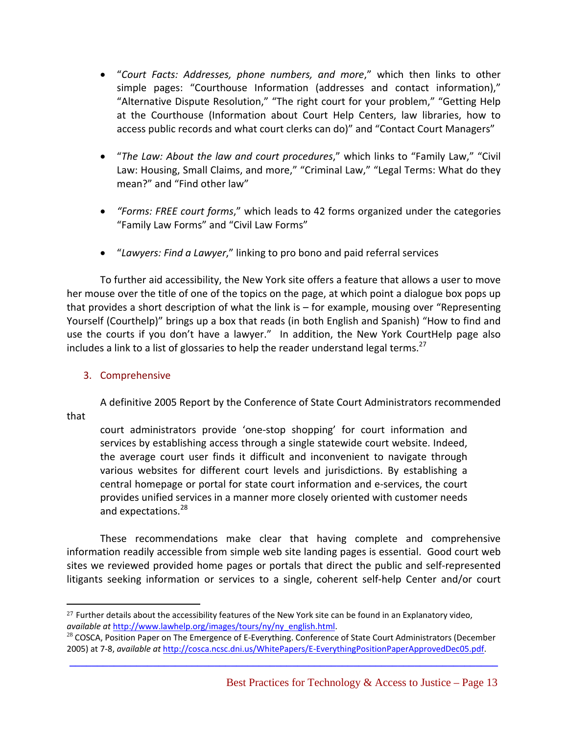- "*Court Facts: Addresses, phone numbers, and more*," which then links to other simple pages: "Courthouse Information (addresses and contact information)," "Alternative Dispute Resolution," "The right court for your problem," "Getting Help at the Courthouse (Information about Court Help Centers, law libraries, how to access public records and what court clerks can do)" and "Contact Court Managers"

- "*The Law: About the law and court procedures*," which links to "Family Law," "Civil Law: Housing, Small Claims, and more," "Criminal Law," "Legal Terms: What do they mean?" and "Find other law"

- *"Forms: FREE court forms*," which leads to 42 forms organized under the categories "Family Law Forms" and "Civil Law Forms"

- "*Lawyers: Find a Lawyer*," linking to pro bono and paid referral services

To further aid accessibility, the New York site offers a feature that allows a user to move her mouse over the title of one of the topics on the page, at which point a dialogue box pops up that provides a short description of what the link is – for example, mousing over "Representing Yourself (Courthelp)" brings up a box that reads (in both English and Spanish) "How to find and use the courts if you don't have a lawyer." In addition, the New York CourtHelp page also includes a link to a list of glossaries to help the reader understand legal terms.[27]

### 3. Comprehensive

A definitive 2005 Report by the Conference of State Court Administrators recommended that

> court administrators provide 'one-stop shopping' for court information and services by establishing access through a single statewide court website. Indeed, the average court user finds it difficult and inconvenient to navigate through various websites for different court levels and jurisdictions. By establishing a central homepage or portal for state court information and e-services, the court provides unified services in a manner more closely oriented with customer needs and expectations.[28]

These recommendations make clear that having complete and comprehensive information readily accessible from simple web site landing pages is essential. Good court web sites we reviewed provided home pages or portals that direct the public and self-represented litigants seeking information or services to a single, coherent self-help Center and/or court

---

[27] Further details about the accessibility features of the New York site can be found in an Explanatory video, *available at* http://www.lawhelp.org/images/tours/ny/ny_english.html.

[28] COSCA, Position Paper on The Emergence of E-Everything. Conference of State Court Administrators (December 2005) at 7-8, *available at* http://cosca.ncsc.dni.us/WhitePapers/E-EverythingPositionPaperApprovedDec05.pdf.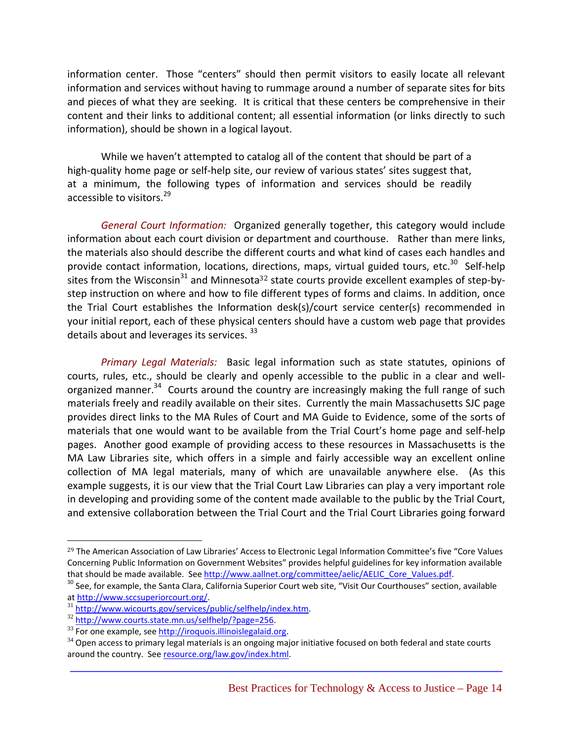information center. Those "centers" should then permit visitors to easily locate all relevant information and services without having to rummage around a number of separate sites for bits and pieces of what they are seeking. It is critical that these centers be comprehensive in their content and their links to additional content; all essential information (or links directly to such information), should be shown in a logical layout.

While we haven't attempted to catalog all of the content that should be part of a high-quality home page or self-help site, our review of various states' sites suggest that, at a minimum, the following types of information and services should be readily accessible to visitors.[29]

*General Court Information:* Organized generally together, this category would include information about each court division or department and courthouse. Rather than mere links, the materials also should describe the different courts and what kind of cases each handles and provide contact information, locations, directions, maps, virtual guided tours, etc.[30] Self-help sites from the Wisconsin[31] and Minnesota[32] state courts provide excellent examples of step-by-step instruction on where and how to file different types of forms and claims. In addition, once the Trial Court establishes the Information desk(s)/court service center(s) recommended in your initial report, each of these physical centers should have a custom web page that provides details about and leverages its services.[33]

*Primary Legal Materials:* Basic legal information such as state statutes, opinions of courts, rules, etc., should be clearly and openly accessible to the public in a clear and well-organized manner.[34] Courts around the country are increasingly making the full range of such materials freely and readily available on their sites. Currently the main Massachusetts SJC page provides direct links to the MA Rules of Court and MA Guide to Evidence, some of the sorts of materials that one would want to be available from the Trial Court's home page and self-help pages. Another good example of providing access to these resources in Massachusetts is the MA Law Libraries site, which offers in a simple and fairly accessible way an excellent online collection of MA legal materials, many of which are unavailable anywhere else. (As this example suggests, it is our view that the Trial Court Law Libraries can play a very important role in developing and providing some of the content made available to the public by the Trial Court, and extensive collaboration between the Trial Court and the Trial Court Libraries going forward

---

[29] The American Association of Law Libraries' Access to Electronic Legal Information Committee's five "Core Values Concerning Public Information on Government Websites" provides helpful guidelines for key information available that should be made available. See http://www.aallnet.org/committee/aelic/AELIC_Core_Values.pdf.

[30] See, for example, the Santa Clara, California Superior Court web site, "Visit Our Courthouses" section, available at http://www.sccsuperiorcourt.org/.

[31] http://www.wicourts.gov/services/public/selfhelp/index.htm.

[32] http://www.courts.state.mn.us/selfhelp/?page=256.

[33] For one example, see http://iroquois.illinoislegalaid.org.

[34] Open access to primary legal materials is an ongoing major initiative focused on both federal and state courts around the country. See resource.org/law.gov/index.html.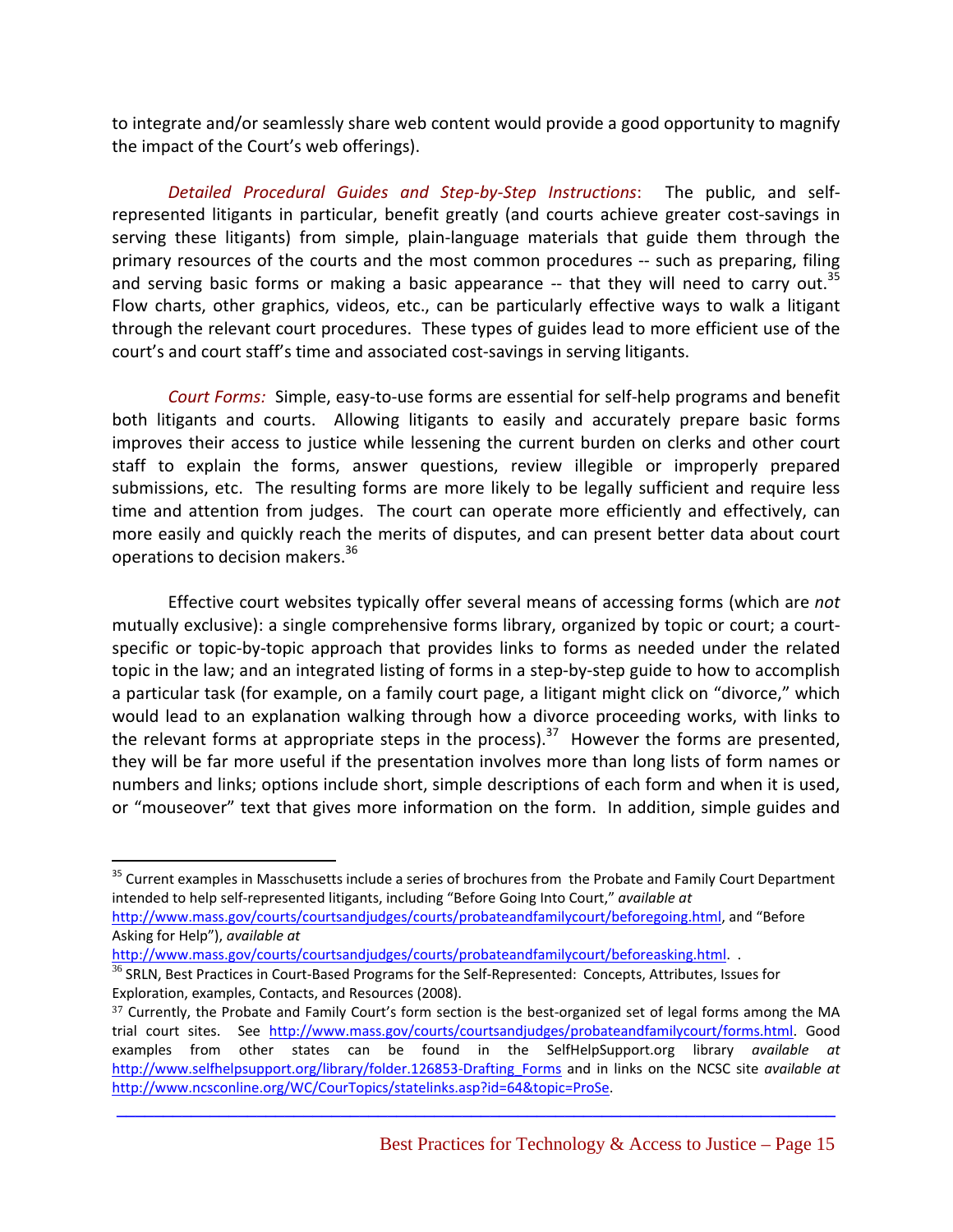to integrate and/or seamlessly share web content would provide a good opportunity to magnify the impact of the Court's web offerings).

*Detailed Procedural Guides and Step-by-Step Instructions*: The public, and self-represented litigants in particular, benefit greatly (and courts achieve greater cost-savings in serving these litigants) from simple, plain-language materials that guide them through the primary resources of the courts and the most common procedures -- such as preparing, filing and serving basic forms or making a basic appearance -- that they will need to carry out.[35] Flow charts, other graphics, videos, etc., can be particularly effective ways to walk a litigant through the relevant court procedures. These types of guides lead to more efficient use of the court's and court staff's time and associated cost-savings in serving litigants.

*Court Forms:* Simple, easy-to-use forms are essential for self-help programs and benefit both litigants and courts. Allowing litigants to easily and accurately prepare basic forms improves their access to justice while lessening the current burden on clerks and other court staff to explain the forms, answer questions, review illegible or improperly prepared submissions, etc. The resulting forms are more likely to be legally sufficient and require less time and attention from judges. The court can operate more efficiently and effectively, can more easily and quickly reach the merits of disputes, and can present better data about court operations to decision makers.[36]

Effective court websites typically offer several means of accessing forms (which are *not* mutually exclusive): a single comprehensive forms library, organized by topic or court; a court-specific or topic-by-topic approach that provides links to forms as needed under the related topic in the law; and an integrated listing of forms in a step-by-step guide to how to accomplish a particular task (for example, on a family court page, a litigant might click on "divorce," which would lead to an explanation walking through how a divorce proceeding works, with links to the relevant forms at appropriate steps in the process).[37] However the forms are presented, they will be far more useful if the presentation involves more than long lists of form names or numbers and links; options include short, simple descriptions of each form and when it is used, or "mouseover" text that gives more information on the form. In addition, simple guides and

---

[35] Current examples in Masschusetts include a series of brochures from the Probate and Family Court Department intended to help self-represented litigants, including "Before Going Into Court," *available at* http://www.mass.gov/courts/courtsandjudges/courts/probateandfamilycourt/beforegoing.html, and "Before Asking for Help"), *available at* http://www.mass.gov/courts/courtsandjudges/courts/probateandfamilycourt/beforeasking.html. .

[36] SRLN, Best Practices in Court-Based Programs for the Self-Represented: Concepts, Attributes, Issues for Exploration, examples, Contacts, and Resources (2008).

[37] Currently, the Probate and Family Court's form section is the best-organized set of legal forms among the MA trial court sites. See http://www.mass.gov/courts/courtsandjudges/courts/probateandfamilycourt/forms.html. Good examples from other states can be found in the SelfHelpSupport.org library *available at* http://www.selfhelpsupport.org/library/folder.126853-Drafting_Forms and in links on the NCSC site *available at* http://www.ncsconline.org/WC/CourTopics/statelinks.asp?id=64&topic=ProSe.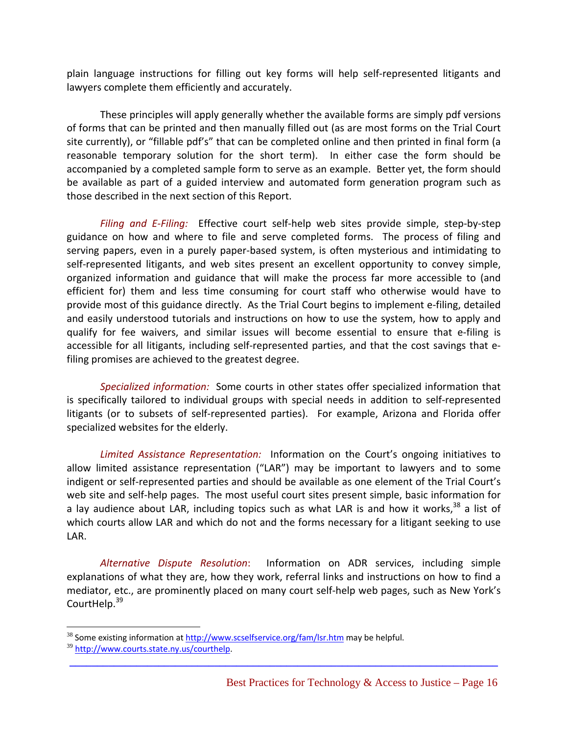plain language instructions for filling out key forms will help self-represented litigants and lawyers complete them efficiently and accurately.

These principles will apply generally whether the available forms are simply pdf versions of forms that can be printed and then manually filled out (as are most forms on the Trial Court site currently), or "fillable pdf's" that can be completed online and then printed in final form (a reasonable temporary solution for the short term). In either case the form should be accompanied by a completed sample form to serve as an example. Better yet, the form should be available as part of a guided interview and automated form generation program such as those described in the next section of this Report.

*Filing and E-Filing:* Effective court self-help web sites provide simple, step-by-step guidance on how and where to file and serve completed forms. The process of filing and serving papers, even in a purely paper-based system, is often mysterious and intimidating to self-represented litigants, and web sites present an excellent opportunity to convey simple, organized information and guidance that will make the process far more accessible to (and efficient for) them and less time consuming for court staff who otherwise would have to provide most of this guidance directly. As the Trial Court begins to implement e-filing, detailed and easily understood tutorials and instructions on how to use the system, how to apply and qualify for fee waivers, and similar issues will become essential to ensure that e-filing is accessible for all litigants, including self-represented parties, and that the cost savings that e-filing promises are achieved to the greatest degree.

*Specialized information:* Some courts in other states offer specialized information that is specifically tailored to individual groups with special needs in addition to self-represented litigants (or to subsets of self-represented parties). For example, Arizona and Florida offer specialized websites for the elderly.

*Limited Assistance Representation:* Information on the Court's ongoing initiatives to allow limited assistance representation ("LAR") may be important to lawyers and to some indigent or self-represented parties and should be available as one element of the Trial Court's web site and self-help pages. The most useful court sites present simple, basic information for a lay audience about LAR, including topics such as what LAR is and how it works,[38] a list of which courts allow LAR and which do not and the forms necessary for a litigant seeking to use LAR.

*Alternative Dispute Resolution*: Information on ADR services, including simple explanations of what they are, how they work, referral links and instructions on how to find a mediator, etc., are prominently placed on many court self-help web pages, such as New York's CourtHelp.[39]

---

[38] Some existing information at http://www.scselfservice.org/fam/lsr.htm may be helpful.

[39] http://www.courts.state.ny.us/courthelp.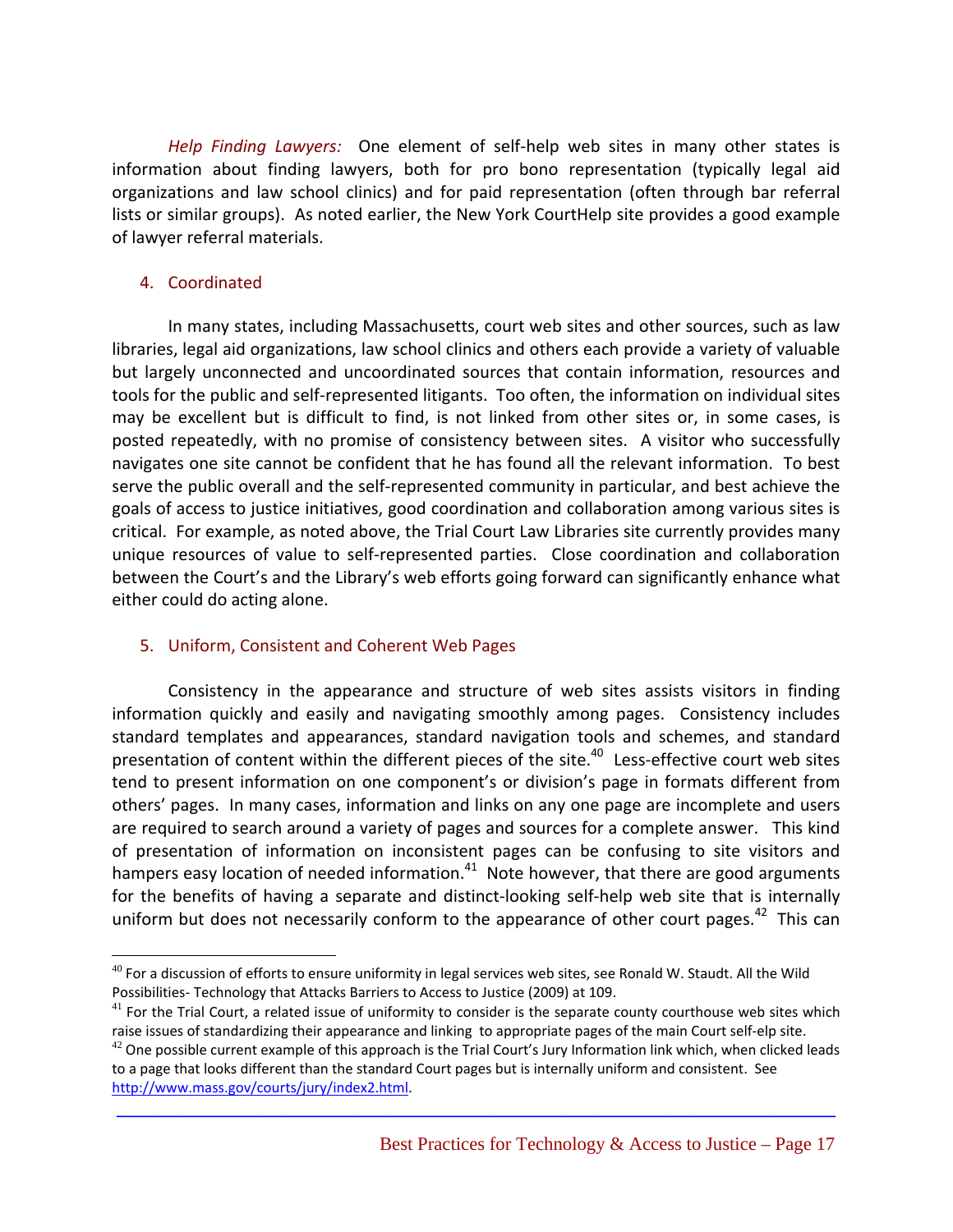*Help Finding Lawyers:* One element of self-help web sites in many other states is information about finding lawyers, both for pro bono representation (typically legal aid organizations and law school clinics) and for paid representation (often through bar referral lists or similar groups). As noted earlier, the New York CourtHelp site provides a good example of lawyer referral materials.

### 4. Coordinated

In many states, including Massachusetts, court web sites and other sources, such as law libraries, legal aid organizations, law school clinics and others each provide a variety of valuable but largely unconnected and uncoordinated sources that contain information, resources and tools for the public and self-represented litigants. Too often, the information on individual sites may be excellent but is difficult to find, is not linked from other sites or, in some cases, is posted repeatedly, with no promise of consistency between sites. A visitor who successfully navigates one site cannot be confident that he has found all the relevant information. To best serve the public overall and the self-represented community in particular, and best achieve the goals of access to justice initiatives, good coordination and collaboration among various sites is critical. For example, as noted above, the Trial Court Law Libraries site currently provides many unique resources of value to self-represented parties. Close coordination and collaboration between the Court's and the Library's web efforts going forward can significantly enhance what either could do acting alone.

### 5. Uniform, Consistent and Coherent Web Pages

Consistency in the appearance and structure of web sites assists visitors in finding information quickly and easily and navigating smoothly among pages. Consistency includes standard templates and appearances, standard navigation tools and schemes, and standard presentation of content within the different pieces of the site.[40] Less-effective court web sites tend to present information on one component's or division's page in formats different from others' pages. In many cases, information and links on any one page are incomplete and users are required to search around a variety of pages and sources for a complete answer. This kind of presentation of information on inconsistent pages can be confusing to site visitors and hampers easy location of needed information.[41] Note however, that there are good arguments for the benefits of having a separate and distinct-looking self-help web site that is internally uniform but does not necessarily conform to the appearance of other court pages.[42] This can

---

[40] For a discussion of efforts to ensure uniformity in legal services web sites, see Ronald W. Staudt. All the Wild Possibilities- Technology that Attacks Barriers to Access to Justice (2009) at 109.

[41] For the Trial Court, a related issue of uniformity to consider is the separate county courthouse web sites which raise issues of standardizing their appearance and linking to appropriate pages of the main Court self-elp site.

[42] One possible current example of this approach is the Trial Court's Jury Information link which, when clicked leads to a page that looks different than the standard Court pages but is internally uniform and consistent. See http://www.mass.gov/courts/jury/index2.html.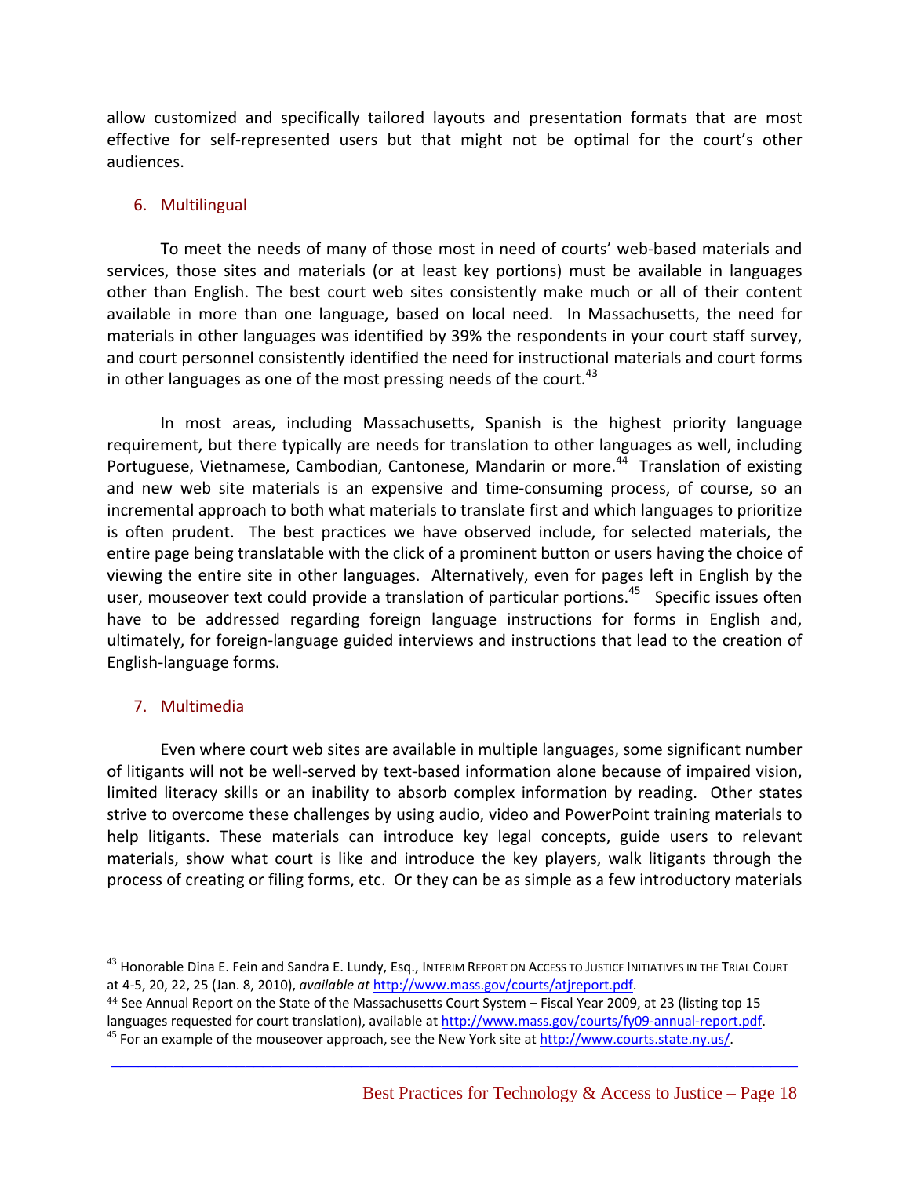allow customized and specifically tailored layouts and presentation formats that are most effective for self-represented users but that might not be optimal for the court's other audiences.

### 6. Multilingual

To meet the needs of many of those most in need of courts' web-based materials and services, those sites and materials (or at least key portions) must be available in languages other than English. The best court web sites consistently make much or all of their content available in more than one language, based on local need. In Massachusetts, the need for materials in other languages was identified by 39% the respondents in your court staff survey, and court personnel consistently identified the need for instructional materials and court forms in other languages as one of the most pressing needs of the court.[43]

In most areas, including Massachusetts, Spanish is the highest priority language requirement, but there typically are needs for translation to other languages as well, including Portuguese, Vietnamese, Cambodian, Cantonese, Mandarin or more.[44] Translation of existing and new web site materials is an expensive and time-consuming process, of course, so an incremental approach to both what materials to translate first and which languages to prioritize is often prudent. The best practices we have observed include, for selected materials, the entire page being translatable with the click of a prominent button or users having the choice of viewing the entire site in other languages. Alternatively, even for pages left in English by the user, mouseover text could provide a translation of particular portions.[45] Specific issues often have to be addressed regarding foreign language instructions for forms in English and, ultimately, for foreign-language guided interviews and instructions that lead to the creation of English-language forms.

### 7. Multimedia

Even where court web sites are available in multiple languages, some significant number of litigants will not be well-served by text-based information alone because of impaired vision, limited literacy skills or an inability to absorb complex information by reading. Other states strive to overcome these challenges by using audio, video and PowerPoint training materials to help litigants. These materials can introduce key legal concepts, guide users to relevant materials, show what court is like and introduce the key players, walk litigants through the process of creating or filing forms, etc. Or they can be as simple as a few introductory materials

---

[43] Honorable Dina E. Fein and Sandra E. Lundy, Esq., INTERIM REPORT ON ACCESS TO JUSTICE INITIATIVES IN THE TRIAL COURT at 4-5, 20, 22, 25 (Jan. 8, 2010), *available at* http://www.mass.gov/courts/atjreport.pdf.

[44] See Annual Report on the State of the Massachusetts Court System – Fiscal Year 2009, at 23 (listing top 15 languages requested for court translation), available at http://www.mass.gov/courts/fy09-annual-report.pdf.

[45] For an example of the mouseover approach, see the New York site at http://www.courts.state.ny.us/.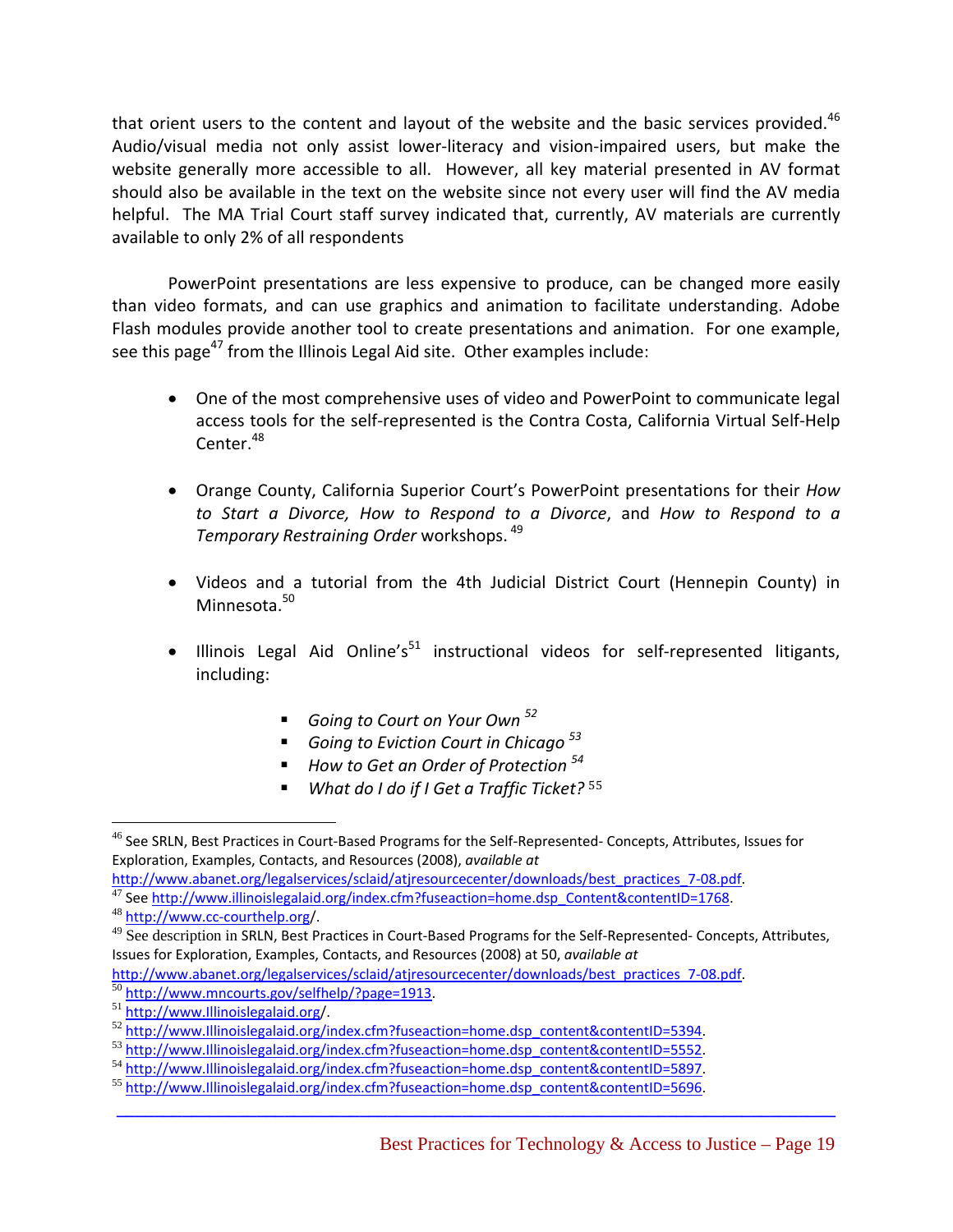that orient users to the content and layout of the website and the basic services provided.[46] Audio/visual media not only assist lower-literacy and vision-impaired users, but make the website generally more accessible to all. However, all key material presented in AV format should also be available in the text on the website since not every user will find the AV media helpful. The MA Trial Court staff survey indicated that, currently, AV materials are currently available to only 2% of all respondents

PowerPoint presentations are less expensive to produce, can be changed more easily than video formats, and can use graphics and animation to facilitate understanding. Adobe Flash modules provide another tool to create presentations and animation. For one example, see this page[47] from the Illinois Legal Aid site. Other examples include:

- One of the most comprehensive uses of video and PowerPoint to communicate legal access tools for the self-represented is the Contra Costa, California Virtual Self-Help Center.[48]

- Orange County, California Superior Court's PowerPoint presentations for their *How to Start a Divorce, How to Respond to a Divorce*, and *How to Respond to a Temporary Restraining Order* workshops.[49]

- Videos and a tutorial from the 4th Judicial District Court (Hennepin County) in Minnesota.[50]

- Illinois Legal Aid Online's[51] instructional videos for self-represented litigants, including:

  - *Going to Court on Your Own*[52]
  - *Going to Eviction Court in Chicago*[53]
  - *How to Get an Order of Protection*[54]
  - *What do I do if I Get a Traffic Ticket?*[55]

---

[46] See SRLN, Best Practices in Court-Based Programs for the Self-Represented- Concepts, Attributes, Issues for Exploration, Examples, Contacts, and Resources (2008), *available at* http://www.abanet.org/legalservices/sclaid/atjresourcecenter/downloads/best_practices_7-08.pdf.

[47] See http://www.illinoislegalaid.org/index.cfm?fuseaction=home.dsp_Content&contentID=1768.

[48] http://www.cc-courthelp.org/.

[49] See description in SRLN, Best Practices in Court-Based Programs for the Self-Represented- Concepts, Attributes, Issues for Exploration, Examples, Contacts, and Resources (2008) at 50, *available at* http://www.abanet.org/legalservices/sclaid/atjresourcecenter/downloads/best_practices_7-08.pdf.

[50] http://www.mncourts.gov/selfhelp/?page=1913.

[51] http://www.Illinoislegalaid.org/.

[52] http://www.Illinoislegalaid.org/index.cfm?fuseaction=home.dsp_content&contentID=5394.

[53] http://www.Illinoislegalaid.org/index.cfm?fuseaction=home.dsp_content&contentID=5552.

[54] http://www.Illinoislegalaid.org/index.cfm?fuseaction=home.dsp_content&contentID=5897.

[55] http://www.Illinoislegalaid.org/index.cfm?fuseaction=home.dsp_content&contentID=5696.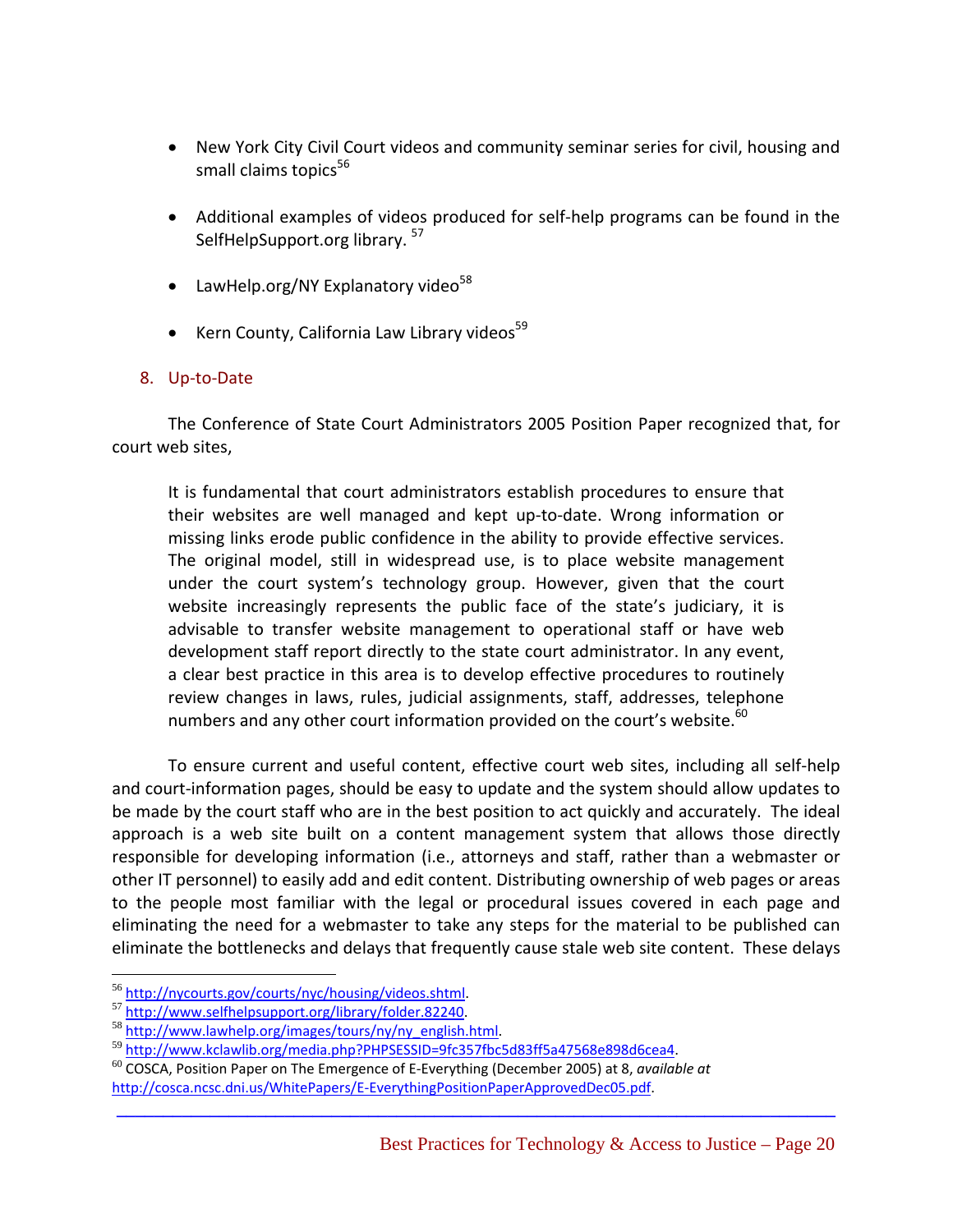- New York City Civil Court videos and community seminar series for civil, housing and small claims topics[56]

- Additional examples of videos produced for self-help programs can be found in the SelfHelpSupport.org library. [57]

- LawHelp.org/NY Explanatory video[58]

- Kern County, California Law Library videos[59]

### 8. Up-to-Date

The Conference of State Court Administrators 2005 Position Paper recognized that, for court web sites,

> It is fundamental that court administrators establish procedures to ensure that their websites are well managed and kept up-to-date. Wrong information or missing links erode public confidence in the ability to provide effective services. The original model, still in widespread use, is to place website management under the court system's technology group. However, given that the court website increasingly represents the public face of the state's judiciary, it is advisable to transfer website management to operational staff or have web development staff report directly to the state court administrator. In any event, a clear best practice in this area is to develop effective procedures to routinely review changes in laws, rules, judicial assignments, staff, addresses, telephone numbers and any other court information provided on the court's website.[60]

To ensure current and useful content, effective court web sites, including all self-help and court-information pages, should be easy to update and the system should allow updates to be made by the court staff who are in the best position to act quickly and accurately. The ideal approach is a web site built on a content management system that allows those directly responsible for developing information (i.e., attorneys and staff, rather than a webmaster or other IT personnel) to easily add and edit content. Distributing ownership of web pages or areas to the people most familiar with the legal or procedural issues covered in each page and eliminating the need for a webmaster to take any steps for the material to be published can eliminate the bottlenecks and delays that frequently cause stale web site content. These delays

---

[56] http://nycourts.gov/courts/nyc/housing/videos.shtml.
[57] http://www.selfhelpsupport.org/library/folder.82240.
[58] http://www.lawhelp.org/images/tours/ny/ny_english.html.
[59] http://www.kclawlib.org/media.php?PHPSESSID=9fc357fbc5d83ff5a47568e898d6cea4.
[60] COSCA, Position Paper on The Emergence of E-Everything (December 2005) at 8, *available at* http://cosca.ncsc.dni.us/WhitePapers/E-EverythingPositionPaperApprovedDec05.pdf.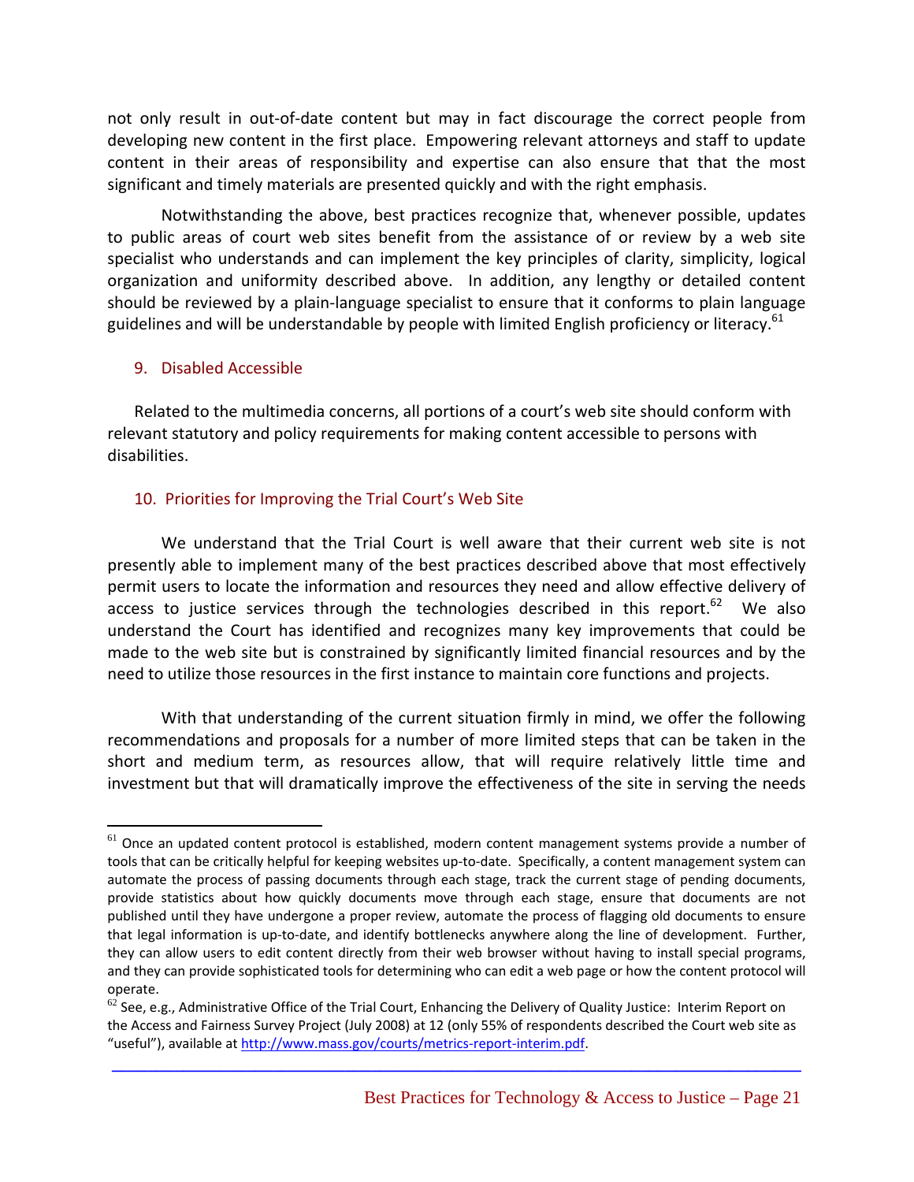not only result in out-of-date content but may in fact discourage the correct people from developing new content in the first place. Empowering relevant attorneys and staff to update content in their areas of responsibility and expertise can also ensure that that the most significant and timely materials are presented quickly and with the right emphasis.

Notwithstanding the above, best practices recognize that, whenever possible, updates to public areas of court web sites benefit from the assistance of or review by a web site specialist who understands and can implement the key principles of clarity, simplicity, logical organization and uniformity described above. In addition, any lengthy or detailed content should be reviewed by a plain-language specialist to ensure that it conforms to plain language guidelines and will be understandable by people with limited English proficiency or literacy.[61]

### 9. Disabled Accessible

Related to the multimedia concerns, all portions of a court's web site should conform with relevant statutory and policy requirements for making content accessible to persons with disabilities.

### 10. Priorities for Improving the Trial Court's Web Site

We understand that the Trial Court is well aware that their current web site is not presently able to implement many of the best practices described above that most effectively permit users to locate the information and resources they need and allow effective delivery of access to justice services through the technologies described in this report.[62] We also understand the Court has identified and recognizes many key improvements that could be made to the web site but is constrained by significantly limited financial resources and by the need to utilize those resources in the first instance to maintain core functions and projects.

With that understanding of the current situation firmly in mind, we offer the following recommendations and proposals for a number of more limited steps that can be taken in the short and medium term, as resources allow, that will require relatively little time and investment but that will dramatically improve the effectiveness of the site in serving the needs

---

[61] Once an updated content protocol is established, modern content management systems provide a number of tools that can be critically helpful for keeping websites up-to-date. Specifically, a content management system can automate the process of passing documents through each stage, track the current stage of pending documents, provide statistics about how quickly documents move through each stage, ensure that documents are not published until they have undergone a proper review, automate the process of flagging old documents to ensure that legal information is up-to-date, and identify bottlenecks anywhere along the line of development. Further, they can allow users to edit content directly from their web browser without having to install special programs, and they can provide sophisticated tools for determining who can edit a web page or how the content protocol will operate.

[62] See, e.g., Administrative Office of the Trial Court, Enhancing the Delivery of Quality Justice: Interim Report on the Access and Fairness Survey Project (July 2008) at 12 (only 55% of respondents described the Court web site as "useful"), available at http://www.mass.gov/courts/metrics-report-interim.pdf.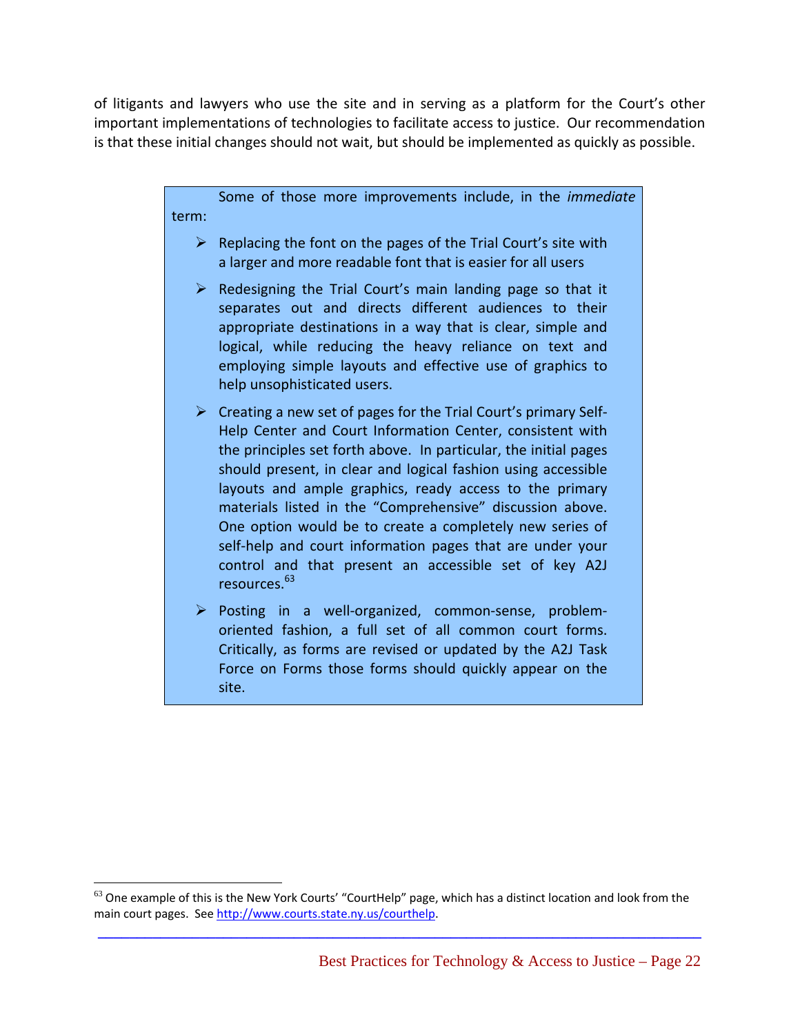of litigants and lawyers who use the site and in serving as a platform for the Court's other important implementations of technologies to facilitate access to justice. Our recommendation is that these initial changes should not wait, but should be implemented as quickly as possible.

> Some of those more improvements include, in the *immediate* term:
>
> - Replacing the font on the pages of the Trial Court's site with a larger and more readable font that is easier for all users
> - Redesigning the Trial Court's main landing page so that it separates out and directs different audiences to their appropriate destinations in a way that is clear, simple and logical, while reducing the heavy reliance on text and employing simple layouts and effective use of graphics to help unsophisticated users.
> - Creating a new set of pages for the Trial Court's primary Self-Help Center and Court Information Center, consistent with the principles set forth above. In particular, the initial pages should present, in clear and logical fashion using accessible layouts and ample graphics, ready access to the primary materials listed in the "Comprehensive" discussion above. One option would be to create a completely new series of self-help and court information pages that are under your control and that present an accessible set of key A2J resources.[63]
> - Posting in a well-organized, common-sense, problem-oriented fashion, a full set of all common court forms. Critically, as forms are revised or updated by the A2J Task Force on Forms those forms should quickly appear on the site.

---

[63] One example of this is the New York Courts' "CourtHelp" page, which has a distinct location and look from the main court pages. See http://www.courts.state.ny.us/courthelp.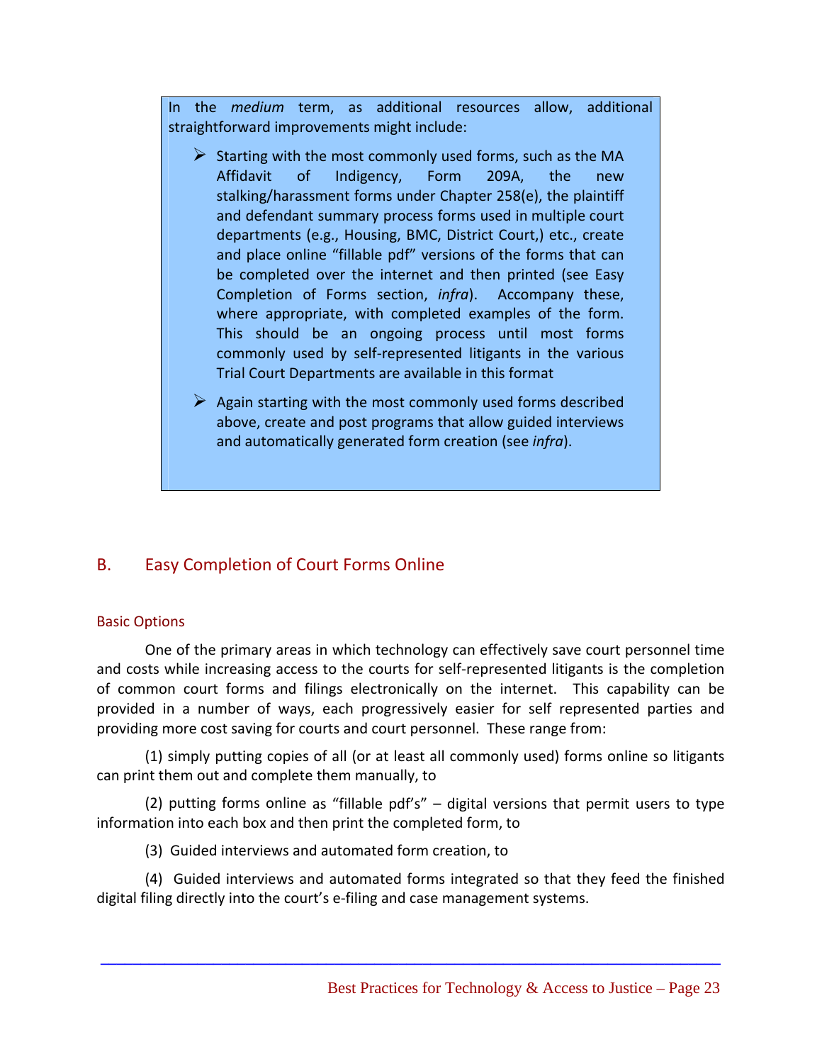In the *medium* term, as additional resources allow, additional straightforward improvements might include:

- Starting with the most commonly used forms, such as the MA Affidavit of Indigency, Form 209A, the new stalking/harassment forms under Chapter 258(e), the plaintiff and defendant summary process forms used in multiple court departments (e.g., Housing, BMC, District Court,) etc., create and place online "fillable pdf" versions of the forms that can be completed over the internet and then printed (see Easy Completion of Forms section, *infra*). Accompany these, where appropriate, with completed examples of the form. This should be an ongoing process until most forms commonly used by self-represented litigants in the various Trial Court Departments are available in this format
- Again starting with the most commonly used forms described above, create and post programs that allow guided interviews and automatically generated form creation (see *infra*).

## B. Easy Completion of Court Forms Online

### Basic Options

One of the primary areas in which technology can effectively save court personnel time and costs while increasing access to the courts for self-represented litigants is the completion of common court forms and filings electronically on the internet. This capability can be provided in a number of ways, each progressively easier for self represented parties and providing more cost saving for courts and court personnel. These range from:

(1) simply putting copies of all (or at least all commonly used) forms online so litigants can print them out and complete them manually, to

(2) putting forms online as "fillable pdf's" – digital versions that permit users to type information into each box and then print the completed form, to

(3) Guided interviews and automated form creation, to

(4) Guided interviews and automated forms integrated so that they feed the finished digital filing directly into the court's e-filing and case management systems.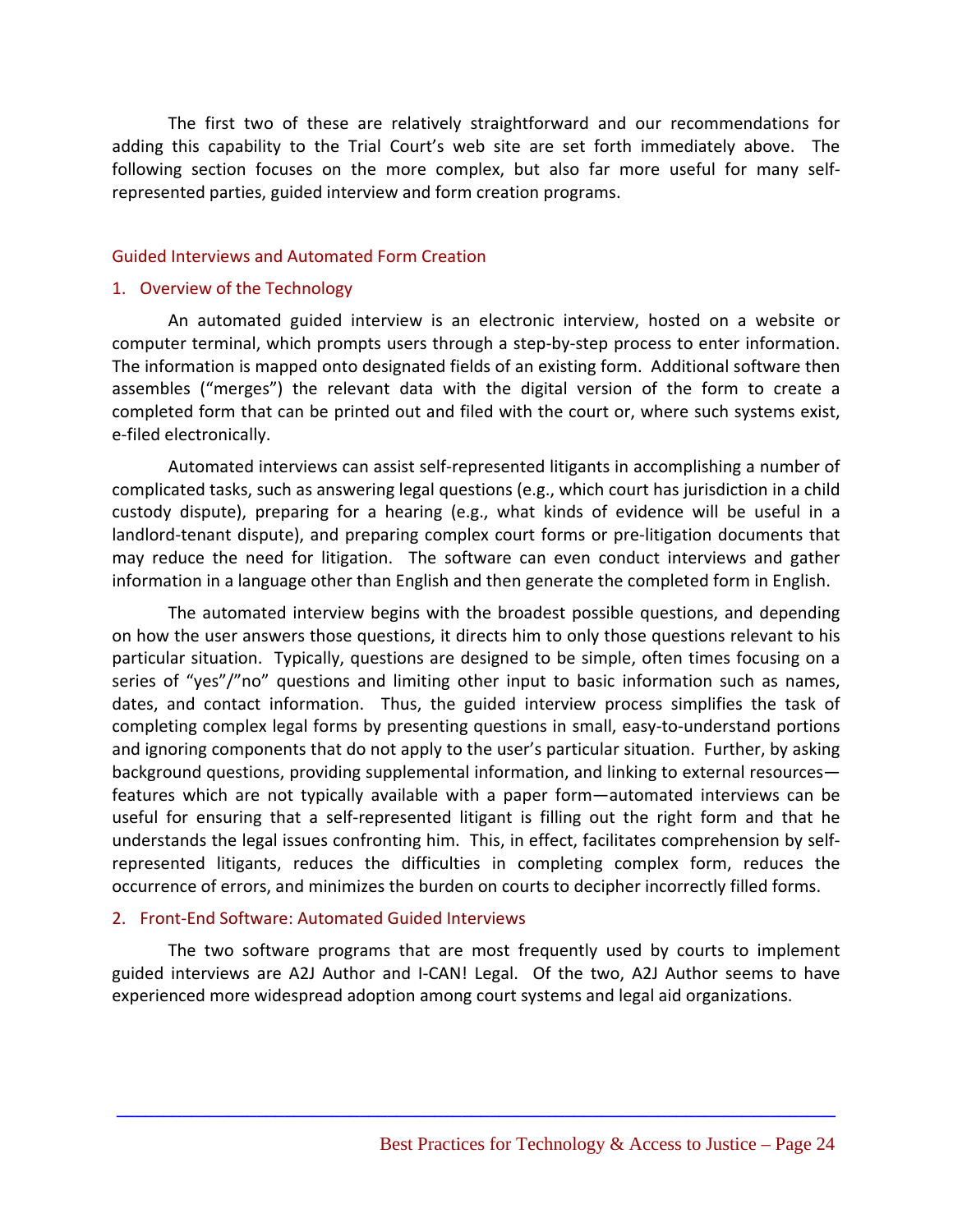The first two of these are relatively straightforward and our recommendations for adding this capability to the Trial Court's web site are set forth immediately above. The following section focuses on the more complex, but also far more useful for many self-represented parties, guided interview and form creation programs.

## Guided Interviews and Automated Form Creation

### 1. Overview of the Technology

An automated guided interview is an electronic interview, hosted on a website or computer terminal, which prompts users through a step-by-step process to enter information. The information is mapped onto designated fields of an existing form. Additional software then assembles ("merges") the relevant data with the digital version of the form to create a completed form that can be printed out and filed with the court or, where such systems exist, e-filed electronically.

Automated interviews can assist self-represented litigants in accomplishing a number of complicated tasks, such as answering legal questions (e.g., which court has jurisdiction in a child custody dispute), preparing for a hearing (e.g., what kinds of evidence will be useful in a landlord-tenant dispute), and preparing complex court forms or pre-litigation documents that may reduce the need for litigation. The software can even conduct interviews and gather information in a language other than English and then generate the completed form in English.

The automated interview begins with the broadest possible questions, and depending on how the user answers those questions, it directs him to only those questions relevant to his particular situation. Typically, questions are designed to be simple, often times focusing on a series of "yes"/"no" questions and limiting other input to basic information such as names, dates, and contact information. Thus, the guided interview process simplifies the task of completing complex legal forms by presenting questions in small, easy-to-understand portions and ignoring components that do not apply to the user's particular situation. Further, by asking background questions, providing supplemental information, and linking to external resources—features which are not typically available with a paper form—automated interviews can be useful for ensuring that a self-represented litigant is filling out the right form and that he understands the legal issues confronting him. This, in effect, facilitates comprehension by self-represented litigants, reduces the difficulties in completing complex form, reduces the occurrence of errors, and minimizes the burden on courts to decipher incorrectly filled forms.

### 2. Front-End Software: Automated Guided Interviews

The two software programs that are most frequently used by courts to implement guided interviews are A2J Author and I-CAN! Legal. Of the two, A2J Author seems to have experienced more widespread adoption among court systems and legal aid organizations.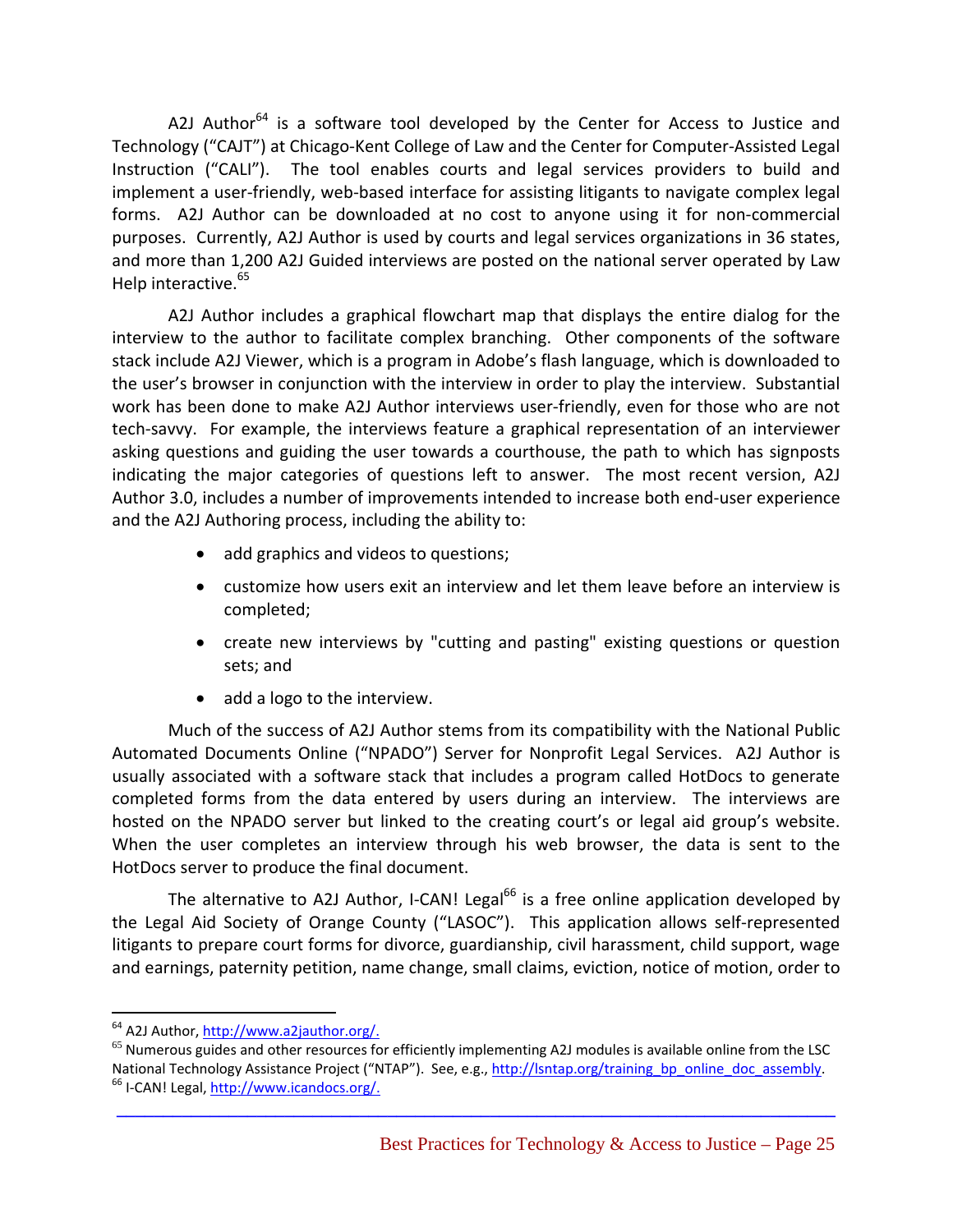A2J Author[64] is a software tool developed by the Center for Access to Justice and Technology ("CAJT") at Chicago-Kent College of Law and the Center for Computer-Assisted Legal Instruction ("CALI"). The tool enables courts and legal services providers to build and implement a user-friendly, web-based interface for assisting litigants to navigate complex legal forms. A2J Author can be downloaded at no cost to anyone using it for non-commercial purposes. Currently, A2J Author is used by courts and legal services organizations in 36 states, and more than 1,200 A2J Guided interviews are posted on the national server operated by Law Help interactive.[65]

A2J Author includes a graphical flowchart map that displays the entire dialog for the interview to the author to facilitate complex branching. Other components of the software stack include A2J Viewer, which is a program in Adobe's flash language, which is downloaded to the user's browser in conjunction with the interview in order to play the interview. Substantial work has been done to make A2J Author interviews user-friendly, even for those who are not tech-savvy. For example, the interviews feature a graphical representation of an interviewer asking questions and guiding the user towards a courthouse, the path to which has signposts indicating the major categories of questions left to answer. The most recent version, A2J Author 3.0, includes a number of improvements intended to increase both end-user experience and the A2J Authoring process, including the ability to:

- add graphics and videos to questions;
- customize how users exit an interview and let them leave before an interview is completed;
- create new interviews by "cutting and pasting" existing questions or question sets; and
- add a logo to the interview.

Much of the success of A2J Author stems from its compatibility with the National Public Automated Documents Online ("NPADO") Server for Nonprofit Legal Services. A2J Author is usually associated with a software stack that includes a program called HotDocs to generate completed forms from the data entered by users during an interview. The interviews are hosted on the NPADO server but linked to the creating court's or legal aid group's website. When the user completes an interview through his web browser, the data is sent to the HotDocs server to produce the final document.

The alternative to A2J Author, I-CAN! Legal[66] is a free online application developed by the Legal Aid Society of Orange County ("LASOC"). This application allows self-represented litigants to prepare court forms for divorce, guardianship, civil harassment, child support, wage and earnings, paternity petition, name change, small claims, eviction, notice of motion, order to

---

[64] A2J Author, http://www.a2jauthor.org/.

[65] Numerous guides and other resources for efficiently implementing A2J modules is available online from the LSC National Technology Assistance Project ("NTAP"). See, e.g., http://lsntap.org/training_bp_online_doc_assembly.

[66] I-CAN! Legal, http://www.icandocs.org/.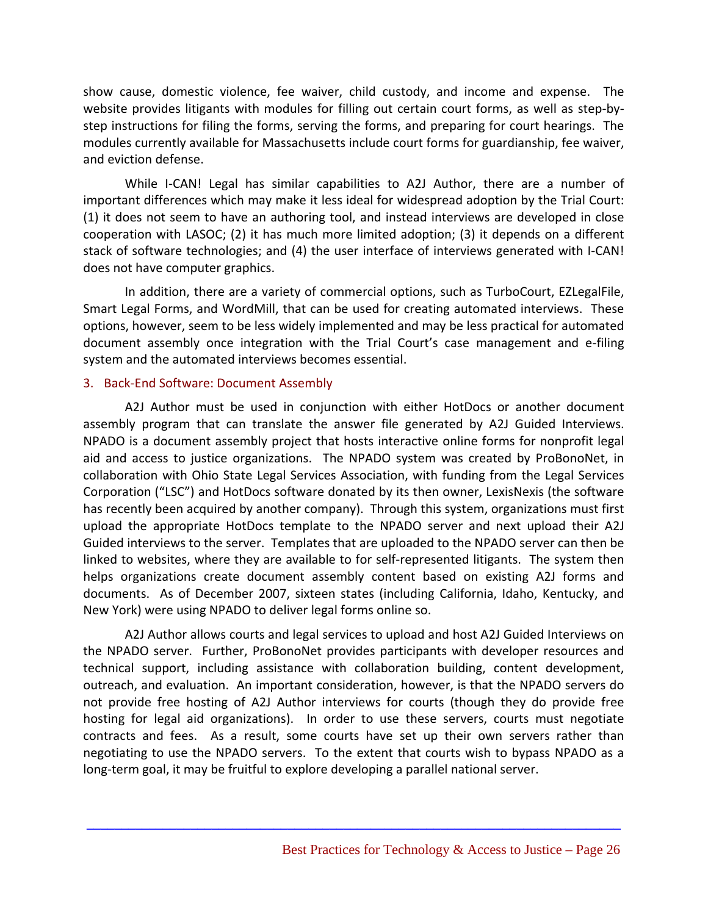show cause, domestic violence, fee waiver, child custody, and income and expense. The website provides litigants with modules for filling out certain court forms, as well as step-by-step instructions for filing the forms, serving the forms, and preparing for court hearings. The modules currently available for Massachusetts include court forms for guardianship, fee waiver, and eviction defense.

While I-CAN! Legal has similar capabilities to A2J Author, there are a number of important differences which may make it less ideal for widespread adoption by the Trial Court: (1) it does not seem to have an authoring tool, and instead interviews are developed in close cooperation with LASOC; (2) it has much more limited adoption; (3) it depends on a different stack of software technologies; and (4) the user interface of interviews generated with I-CAN! does not have computer graphics.

In addition, there are a variety of commercial options, such as TurboCourt, EZLegalFile, Smart Legal Forms, and WordMill, that can be used for creating automated interviews. These options, however, seem to be less widely implemented and may be less practical for automated document assembly once integration with the Trial Court's case management and e-filing system and the automated interviews becomes essential.

### 3. Back-End Software: Document Assembly

A2J Author must be used in conjunction with either HotDocs or another document assembly program that can translate the answer file generated by A2J Guided Interviews. NPADO is a document assembly project that hosts interactive online forms for nonprofit legal aid and access to justice organizations. The NPADO system was created by ProBonoNet, in collaboration with Ohio State Legal Services Association, with funding from the Legal Services Corporation ("LSC") and HotDocs software donated by its then owner, LexisNexis (the software has recently been acquired by another company). Through this system, organizations must first upload the appropriate HotDocs template to the NPADO server and next upload their A2J Guided interviews to the server. Templates that are uploaded to the NPADO server can then be linked to websites, where they are available to for self-represented litigants. The system then helps organizations create document assembly content based on existing A2J forms and documents. As of December 2007, sixteen states (including California, Idaho, Kentucky, and New York) were using NPADO to deliver legal forms online so.

A2J Author allows courts and legal services to upload and host A2J Guided Interviews on the NPADO server. Further, ProBonoNet provides participants with developer resources and technical support, including assistance with collaboration building, content development, outreach, and evaluation. An important consideration, however, is that the NPADO servers do not provide free hosting of A2J Author interviews for courts (though they do provide free hosting for legal aid organizations). In order to use these servers, courts must negotiate contracts and fees. As a result, some courts have set up their own servers rather than negotiating to use the NPADO servers. To the extent that courts wish to bypass NPADO as a long-term goal, it may be fruitful to explore developing a parallel national server.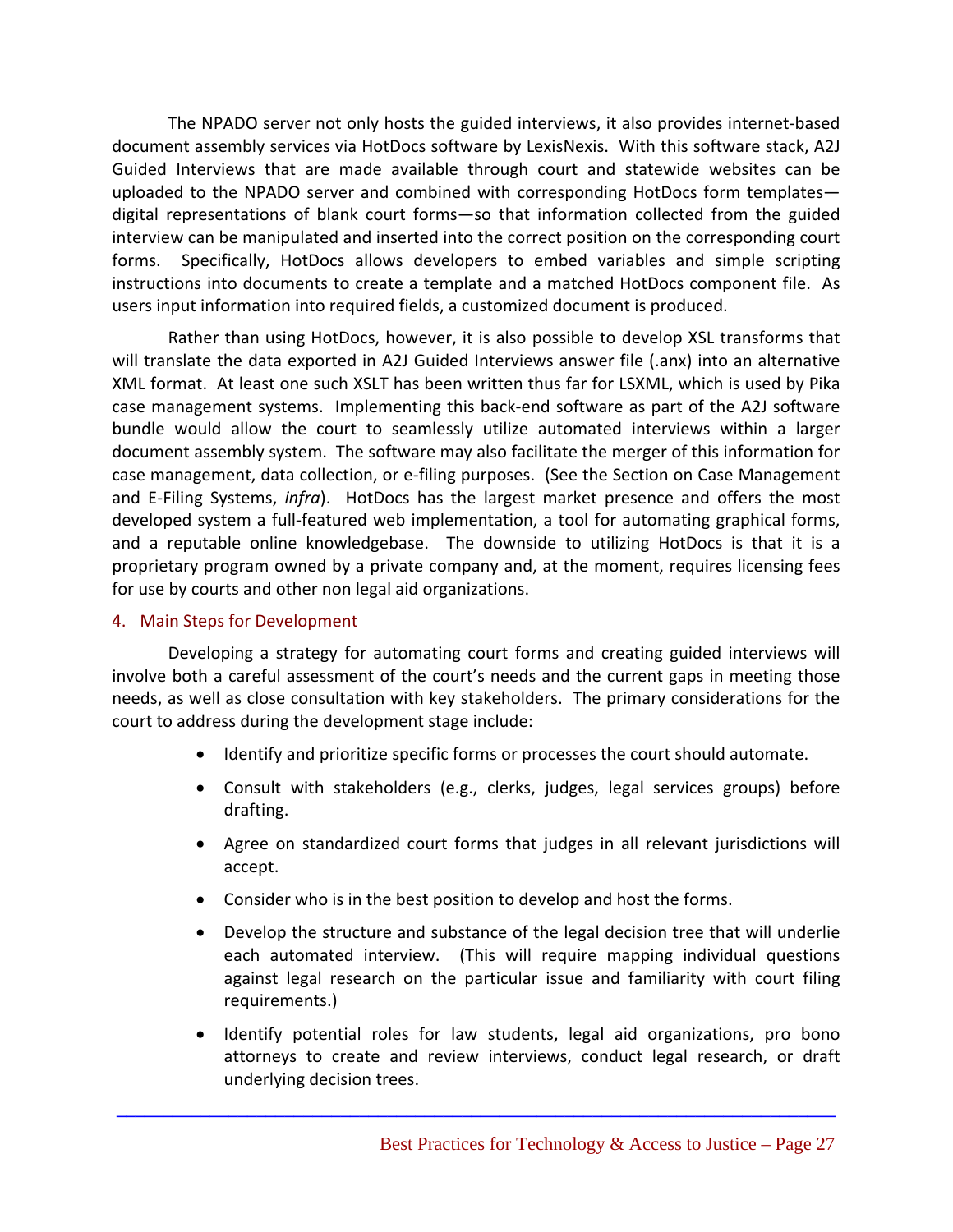The NPADO server not only hosts the guided interviews, it also provides internet-based document assembly services via HotDocs software by LexisNexis. With this software stack, A2J Guided Interviews that are made available through court and statewide websites can be uploaded to the NPADO server and combined with corresponding HotDocs form templates—digital representations of blank court forms—so that information collected from the guided interview can be manipulated and inserted into the correct position on the corresponding court forms. Specifically, HotDocs allows developers to embed variables and simple scripting instructions into documents to create a template and a matched HotDocs component file. As users input information into required fields, a customized document is produced.

Rather than using HotDocs, however, it is also possible to develop XSL transforms that will translate the data exported in A2J Guided Interviews answer file (.anx) into an alternative XML format. At least one such XSLT has been written thus far for LSXML, which is used by Pika case management systems. Implementing this back-end software as part of the A2J software bundle would allow the court to seamlessly utilize automated interviews within a larger document assembly system. The software may also facilitate the merger of this information for case management, data collection, or e-filing purposes. (See the Section on Case Management and E-Filing Systems, *infra*). HotDocs has the largest market presence and offers the most developed system a full-featured web implementation, a tool for automating graphical forms, and a reputable online knowledgebase. The downside to utilizing HotDocs is that it is a proprietary program owned by a private company and, at the moment, requires licensing fees for use by courts and other non legal aid organizations.

### 4. Main Steps for Development

Developing a strategy for automating court forms and creating guided interviews will involve both a careful assessment of the court's needs and the current gaps in meeting those needs, as well as close consultation with key stakeholders. The primary considerations for the court to address during the development stage include:

- Identify and prioritize specific forms or processes the court should automate.
- Consult with stakeholders (e.g., clerks, judges, legal services groups) before drafting.
- Agree on standardized court forms that judges in all relevant jurisdictions will accept.
- Consider who is in the best position to develop and host the forms.
- Develop the structure and substance of the legal decision tree that will underlie each automated interview. (This will require mapping individual questions against legal research on the particular issue and familiarity with court filing requirements.)
- Identify potential roles for law students, legal aid organizations, pro bono attorneys to create and review interviews, conduct legal research, or draft underlying decision trees.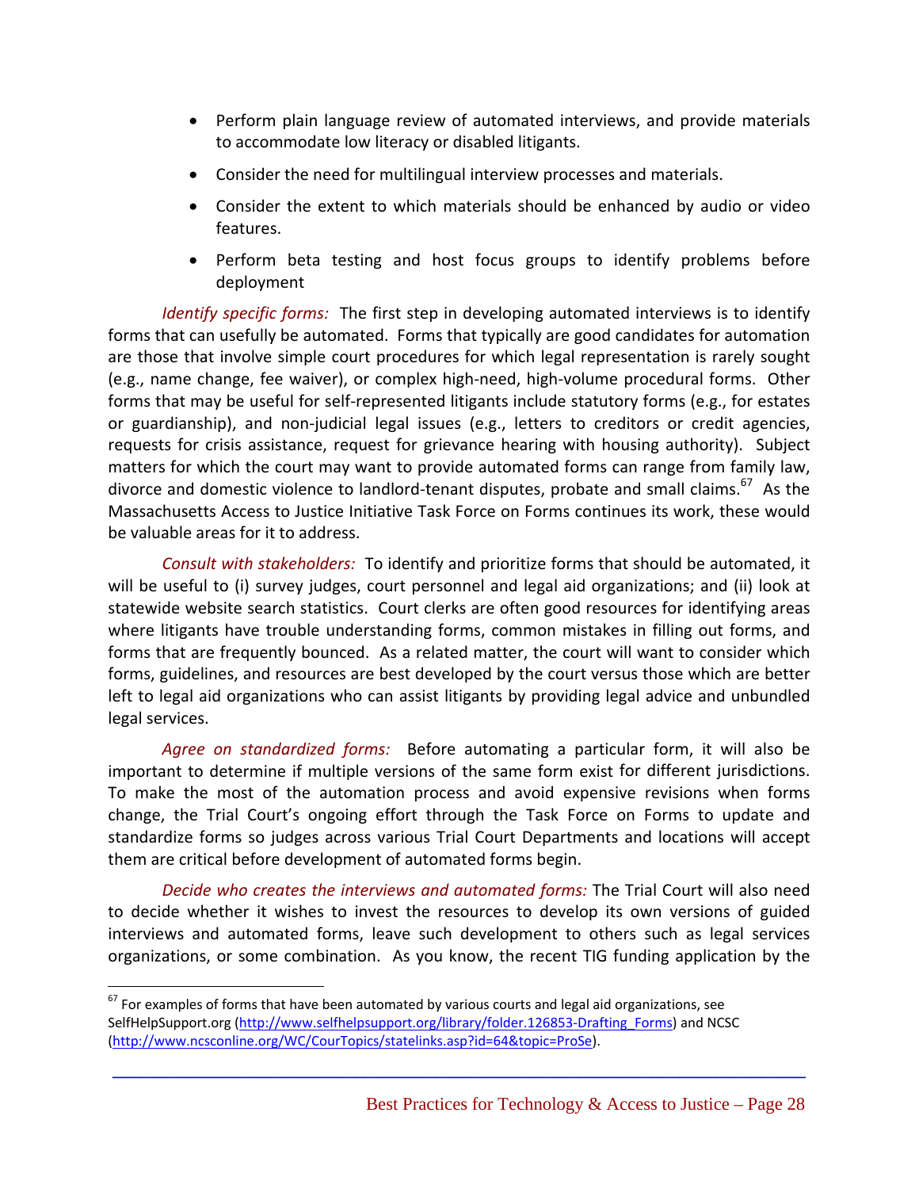- Perform plain language review of automated interviews, and provide materials to accommodate low literacy or disabled litigants.
- Consider the need for multilingual interview processes and materials.
- Consider the extent to which materials should be enhanced by audio or video features.
- Perform beta testing and host focus groups to identify problems before deployment

*Identify specific forms:* The first step in developing automated interviews is to identify forms that can usefully be automated. Forms that typically are good candidates for automation are those that involve simple court procedures for which legal representation is rarely sought (e.g., name change, fee waiver), or complex high-need, high-volume procedural forms. Other forms that may be useful for self-represented litigants include statutory forms (e.g., for estates or guardianship), and non-judicial legal issues (e.g., letters to creditors or credit agencies, requests for crisis assistance, request for grievance hearing with housing authority). Subject matters for which the court may want to provide automated forms can range from family law, divorce and domestic violence to landlord-tenant disputes, probate and small claims.[67] As the Massachusetts Access to Justice Initiative Task Force on Forms continues its work, these would be valuable areas for it to address.

*Consult with stakeholders:* To identify and prioritize forms that should be automated, it will be useful to (i) survey judges, court personnel and legal aid organizations; and (ii) look at statewide website search statistics. Court clerks are often good resources for identifying areas where litigants have trouble understanding forms, common mistakes in filling out forms, and forms that are frequently bounced. As a related matter, the court will want to consider which forms, guidelines, and resources are best developed by the court versus those which are better left to legal aid organizations who can assist litigants by providing legal advice and unbundled legal services.

*Agree on standardized forms:* Before automating a particular form, it will also be important to determine if multiple versions of the same form exist for different jurisdictions. To make the most of the automation process and avoid expensive revisions when forms change, the Trial Court's ongoing effort through the Task Force on Forms to update and standardize forms so judges across various Trial Court Departments and locations will accept them are critical before development of automated forms begin.

*Decide who creates the interviews and automated forms:* The Trial Court will also need to decide whether it wishes to invest the resources to develop its own versions of guided interviews and automated forms, leave such development to others such as legal services organizations, or some combination. As you know, the recent TIG funding application by the

---

[67] For examples of forms that have been automated by various courts and legal aid organizations, see SelfHelpSupport.org (http://www.selfhelpsupport.org/library/folder.126853-Drafting_Forms) and NCSC (http://www.ncsconline.org/WC/CourTopics/statelinks.asp?id=64&topic=ProSe).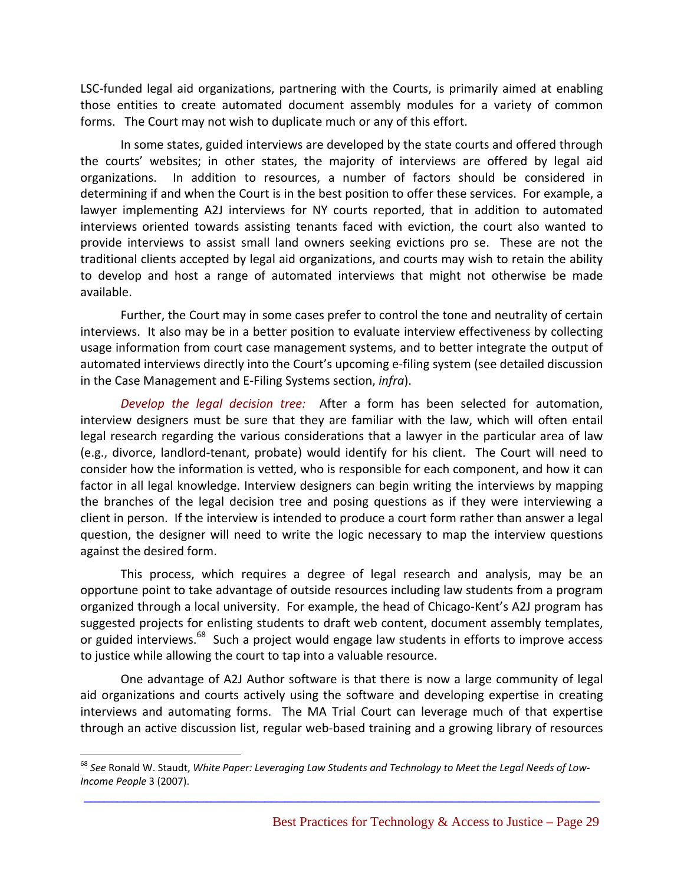LSC-funded legal aid organizations, partnering with the Courts, is primarily aimed at enabling those entities to create automated document assembly modules for a variety of common forms. The Court may not wish to duplicate much or any of this effort.

In some states, guided interviews are developed by the state courts and offered through the courts' websites; in other states, the majority of interviews are offered by legal aid organizations. In addition to resources, a number of factors should be considered in determining if and when the Court is in the best position to offer these services. For example, a lawyer implementing A2J interviews for NY courts reported, that in addition to automated interviews oriented towards assisting tenants faced with eviction, the court also wanted to provide interviews to assist small land owners seeking evictions pro se. These are not the traditional clients accepted by legal aid organizations, and courts may wish to retain the ability to develop and host a range of automated interviews that might not otherwise be made available.

Further, the Court may in some cases prefer to control the tone and neutrality of certain interviews. It also may be in a better position to evaluate interview effectiveness by collecting usage information from court case management systems, and to better integrate the output of automated interviews directly into the Court's upcoming e-filing system (see detailed discussion in the Case Management and E-Filing Systems section, *infra*).

*Develop the legal decision tree:* After a form has been selected for automation, interview designers must be sure that they are familiar with the law, which will often entail legal research regarding the various considerations that a lawyer in the particular area of law (e.g., divorce, landlord-tenant, probate) would identify for his client. The Court will need to consider how the information is vetted, who is responsible for each component, and how it can factor in all legal knowledge. Interview designers can begin writing the interviews by mapping the branches of the legal decision tree and posing questions as if they were interviewing a client in person. If the interview is intended to produce a court form rather than answer a legal question, the designer will need to write the logic necessary to map the interview questions against the desired form.

This process, which requires a degree of legal research and analysis, may be an opportune point to take advantage of outside resources including law students from a program organized through a local university. For example, the head of Chicago-Kent's A2J program has suggested projects for enlisting students to draft web content, document assembly templates, or guided interviews.[68] Such a project would engage law students in efforts to improve access to justice while allowing the court to tap into a valuable resource.

One advantage of A2J Author software is that there is now a large community of legal aid organizations and courts actively using the software and developing expertise in creating interviews and automating forms. The MA Trial Court can leverage much of that expertise through an active discussion list, regular web-based training and a growing library of resources

---

[68] *See* Ronald W. Staudt, *White Paper: Leveraging Law Students and Technology to Meet the Legal Needs of Low-Income People* 3 (2007).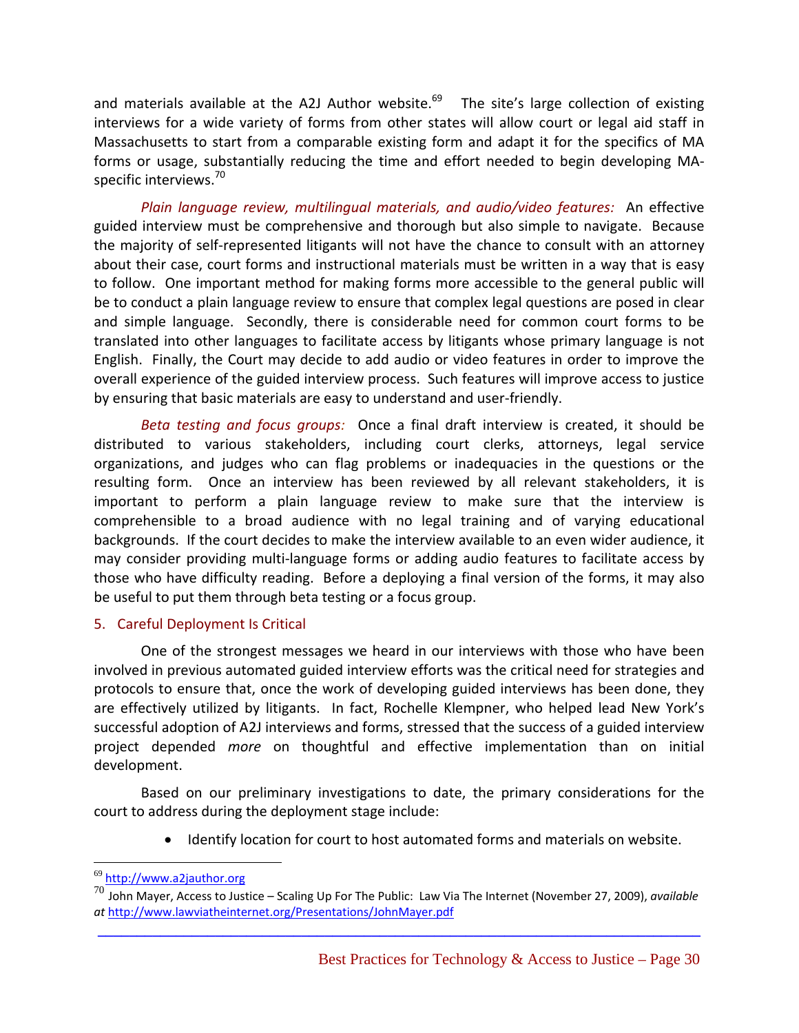and materials available at the A2J Author website.[69] The site's large collection of existing interviews for a wide variety of forms from other states will allow court or legal aid staff in Massachusetts to start from a comparable existing form and adapt it for the specifics of MA forms or usage, substantially reducing the time and effort needed to begin developing MA-specific interviews.[70]

*Plain language review, multilingual materials, and audio/video features:* An effective guided interview must be comprehensive and thorough but also simple to navigate. Because the majority of self-represented litigants will not have the chance to consult with an attorney about their case, court forms and instructional materials must be written in a way that is easy to follow. One important method for making forms more accessible to the general public will be to conduct a plain language review to ensure that complex legal questions are posed in clear and simple language. Secondly, there is considerable need for common court forms to be translated into other languages to facilitate access by litigants whose primary language is not English. Finally, the Court may decide to add audio or video features in order to improve the overall experience of the guided interview process. Such features will improve access to justice by ensuring that basic materials are easy to understand and user-friendly.

*Beta testing and focus groups:* Once a final draft interview is created, it should be distributed to various stakeholders, including court clerks, attorneys, legal service organizations, and judges who can flag problems or inadequacies in the questions or the resulting form. Once an interview has been reviewed by all relevant stakeholders, it is important to perform a plain language review to make sure that the interview is comprehensible to a broad audience with no legal training and of varying educational backgrounds. If the court decides to make the interview available to an even wider audience, it may consider providing multi-language forms or adding audio features to facilitate access by those who have difficulty reading. Before a deploying a final version of the forms, it may also be useful to put them through beta testing or a focus group.

## 5. Careful Deployment Is Critical

One of the strongest messages we heard in our interviews with those who have been involved in previous automated guided interview efforts was the critical need for strategies and protocols to ensure that, once the work of developing guided interviews has been done, they are effectively utilized by litigants. In fact, Rochelle Klempner, who helped lead New York's successful adoption of A2J interviews and forms, stressed that the success of a guided interview project depended *more* on thoughtful and effective implementation than on initial development.

Based on our preliminary investigations to date, the primary considerations for the court to address during the deployment stage include:

- Identify location for court to host automated forms and materials on website.

---

[69] http://www.a2jauthor.org

[70] John Mayer, Access to Justice – Scaling Up For The Public: Law Via The Internet (November 27, 2009), *available at* http://www.lawviatheinternet.org/Presentations/JohnMayer.pdf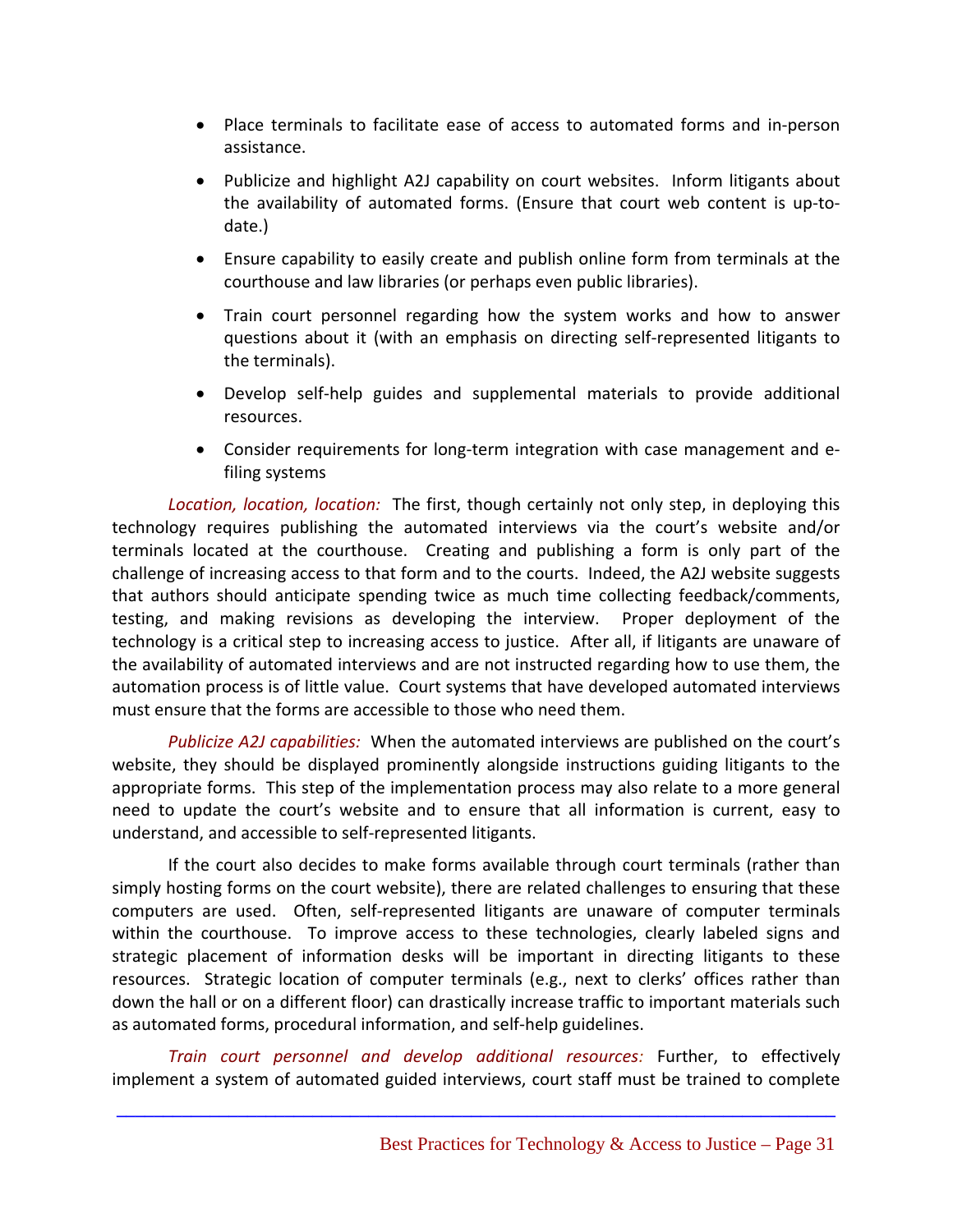- Place terminals to facilitate ease of access to automated forms and in-person assistance.
- Publicize and highlight A2J capability on court websites. Inform litigants about the availability of automated forms. (Ensure that court web content is up-to-date.)
- Ensure capability to easily create and publish online form from terminals at the courthouse and law libraries (or perhaps even public libraries).
- Train court personnel regarding how the system works and how to answer questions about it (with an emphasis on directing self-represented litigants to the terminals).
- Develop self-help guides and supplemental materials to provide additional resources.
- Consider requirements for long-term integration with case management and e-filing systems

*Location, location, location:* The first, though certainly not only step, in deploying this technology requires publishing the automated interviews via the court's website and/or terminals located at the courthouse. Creating and publishing a form is only part of the challenge of increasing access to that form and to the courts. Indeed, the A2J website suggests that authors should anticipate spending twice as much time collecting feedback/comments, testing, and making revisions as developing the interview. Proper deployment of the technology is a critical step to increasing access to justice. After all, if litigants are unaware of the availability of automated interviews and are not instructed regarding how to use them, the automation process is of little value. Court systems that have developed automated interviews must ensure that the forms are accessible to those who need them.

*Publicize A2J capabilities:* When the automated interviews are published on the court's website, they should be displayed prominently alongside instructions guiding litigants to the appropriate forms. This step of the implementation process may also relate to a more general need to update the court's website and to ensure that all information is current, easy to understand, and accessible to self-represented litigants.

If the court also decides to make forms available through court terminals (rather than simply hosting forms on the court website), there are related challenges to ensuring that these computers are used. Often, self-represented litigants are unaware of computer terminals within the courthouse. To improve access to these technologies, clearly labeled signs and strategic placement of information desks will be important in directing litigants to these resources. Strategic location of computer terminals (e.g., next to clerks' offices rather than down the hall or on a different floor) can drastically increase traffic to important materials such as automated forms, procedural information, and self-help guidelines.

*Train court personnel and develop additional resources:* Further, to effectively implement a system of automated guided interviews, court staff must be trained to complete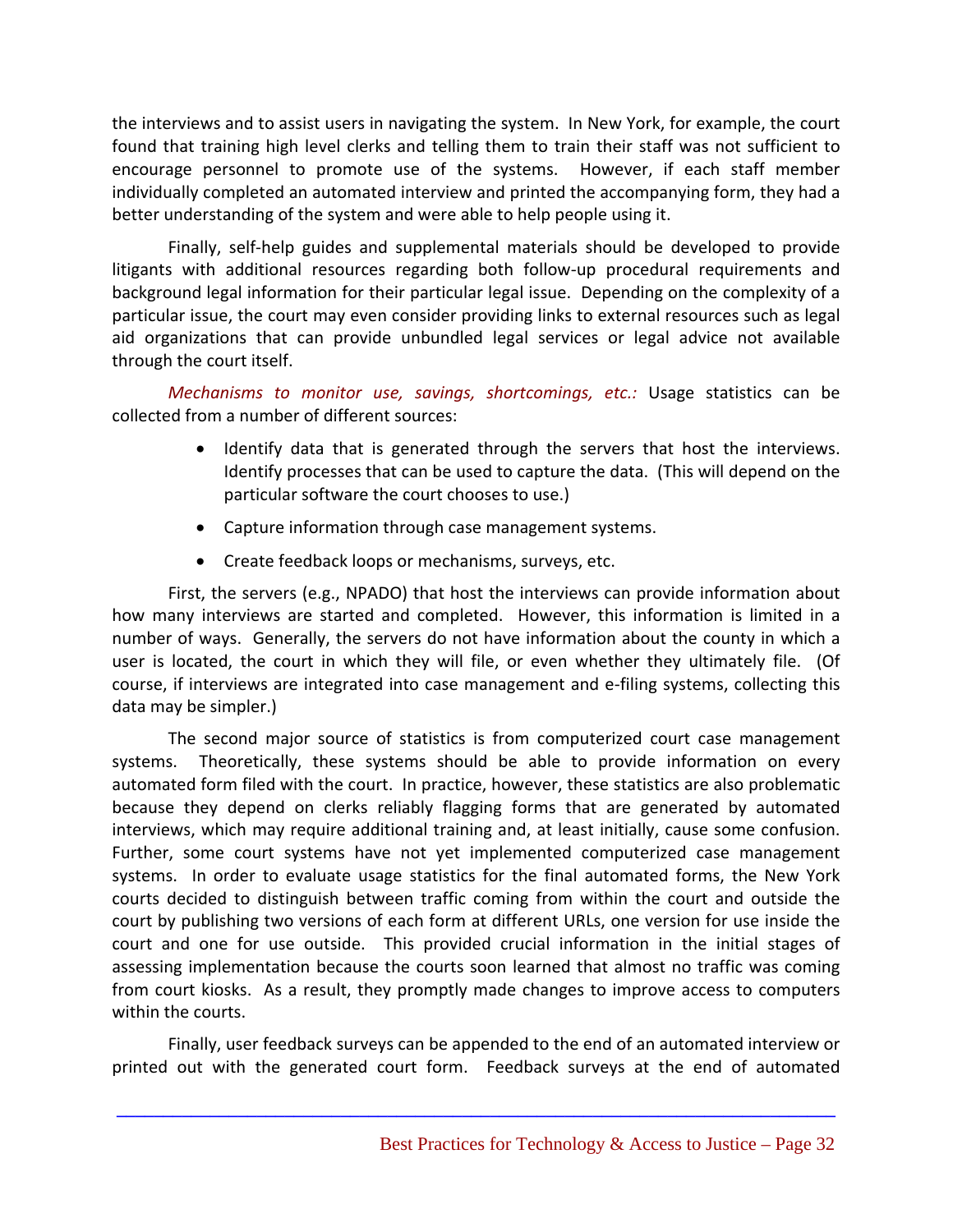the interviews and to assist users in navigating the system. In New York, for example, the court found that training high level clerks and telling them to train their staff was not sufficient to encourage personnel to promote use of the systems. However, if each staff member individually completed an automated interview and printed the accompanying form, they had a better understanding of the system and were able to help people using it.

Finally, self-help guides and supplemental materials should be developed to provide litigants with additional resources regarding both follow-up procedural requirements and background legal information for their particular legal issue. Depending on the complexity of a particular issue, the court may even consider providing links to external resources such as legal aid organizations that can provide unbundled legal services or legal advice not available through the court itself.

*Mechanisms to monitor use, savings, shortcomings, etc.:* Usage statistics can be collected from a number of different sources:

- Identify data that is generated through the servers that host the interviews. Identify processes that can be used to capture the data. (This will depend on the particular software the court chooses to use.)
- Capture information through case management systems.
- Create feedback loops or mechanisms, surveys, etc.

First, the servers (e.g., NPADO) that host the interviews can provide information about how many interviews are started and completed. However, this information is limited in a number of ways. Generally, the servers do not have information about the county in which a user is located, the court in which they will file, or even whether they ultimately file. (Of course, if interviews are integrated into case management and e-filing systems, collecting this data may be simpler.)

The second major source of statistics is from computerized court case management systems. Theoretically, these systems should be able to provide information on every automated form filed with the court. In practice, however, these statistics are also problematic because they depend on clerks reliably flagging forms that are generated by automated interviews, which may require additional training and, at least initially, cause some confusion. Further, some court systems have not yet implemented computerized case management systems. In order to evaluate usage statistics for the final automated forms, the New York courts decided to distinguish between traffic coming from within the court and outside the court by publishing two versions of each form at different URLs, one version for use inside the court and one for use outside. This provided crucial information in the initial stages of assessing implementation because the courts soon learned that almost no traffic was coming from court kiosks. As a result, they promptly made changes to improve access to computers within the courts.

Finally, user feedback surveys can be appended to the end of an automated interview or printed out with the generated court form. Feedback surveys at the end of automated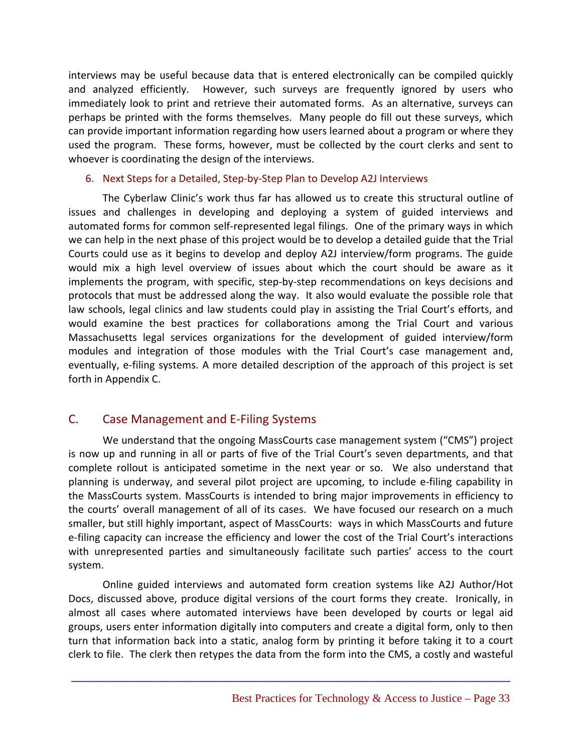interviews may be useful because data that is entered electronically can be compiled quickly and analyzed efficiently. However, such surveys are frequently ignored by users who immediately look to print and retrieve their automated forms. As an alternative, surveys can perhaps be printed with the forms themselves. Many people do fill out these surveys, which can provide important information regarding how users learned about a program or where they used the program. These forms, however, must be collected by the court clerks and sent to whoever is coordinating the design of the interviews.

### 6. Next Steps for a Detailed, Step-by-Step Plan to Develop A2J Interviews

The Cyberlaw Clinic's work thus far has allowed us to create this structural outline of issues and challenges in developing and deploying a system of guided interviews and automated forms for common self-represented legal filings. One of the primary ways in which we can help in the next phase of this project would be to develop a detailed guide that the Trial Courts could use as it begins to develop and deploy A2J interview/form programs. The guide would mix a high level overview of issues about which the court should be aware as it implements the program, with specific, step-by-step recommendations on keys decisions and protocols that must be addressed along the way. It also would evaluate the possible role that law schools, legal clinics and law students could play in assisting the Trial Court's efforts, and would examine the best practices for collaborations among the Trial Court and various Massachusetts legal services organizations for the development of guided interview/form modules and integration of those modules with the Trial Court's case management and, eventually, e-filing systems. A more detailed description of the approach of this project is set forth in Appendix C.

## C. Case Management and E-Filing Systems

We understand that the ongoing MassCourts case management system ("CMS") project is now up and running in all or parts of five of the Trial Court's seven departments, and that complete rollout is anticipated sometime in the next year or so. We also understand that planning is underway, and several pilot project are upcoming, to include e-filing capability in the MassCourts system. MassCourts is intended to bring major improvements in efficiency to the courts' overall management of all of its cases. We have focused our research on a much smaller, but still highly important, aspect of MassCourts: ways in which MassCourts and future e-filing capacity can increase the efficiency and lower the cost of the Trial Court's interactions with unrepresented parties and simultaneously facilitate such parties' access to the court system.

Online guided interviews and automated form creation systems like A2J Author/Hot Docs, discussed above, produce digital versions of the court forms they create. Ironically, in almost all cases where automated interviews have been developed by courts or legal aid groups, users enter information digitally into computers and create a digital form, only to then turn that information back into a static, analog form by printing it before taking it to a court clerk to file. The clerk then retypes the data from the form into the CMS, a costly and wasteful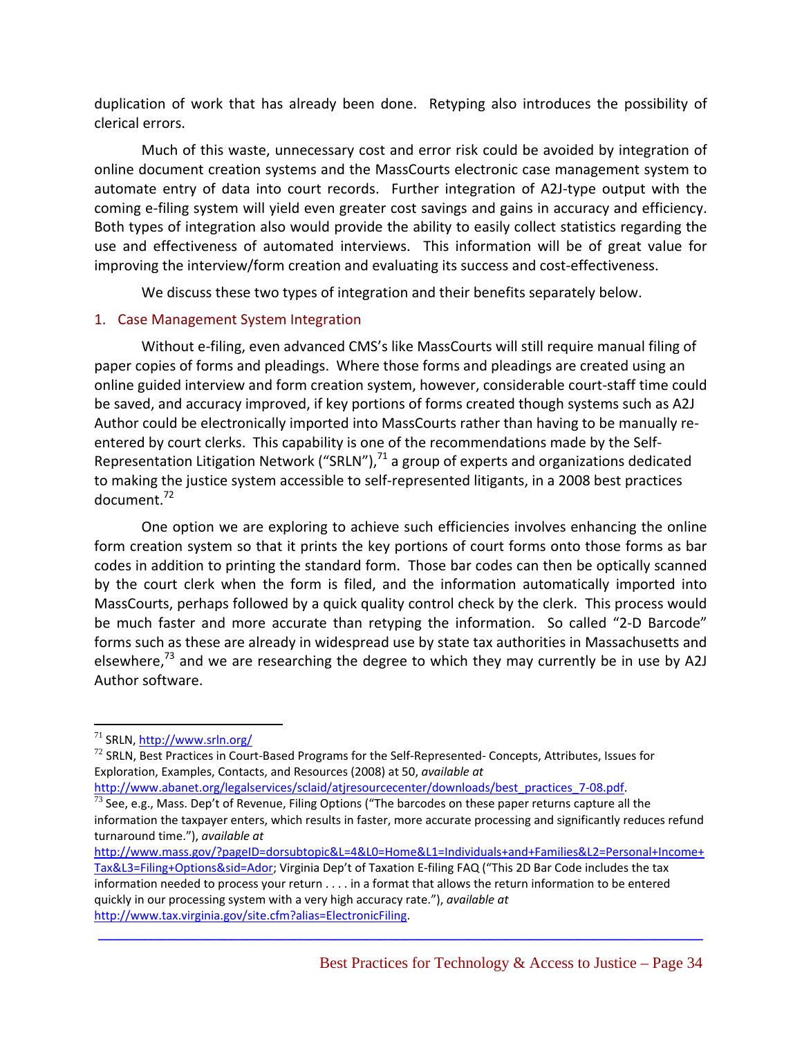duplication of work that has already been done. Retyping also introduces the possibility of clerical errors.

Much of this waste, unnecessary cost and error risk could be avoided by integration of online document creation systems and the MassCourts electronic case management system to automate entry of data into court records. Further integration of A2J-type output with the coming e-filing system will yield even greater cost savings and gains in accuracy and efficiency. Both types of integration also would provide the ability to easily collect statistics regarding the use and effectiveness of automated interviews. This information will be of great value for improving the interview/form creation and evaluating its success and cost-effectiveness.

We discuss these two types of integration and their benefits separately below.

### 1. Case Management System Integration

Without e-filing, even advanced CMS's like MassCourts will still require manual filing of paper copies of forms and pleadings. Where those forms and pleadings are created using an online guided interview and form creation system, however, considerable court-staff time could be saved, and accuracy improved, if key portions of forms created though systems such as A2J Author could be electronically imported into MassCourts rather than having to be manually re-entered by court clerks. This capability is one of the recommendations made by the Self-Representation Litigation Network ("SRLN"),[71] a group of experts and organizations dedicated to making the justice system accessible to self-represented litigants, in a 2008 best practices document.[72]

One option we are exploring to achieve such efficiencies involves enhancing the online form creation system so that it prints the key portions of court forms onto those forms as bar codes in addition to printing the standard form. Those bar codes can then be optically scanned by the court clerk when the form is filed, and the information automatically imported into MassCourts, perhaps followed by a quick quality control check by the clerk. This process would be much faster and more accurate than retyping the information. So called "2-D Barcode" forms such as these are already in widespread use by state tax authorities in Massachusetts and elsewhere,[73] and we are researching the degree to which they may currently be in use by A2J Author software.

---

[71] SRLN, http://www.srln.org/

[72] SRLN, Best Practices in Court-Based Programs for the Self-Represented- Concepts, Attributes, Issues for Exploration, Examples, Contacts, and Resources (2008) at 50, *available at* http://www.abanet.org/legalservices/sclaid/atjresourcecenter/downloads/best_practices_7-08.pdf.

[73] See, e.g., Mass. Dep't of Revenue, Filing Options ("The barcodes on these paper returns capture all the information the taxpayer enters, which results in faster, more accurate processing and significantly reduces refund turnaround time."), *available at* http://www.mass.gov/?pageID=dorsubtopic&L=4&L0=Home&L1=Individuals+and+Families&L2=Personal+Income+Tax&L3=Filing+Options&sid=Ador; Virginia Dep't of Taxation E-filing FAQ ("This 2D Bar Code includes the tax information needed to process your return . . . . in a format that allows the return information to be entered quickly in our processing system with a very high accuracy rate."), *available at* http://www.tax.virginia.gov/site.cfm?alias=ElectronicFiling.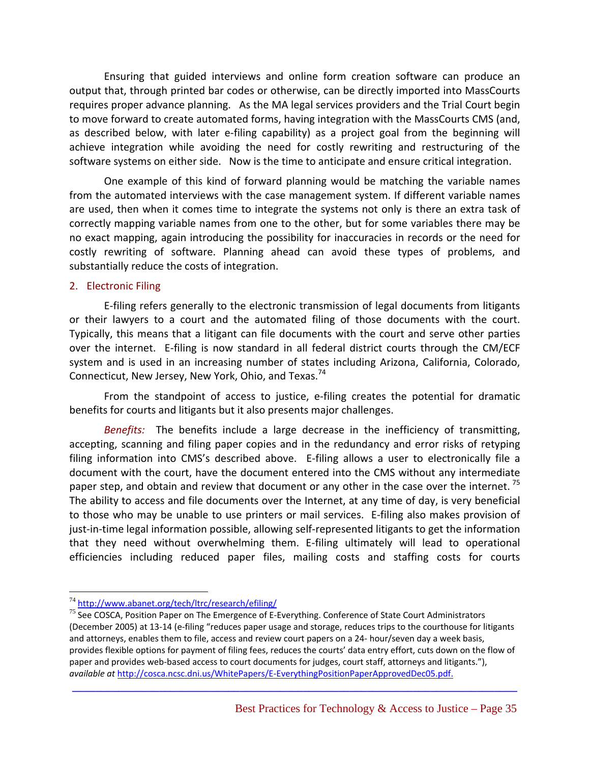Ensuring that guided interviews and online form creation software can produce an output that, through printed bar codes or otherwise, can be directly imported into MassCourts requires proper advance planning. As the MA legal services providers and the Trial Court begin to move forward to create automated forms, having integration with the MassCourts CMS (and, as described below, with later e-filing capability) as a project goal from the beginning will achieve integration while avoiding the need for costly rewriting and restructuring of the software systems on either side. Now is the time to anticipate and ensure critical integration.

One example of this kind of forward planning would be matching the variable names from the automated interviews with the case management system. If different variable names are used, then when it comes time to integrate the systems not only is there an extra task of correctly mapping variable names from one to the other, but for some variables there may be no exact mapping, again introducing the possibility for inaccuracies in records or the need for costly rewriting of software. Planning ahead can avoid these types of problems, and substantially reduce the costs of integration.

## 2. Electronic Filing

E-filing refers generally to the electronic transmission of legal documents from litigants or their lawyers to a court and the automated filing of those documents with the court. Typically, this means that a litigant can file documents with the court and serve other parties over the internet. E-filing is now standard in all federal district courts through the CM/ECF system and is used in an increasing number of states including Arizona, California, Colorado, Connecticut, New Jersey, New York, Ohio, and Texas.[74]

From the standpoint of access to justice, e-filing creates the potential for dramatic benefits for courts and litigants but it also presents major challenges.

*Benefits:* The benefits include a large decrease in the inefficiency of transmitting, accepting, scanning and filing paper copies and in the redundancy and error risks of retyping filing information into CMS's described above. E-filing allows a user to electronically file a document with the court, have the document entered into the CMS without any intermediate paper step, and obtain and review that document or any other in the case over the internet.[75] The ability to access and file documents over the Internet, at any time of day, is very beneficial to those who may be unable to use printers or mail services. E-filing also makes provision of just-in-time legal information possible, allowing self-represented litigants to get the information that they need without overwhelming them. E-filing ultimately will lead to operational efficiencies including reduced paper files, mailing costs and staffing costs for courts

---

[74] http://www.abanet.org/tech/ltrc/research/efiling/

[75] See COSCA, Position Paper on The Emergence of E-Everything. Conference of State Court Administrators (December 2005) at 13-14 (e-filing "reduces paper usage and storage, reduces trips to the courthouse for litigants and attorneys, enables them to file, access and review court papers on a 24- hour/seven day a week basis, provides flexible options for payment of filing fees, reduces the courts' data entry effort, cuts down on the flow of paper and provides web-based access to court documents for judges, court staff, attorneys and litigants."), *available at* http://cosca.ncsc.dni.us/WhitePapers/E-EverythingPositionPaperApprovedDec05.pdf.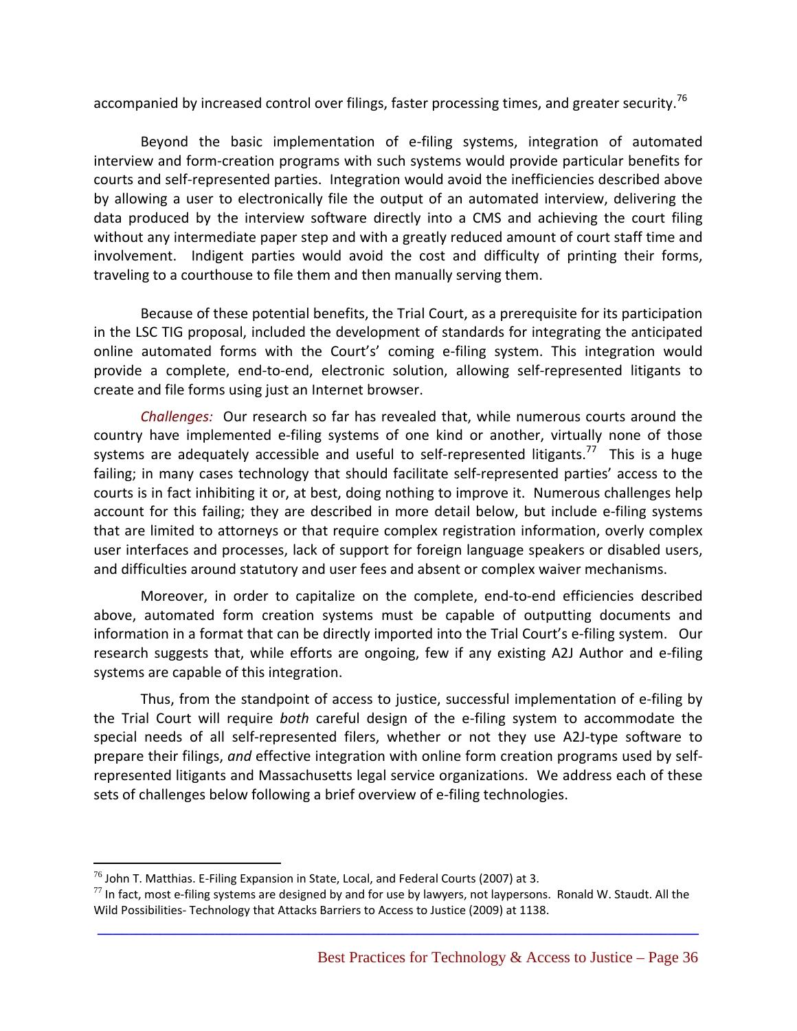accompanied by increased control over filings, faster processing times, and greater security.[76]

Beyond the basic implementation of e-filing systems, integration of automated interview and form-creation programs with such systems would provide particular benefits for courts and self-represented parties. Integration would avoid the inefficiencies described above by allowing a user to electronically file the output of an automated interview, delivering the data produced by the interview software directly into a CMS and achieving the court filing without any intermediate paper step and with a greatly reduced amount of court staff time and involvement. Indigent parties would avoid the cost and difficulty of printing their forms, traveling to a courthouse to file them and then manually serving them.

Because of these potential benefits, the Trial Court, as a prerequisite for its participation in the LSC TIG proposal, included the development of standards for integrating the anticipated online automated forms with the Court's' coming e-filing system. This integration would provide a complete, end-to-end, electronic solution, allowing self-represented litigants to create and file forms using just an Internet browser.

*Challenges:* Our research so far has revealed that, while numerous courts around the country have implemented e-filing systems of one kind or another, virtually none of those systems are adequately accessible and useful to self-represented litigants.[77] This is a huge failing; in many cases technology that should facilitate self-represented parties' access to the courts is in fact inhibiting it or, at best, doing nothing to improve it. Numerous challenges help account for this failing; they are described in more detail below, but include e-filing systems that are limited to attorneys or that require complex registration information, overly complex user interfaces and processes, lack of support for foreign language speakers or disabled users, and difficulties around statutory and user fees and absent or complex waiver mechanisms.

Moreover, in order to capitalize on the complete, end-to-end efficiencies described above, automated form creation systems must be capable of outputting documents and information in a format that can be directly imported into the Trial Court's e-filing system. Our research suggests that, while efforts are ongoing, few if any existing A2J Author and e-filing systems are capable of this integration.

Thus, from the standpoint of access to justice, successful implementation of e-filing by the Trial Court will require *both* careful design of the e-filing system to accommodate the special needs of all self-represented filers, whether or not they use A2J-type software to prepare their filings, *and* effective integration with online form creation programs used by self-represented litigants and Massachusetts legal service organizations. We address each of these sets of challenges below following a brief overview of e-filing technologies.

---

[76] John T. Matthias. E-Filing Expansion in State, Local, and Federal Courts (2007) at 3.

[77] In fact, most e-filing systems are designed by and for use by lawyers, not laypersons. Ronald W. Staudt. All the Wild Possibilities- Technology that Attacks Barriers to Access to Justice (2009) at 1138.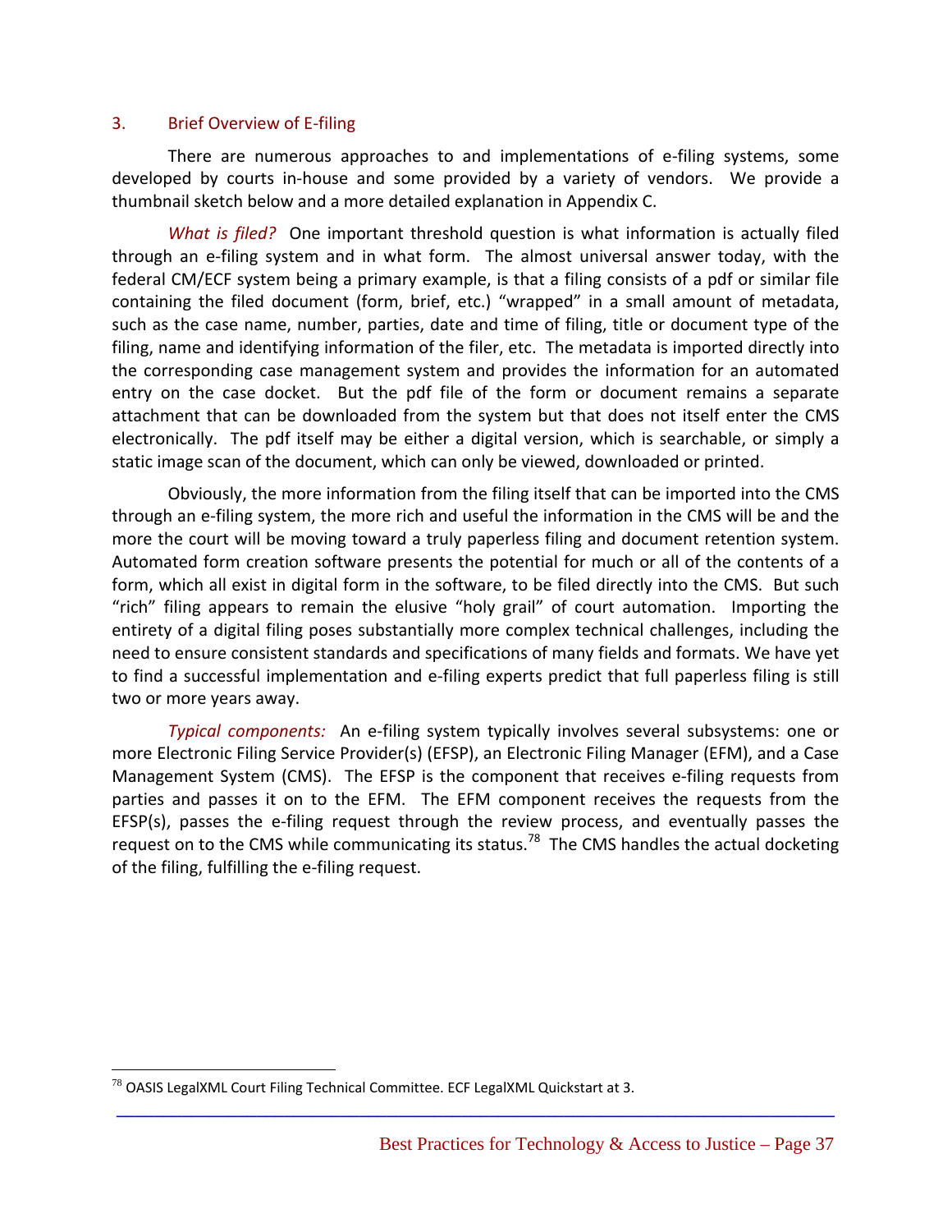### 3. Brief Overview of E-filing

There are numerous approaches to and implementations of e-filing systems, some developed by courts in-house and some provided by a variety of vendors. We provide a thumbnail sketch below and a more detailed explanation in Appendix C.

*What is filed?* One important threshold question is what information is actually filed through an e-filing system and in what form. The almost universal answer today, with the federal CM/ECF system being a primary example, is that a filing consists of a pdf or similar file containing the filed document (form, brief, etc.) "wrapped" in a small amount of metadata, such as the case name, number, parties, date and time of filing, title or document type of the filing, name and identifying information of the filer, etc. The metadata is imported directly into the corresponding case management system and provides the information for an automated entry on the case docket. But the pdf file of the form or document remains a separate attachment that can be downloaded from the system but that does not itself enter the CMS electronically. The pdf itself may be either a digital version, which is searchable, or simply a static image scan of the document, which can only be viewed, downloaded or printed.

Obviously, the more information from the filing itself that can be imported into the CMS through an e-filing system, the more rich and useful the information in the CMS will be and the more the court will be moving toward a truly paperless filing and document retention system. Automated form creation software presents the potential for much or all of the contents of a form, which all exist in digital form in the software, to be filed directly into the CMS. But such "rich" filing appears to remain the elusive "holy grail" of court automation. Importing the entirety of a digital filing poses substantially more complex technical challenges, including the need to ensure consistent standards and specifications of many fields and formats. We have yet to find a successful implementation and e-filing experts predict that full paperless filing is still two or more years away.

*Typical components:* An e-filing system typically involves several subsystems: one or more Electronic Filing Service Provider(s) (EFSP), an Electronic Filing Manager (EFM), and a Case Management System (CMS). The EFSP is the component that receives e-filing requests from parties and passes it on to the EFM. The EFM component receives the requests from the EFSP(s), passes the e-filing request through the review process, and eventually passes the request on to the CMS while communicating its status.[78] The CMS handles the actual docketing of the filing, fulfilling the e-filing request.

---

[78] OASIS LegalXML Court Filing Technical Committee. ECF LegalXML Quickstart at 3.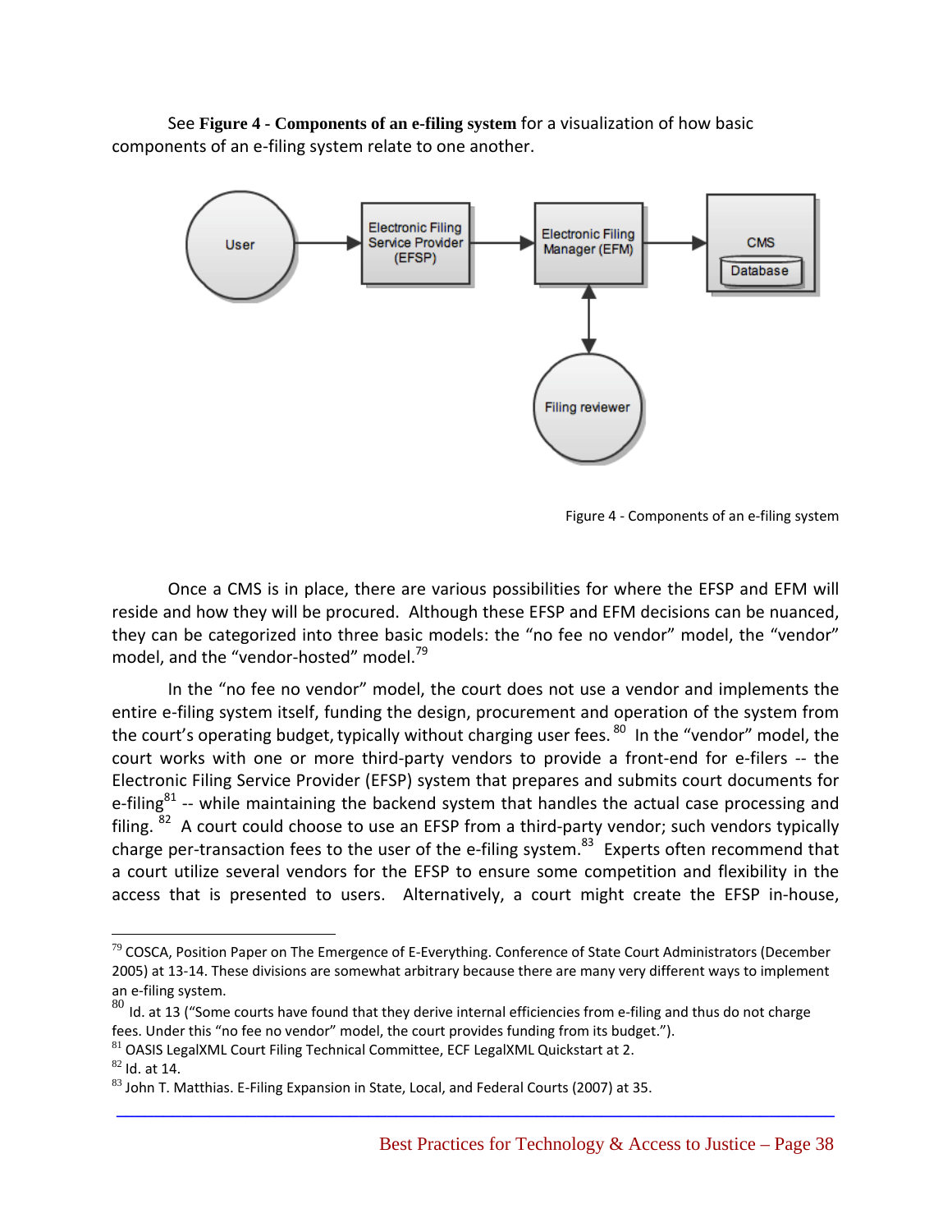See **Figure 4 - Components of an e-filing system** for a visualization of how basic components of an e-filing system relate to one another.

Figure 4 - Components of an e-filing system

Once a CMS is in place, there are various possibilities for where the EFSP and EFM will reside and how they will be procured. Although these EFSP and EFM decisions can be nuanced, they can be categorized into three basic models: the "no fee no vendor" model, the "vendor" model, and the "vendor-hosted" model.[79]

In the "no fee no vendor" model, the court does not use a vendor and implements the entire e-filing system itself, funding the design, procurement and operation of the system from the court's operating budget, typically without charging user fees.[80] In the "vendor" model, the court works with one or more third-party vendors to provide a front-end for e-filers -- the Electronic Filing Service Provider (EFSP) system that prepares and submits court documents for e-filing[81] -- while maintaining the backend system that handles the actual case processing and filing.[82] A court could choose to use an EFSP from a third-party vendor; such vendors typically charge per-transaction fees to the user of the e-filing system.[83] Experts often recommend that a court utilize several vendors for the EFSP to ensure some competition and flexibility in the access that is presented to users. Alternatively, a court might create the EFSP in-house,

---

[79] COSCA, Position Paper on The Emergence of E-Everything. Conference of State Court Administrators (December 2005) at 13-14. These divisions are somewhat arbitrary because there are many very different ways to implement an e-filing system.

[80] Id. at 13 ("Some courts have found that they derive internal efficiencies from e-filing and thus do not charge fees. Under this "no fee no vendor" model, the court provides funding from its budget.").

[81] OASIS LegalXML Court Filing Technical Committee, ECF LegalXML Quickstart at 2.

[82] Id. at 14.

[83] John T. Matthias. E-Filing Expansion in State, Local, and Federal Courts (2007) at 35.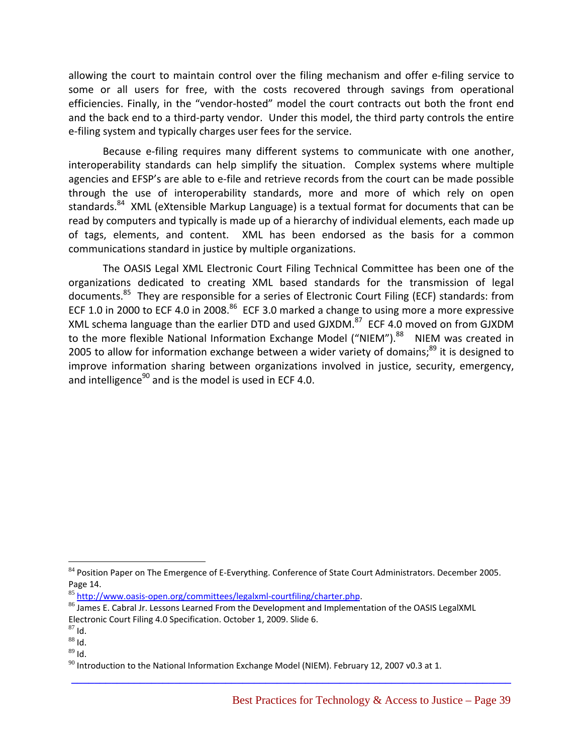allowing the court to maintain control over the filing mechanism and offer e-filing service to some or all users for free, with the costs recovered through savings from operational efficiencies. Finally, in the "vendor-hosted" model the court contracts out both the front end and the back end to a third-party vendor. Under this model, the third party controls the entire e-filing system and typically charges user fees for the service.

Because e-filing requires many different systems to communicate with one another, interoperability standards can help simplify the situation. Complex systems where multiple agencies and EFSP's are able to e-file and retrieve records from the court can be made possible through the use of interoperability standards, more and more of which rely on open standards.[84] XML (eXtensible Markup Language) is a textual format for documents that can be read by computers and typically is made up of a hierarchy of individual elements, each made up of tags, elements, and content. XML has been endorsed as the basis for a common communications standard in justice by multiple organizations.

The OASIS Legal XML Electronic Court Filing Technical Committee has been one of the organizations dedicated to creating XML based standards for the transmission of legal documents.[85] They are responsible for a series of Electronic Court Filing (ECF) standards: from ECF 1.0 in 2000 to ECF 4.0 in 2008.[86] ECF 3.0 marked a change to using more a more expressive XML schema language than the earlier DTD and used GJXDM.[87] ECF 4.0 moved on from GJXDM to the more flexible National Information Exchange Model ("NIEM").[88] NIEM was created in 2005 to allow for information exchange between a wider variety of domains;[89] it is designed to improve information sharing between organizations involved in justice, security, emergency, and intelligence[90] and is the model is used in ECF 4.0.

---

[84] Position Paper on The Emergence of E-Everything. Conference of State Court Administrators. December 2005. Page 14.

[85] http://www.oasis-open.org/committees/legalxml-courtfiling/charter.php.

[86] James E. Cabral Jr. Lessons Learned From the Development and Implementation of the OASIS LegalXML Electronic Court Filing 4.0 Specification. October 1, 2009. Slide 6.

[87] Id.

[88] Id.

[89] Id.

[90] Introduction to the National Information Exchange Model (NIEM). February 12, 2007 v0.3 at 1.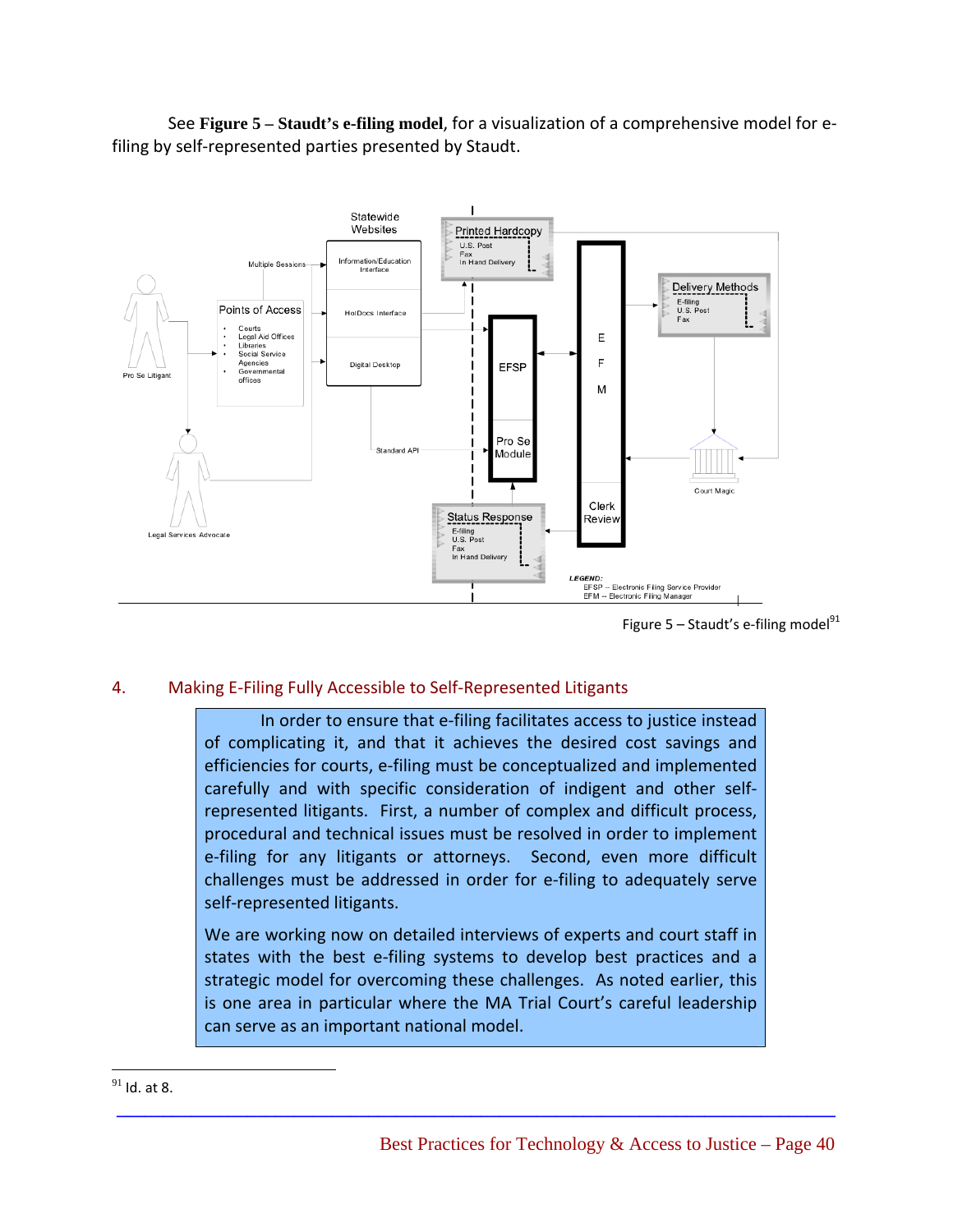See **Figure 5 – Staudt's e-filing model**, for a visualization of a comprehensive model for e-filing by self-represented parties presented by Staudt.

Figure 5 – Staudt's e-filing model[91]

## 4. Making E-Filing Fully Accessible to Self-Represented Litigants

In order to ensure that e-filing facilitates access to justice instead of complicating it, and that it achieves the desired cost savings and efficiencies for courts, e-filing must be conceptualized and implemented carefully and with specific consideration of indigent and other self-represented litigants. First, a number of complex and difficult process, procedural and technical issues must be resolved in order to implement e-filing for any litigants or attorneys. Second, even more difficult challenges must be addressed in order for e-filing to adequately serve self-represented litigants.

We are working now on detailed interviews of experts and court staff in states with the best e-filing systems to develop best practices and a strategic model for overcoming these challenges. As noted earlier, this is one area in particular where the MA Trial Court's careful leadership can serve as an important national model.

---

[91] Id. at 8.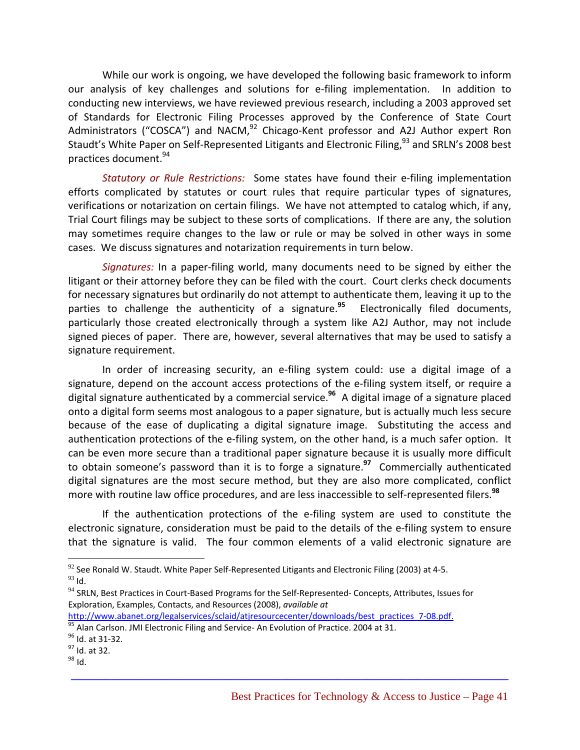While our work is ongoing, we have developed the following basic framework to inform our analysis of key challenges and solutions for e-filing implementation. In addition to conducting new interviews, we have reviewed previous research, including a 2003 approved set of Standards for Electronic Filing Processes approved by the Conference of State Court Administrators ("COSCA") and NACM,[92] Chicago-Kent professor and A2J Author expert Ron Staudt's White Paper on Self-Represented Litigants and Electronic Filing,[93] and SRLN's 2008 best practices document.[94]

*Statutory or Rule Restrictions:* Some states have found their e-filing implementation efforts complicated by statutes or court rules that require particular types of signatures, verifications or notarization on certain filings. We have not attempted to catalog which, if any, Trial Court filings may be subject to these sorts of complications. If there are any, the solution may sometimes require changes to the law or rule or may be solved in other ways in some cases. We discuss signatures and notarization requirements in turn below.

*Signatures:* In a paper-filing world, many documents need to be signed by either the litigant or their attorney before they can be filed with the court. Court clerks check documents for necessary signatures but ordinarily do not attempt to authenticate them, leaving it up to the parties to challenge the authenticity of a signature.[95] Electronically filed documents, particularly those created electronically through a system like A2J Author, may not include signed pieces of paper. There are, however, several alternatives that may be used to satisfy a signature requirement.

In order of increasing security, an e-filing system could: use a digital image of a signature, depend on the account access protections of the e-filing system itself, or require a digital signature authenticated by a commercial service.[96] A digital image of a signature placed onto a digital form seems most analogous to a paper signature, but is actually much less secure because of the ease of duplicating a digital signature image. Substituting the access and authentication protections of the e-filing system, on the other hand, is a much safer option. It can be even more secure than a traditional paper signature because it is usually more difficult to obtain someone's password than it is to forge a signature.[97] Commercially authenticated digital signatures are the most secure method, but they are also more complicated, conflict more with routine law office procedures, and are less inaccessible to self-represented filers.[98]

If the authentication protections of the e-filing system are used to constitute the electronic signature, consideration must be paid to the details of the e-filing system to ensure that the signature is valid. The four common elements of a valid electronic signature are

---

[92] See Ronald W. Staudt. White Paper Self-Represented Litigants and Electronic Filing (2003) at 4-5.

[93] Id.

[94] SRLN, Best Practices in Court-Based Programs for the Self-Represented- Concepts, Attributes, Issues for Exploration, Examples, Contacts, and Resources (2008), *available at* http://www.abanet.org/legalservices/sclaid/atjresourcecenter/downloads/best_practices_7-08.pdf.

[95] Alan Carlson. JMI Electronic Filing and Service- An Evolution of Practice. 2004 at 31.

[96] Id. at 31-32.

[97] Id. at 32.

[98] Id.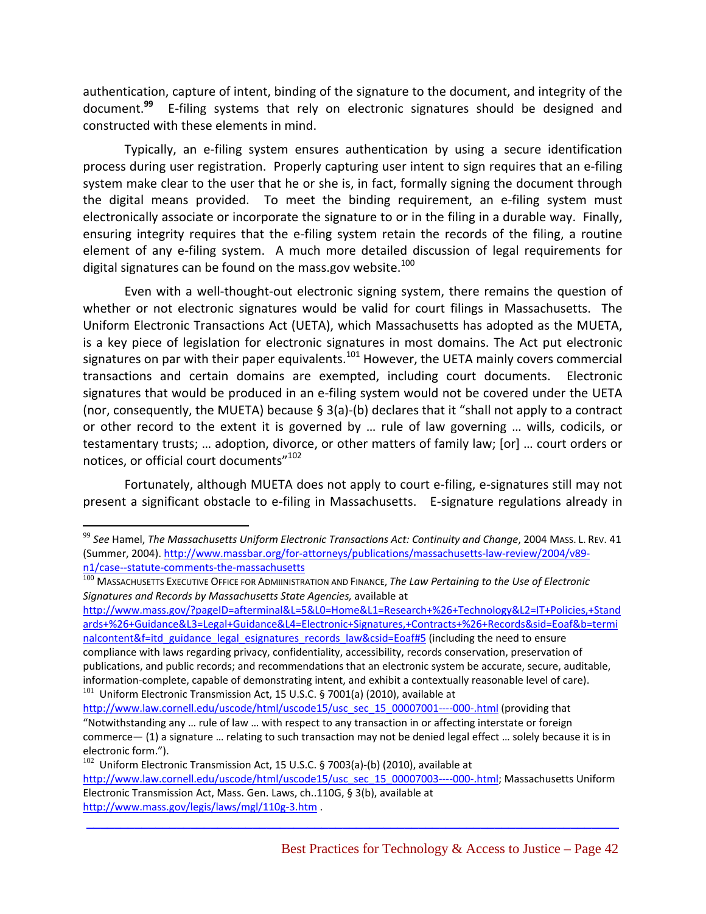authentication, capture of intent, binding of the signature to the document, and integrity of the document.[99] E-filing systems that rely on electronic signatures should be designed and constructed with these elements in mind.

Typically, an e-filing system ensures authentication by using a secure identification process during user registration. Properly capturing user intent to sign requires that an e-filing system make clear to the user that he or she is, in fact, formally signing the document through the digital means provided. To meet the binding requirement, an e-filing system must electronically associate or incorporate the signature to or in the filing in a durable way. Finally, ensuring integrity requires that the e-filing system retain the records of the filing, a routine element of any e-filing system. A much more detailed discussion of legal requirements for digital signatures can be found on the mass.gov website.[100]

Even with a well-thought-out electronic signing system, there remains the question of whether or not electronic signatures would be valid for court filings in Massachusetts. The Uniform Electronic Transactions Act (UETA), which Massachusetts has adopted as the MUETA, is a key piece of legislation for electronic signatures in most domains. The Act put electronic signatures on par with their paper equivalents.[101] However, the UETA mainly covers commercial transactions and certain domains are exempted, including court documents. Electronic signatures that would be produced in an e-filing system would not be covered under the UETA (nor, consequently, the MUETA) because § 3(a)-(b) declares that it "shall not apply to a contract or other record to the extent it is governed by … rule of law governing … wills, codicils, or testamentary trusts; … adoption, divorce, or other matters of family law; [or] … court orders or notices, or official court documents"[102]

Fortunately, although MUETA does not apply to court e-filing, e-signatures still may not present a significant obstacle to e-filing in Massachusetts. E-signature regulations already in

---

[99] *See* Hamel, *The Massachusetts Uniform Electronic Transactions Act: Continuity and Change*, 2004 MASS. L. REV. 41 (Summer, 2004). http://www.massbar.org/for-attorneys/publications/massachusetts-law-review/2004/v89-n1/case--statute-comments-the-massachusetts

[100] MASSACHUSETTS EXECUTIVE OFFICE FOR ADMIINISTRATION AND FINANCE, *The Law Pertaining to the Use of Electronic Signatures and Records by Massachusetts State Agencies,* available at http://www.mass.gov/?pageID=afterminal&L=5&L0=Home&L1=Research+%26+Technology&L2=IT+Policies,+Standards+%26+Guidance&L3=Legal+Guidance&L4=Electronic+Signatures,+Contracts+%26+Records&sid=Eoaf&b=terminalcontent&f=itd_guidance_legal_esignatures_records_law&csid=Eoaf#5 (including the need to ensure compliance with laws regarding privacy, confidentiality, accessibility, records conservation, preservation of publications, and public records; and recommendations that an electronic system be accurate, secure, auditable, information-complete, capable of demonstrating intent, and exhibit a contextually reasonable level of care).

[101] Uniform Electronic Transmission Act, 15 U.S.C. § 7001(a) (2010), available at http://www.law.cornell.edu/uscode/html/uscode15/usc_sec_15_00007001----000-.html (providing that "Notwithstanding any … rule of law … with respect to any transaction in or affecting interstate or foreign commerce— (1) a signature … relating to such transaction may not be denied legal effect … solely because it is in electronic form.").

[102] Uniform Electronic Transmission Act, 15 U.S.C. § 7003(a)-(b) (2010), available at http://www.law.cornell.edu/uscode/html/uscode15/usc_sec_15_00007003----000-.html; Massachusetts Uniform Electronic Transmission Act, Mass. Gen. Laws, ch..110G, § 3(b), available at http://www.mass.gov/legis/laws/mgl/110g-3.htm .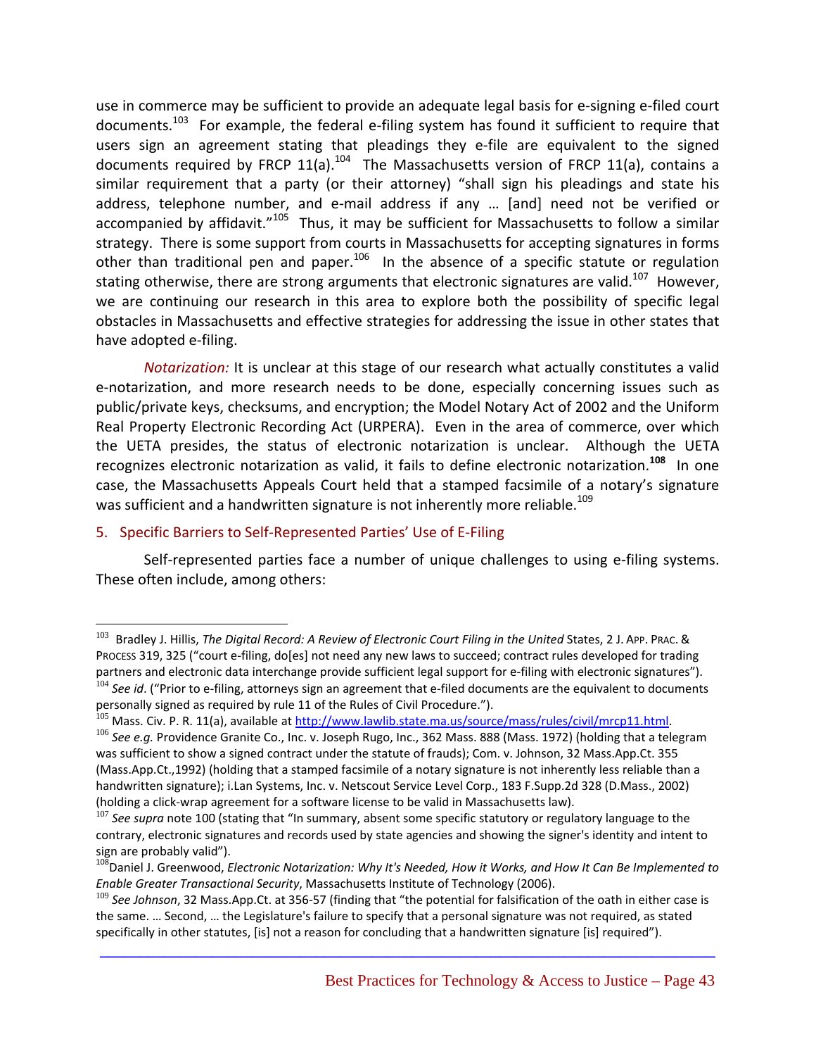use in commerce may be sufficient to provide an adequate legal basis for e-signing e-filed court documents.[103] For example, the federal e-filing system has found it sufficient to require that users sign an agreement stating that pleadings they e-file are equivalent to the signed documents required by FRCP 11(a).[104] The Massachusetts version of FRCP 11(a), contains a similar requirement that a party (or their attorney) "shall sign his pleadings and state his address, telephone number, and e-mail address if any … [and] need not be verified or accompanied by affidavit."[105] Thus, it may be sufficient for Massachusetts to follow a similar strategy. There is some support from courts in Massachusetts for accepting signatures in forms other than traditional pen and paper.[106] In the absence of a specific statute or regulation stating otherwise, there are strong arguments that electronic signatures are valid.[107] However, we are continuing our research in this area to explore both the possibility of specific legal obstacles in Massachusetts and effective strategies for addressing the issue in other states that have adopted e-filing.

*Notarization:* It is unclear at this stage of our research what actually constitutes a valid e-notarization, and more research needs to be done, especially concerning issues such as public/private keys, checksums, and encryption; the Model Notary Act of 2002 and the Uniform Real Property Electronic Recording Act (URPERA). Even in the area of commerce, over which the UETA presides, the status of electronic notarization is unclear. Although the UETA recognizes electronic notarization as valid, it fails to define electronic notarization.[108] In one case, the Massachusetts Appeals Court held that a stamped facsimile of a notary's signature was sufficient and a handwritten signature is not inherently more reliable.[109]

### 5. Specific Barriers to Self-Represented Parties' Use of E-Filing

Self-represented parties face a number of unique challenges to using e-filing systems. These often include, among others:

---

[103] Bradley J. Hillis, *The Digital Record: A Review of Electronic Court Filing in the United* States, 2 J. APP. PRAC. & PROCESS 319, 325 ("court e-filing, do[es] not need any new laws to succeed; contract rules developed for trading partners and electronic data interchange provide sufficient legal support for e-filing with electronic signatures").

[104] *See id*. ("Prior to e-filing, attorneys sign an agreement that e-filed documents are the equivalent to documents personally signed as required by rule 11 of the Rules of Civil Procedure.").

[105] Mass. Civ. P. R. 11(a), available at http://www.lawlib.state.ma.us/source/mass/rules/civil/mrcp11.html.

[106] *See e.g.* Providence Granite Co., Inc. v. Joseph Rugo, Inc., 362 Mass. 888 (Mass. 1972) (holding that a telegram was sufficient to show a signed contract under the statute of frauds); Com. v. Johnson, 32 Mass.App.Ct. 355 (Mass.App.Ct.,1992) (holding that a stamped facsimile of a notary signature is not inherently less reliable than a handwritten signature); i.Lan Systems, Inc. v. Netscout Service Level Corp., 183 F.Supp.2d 328 (D.Mass., 2002) (holding a click-wrap agreement for a software license to be valid in Massachusetts law).

[107] *See supra* note 100 (stating that "In summary, absent some specific statutory or regulatory language to the contrary, electronic signatures and records used by state agencies and showing the signer's identity and intent to sign are probably valid").

[108] Daniel J. Greenwood, *Electronic Notarization: Why It's Needed, How it Works, and How It Can Be Implemented to Enable Greater Transactional Security*, Massachusetts Institute of Technology (2006).

[109] *See Johnson*, 32 Mass.App.Ct. at 356-57 (finding that "the potential for falsification of the oath in either case is the same. … Second, … the Legislature's failure to specify that a personal signature was not required, as stated specifically in other statutes, [is] not a reason for concluding that a handwritten signature [is] required").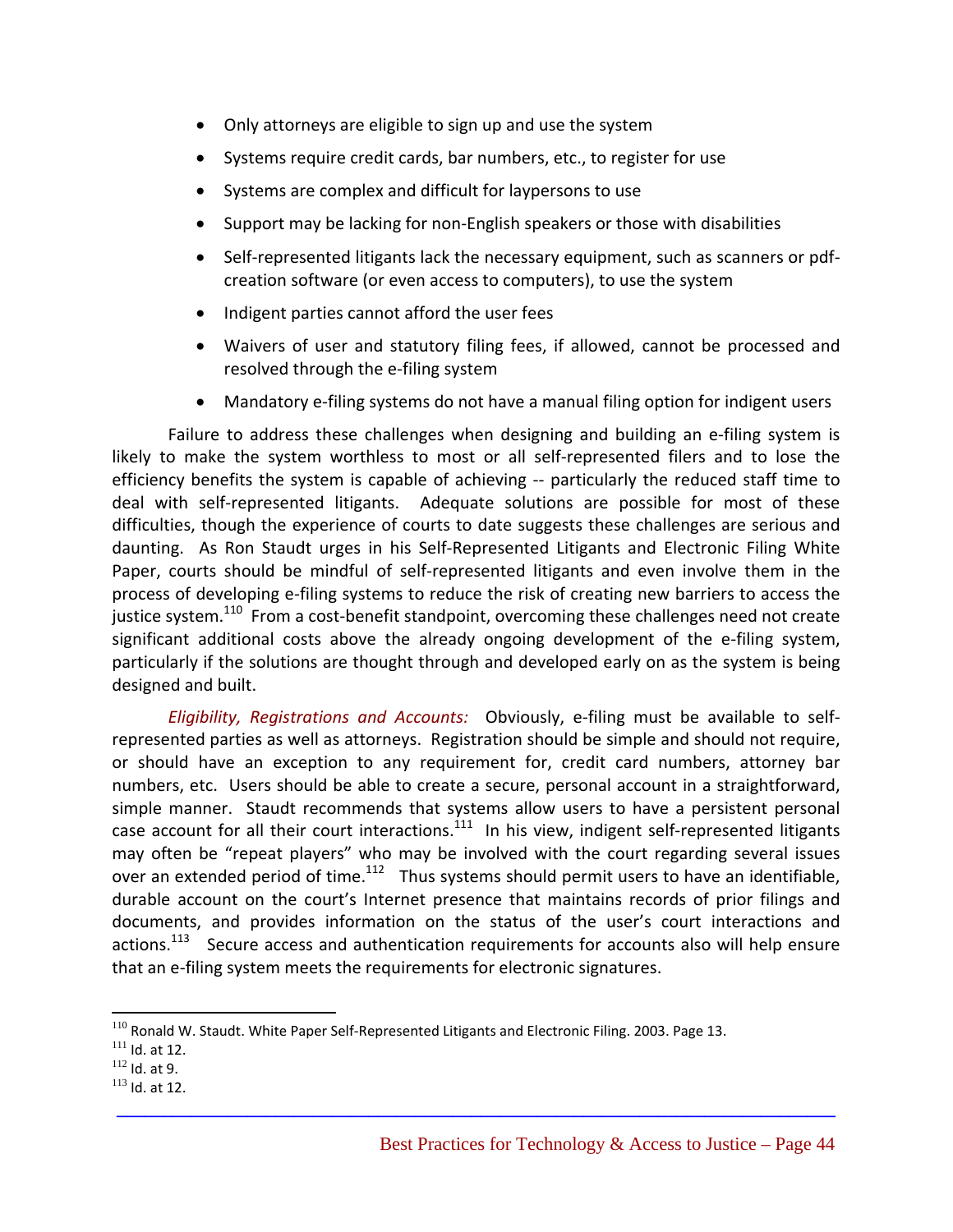- Only attorneys are eligible to sign up and use the system
- Systems require credit cards, bar numbers, etc., to register for use
- Systems are complex and difficult for laypersons to use
- Support may be lacking for non-English speakers or those with disabilities
- Self-represented litigants lack the necessary equipment, such as scanners or pdf-creation software (or even access to computers), to use the system
- Indigent parties cannot afford the user fees
- Waivers of user and statutory filing fees, if allowed, cannot be processed and resolved through the e-filing system
- Mandatory e-filing systems do not have a manual filing option for indigent users

Failure to address these challenges when designing and building an e-filing system is likely to make the system worthless to most or all self-represented filers and to lose the efficiency benefits the system is capable of achieving -- particularly the reduced staff time to deal with self-represented litigants. Adequate solutions are possible for most of these difficulties, though the experience of courts to date suggests these challenges are serious and daunting. As Ron Staudt urges in his Self-Represented Litigants and Electronic Filing White Paper, courts should be mindful of self-represented litigants and even involve them in the process of developing e-filing systems to reduce the risk of creating new barriers to access the justice system.[110] From a cost-benefit standpoint, overcoming these challenges need not create significant additional costs above the already ongoing development of the e-filing system, particularly if the solutions are thought through and developed early on as the system is being designed and built.

*Eligibility, Registrations and Accounts:* Obviously, e-filing must be available to self-represented parties as well as attorneys. Registration should be simple and should not require, or should have an exception to any requirement for, credit card numbers, attorney bar numbers, etc. Users should be able to create a secure, personal account in a straightforward, simple manner. Staudt recommends that systems allow users to have a persistent personal case account for all their court interactions.[111] In his view, indigent self-represented litigants may often be "repeat players" who may be involved with the court regarding several issues over an extended period of time.[112] Thus systems should permit users to have an identifiable, durable account on the court's Internet presence that maintains records of prior filings and documents, and provides information on the status of the user's court interactions and actions.[113] Secure access and authentication requirements for accounts also will help ensure that an e-filing system meets the requirements for electronic signatures.

[110] Ronald W. Staudt. White Paper Self-Represented Litigants and Electronic Filing. 2003. Page 13.
[111] Id. at 12.
[112] Id. at 9.
[113] Id. at 12.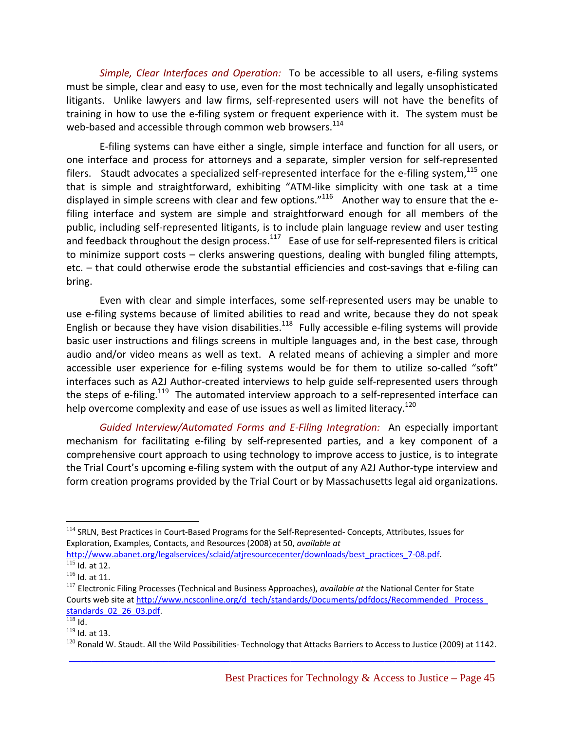*Simple, Clear Interfaces and Operation:* To be accessible to all users, e-filing systems must be simple, clear and easy to use, even for the most technically and legally unsophisticated litigants. Unlike lawyers and law firms, self-represented users will not have the benefits of training in how to use the e-filing system or frequent experience with it. The system must be web-based and accessible through common web browsers.[114]

E-filing systems can have either a single, simple interface and function for all users, or one interface and process for attorneys and a separate, simpler version for self-represented filers. Staudt advocates a specialized self-represented interface for the e-filing system,[115] one that is simple and straightforward, exhibiting "ATM-like simplicity with one task at a time displayed in simple screens with clear and few options."[116] Another way to ensure that the e-filing interface and system are simple and straightforward enough for all members of the public, including self-represented litigants, is to include plain language review and user testing and feedback throughout the design process.[117] Ease of use for self-represented filers is critical to minimize support costs – clerks answering questions, dealing with bungled filing attempts, etc. – that could otherwise erode the substantial efficiencies and cost-savings that e-filing can bring.

Even with clear and simple interfaces, some self-represented users may be unable to use e-filing systems because of limited abilities to read and write, because they do not speak English or because they have vision disabilities.[118] Fully accessible e-filing systems will provide basic user instructions and filings screens in multiple languages and, in the best case, through audio and/or video means as well as text. A related means of achieving a simpler and more accessible user experience for e-filing systems would be for them to utilize so-called "soft" interfaces such as A2J Author-created interviews to help guide self-represented users through the steps of e-filing.[119] The automated interview approach to a self-represented interface can help overcome complexity and ease of use issues as well as limited literacy.[120]

*Guided Interview/Automated Forms and E-Filing Integration:* An especially important mechanism for facilitating e-filing by self-represented parties, and a key component of a comprehensive court approach to using technology to improve access to justice, is to integrate the Trial Court's upcoming e-filing system with the output of any A2J Author-type interview and form creation programs provided by the Trial Court or by Massachusetts legal aid organizations.

---

[114] SRLN, Best Practices in Court-Based Programs for the Self-Represented- Concepts, Attributes, Issues for Exploration, Examples, Contacts, and Resources (2008) at 50, *available at* http://www.abanet.org/legalservices/sclaid/atjresourcecenter/downloads/best_practices_7-08.pdf.

[115] Id. at 12.

[116] Id. at 11.

[117] Electronic Filing Processes (Technical and Business Approaches), *available at* the National Center for State Courts web site at http://www.ncsconline.org/d_tech/standards/Documents/pdfdocs/Recommended_Process_standards_02_26_03.pdf.

[118] Id.

[119] Id. at 13.

[120] Ronald W. Staudt. All the Wild Possibilities- Technology that Attacks Barriers to Access to Justice (2009) at 1142.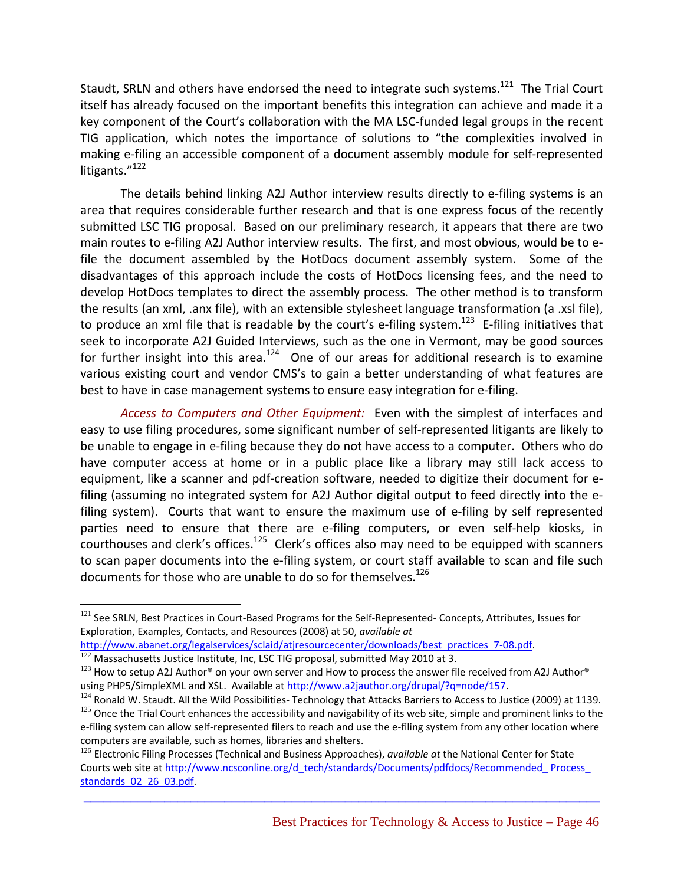Staudt, SRLN and others have endorsed the need to integrate such systems.[121] The Trial Court itself has already focused on the important benefits this integration can achieve and made it a key component of the Court's collaboration with the MA LSC-funded legal groups in the recent TIG application, which notes the importance of solutions to "the complexities involved in making e-filing an accessible component of a document assembly module for self-represented litigants."[122]

The details behind linking A2J Author interview results directly to e-filing systems is an area that requires considerable further research and that is one express focus of the recently submitted LSC TIG proposal. Based on our preliminary research, it appears that there are two main routes to e-filing A2J Author interview results. The first, and most obvious, would be to e-file the document assembled by the HotDocs document assembly system. Some of the disadvantages of this approach include the costs of HotDocs licensing fees, and the need to develop HotDocs templates to direct the assembly process. The other method is to transform the results (an xml, .anx file), with an extensible stylesheet language transformation (a .xsl file), to produce an xml file that is readable by the court's e-filing system.[123] E-filing initiatives that seek to incorporate A2J Guided Interviews, such as the one in Vermont, may be good sources for further insight into this area.[124] One of our areas for additional research is to examine various existing court and vendor CMS's to gain a better understanding of what features are best to have in case management systems to ensure easy integration for e-filing.

*Access to Computers and Other Equipment:* Even with the simplest of interfaces and easy to use filing procedures, some significant number of self-represented litigants are likely to be unable to engage in e-filing because they do not have access to a computer. Others who do have computer access at home or in a public place like a library may still lack access to equipment, like a scanner and pdf-creation software, needed to digitize their document for e-filing (assuming no integrated system for A2J Author digital output to feed directly into the e-filing system). Courts that want to ensure the maximum use of e-filing by self represented parties need to ensure that there are e-filing computers, or even self-help kiosks, in courthouses and clerk's offices.[125] Clerk's offices also may need to be equipped with scanners to scan paper documents into the e-filing system, or court staff available to scan and file such documents for those who are unable to do so for themselves.[126]

---

[121] See SRLN, Best Practices in Court-Based Programs for the Self-Represented- Concepts, Attributes, Issues for Exploration, Examples, Contacts, and Resources (2008) at 50, *available at* http://www.abanet.org/legalservices/sclaid/atjresourcecenter/downloads/best_practices_7-08.pdf.

[122] Massachusetts Justice Institute, Inc, LSC TIG proposal, submitted May 2010 at 3.

[123] How to setup A2J Author® on your own server and How to process the answer file received from A2J Author® using PHP5/SimpleXML and XSL. Available at http://www.a2jauthor.org/drupal/?q=node/157.

[124] Ronald W. Staudt. All the Wild Possibilities- Technology that Attacks Barriers to Access to Justice (2009) at 1139.

[125] Once the Trial Court enhances the accessibility and navigability of its web site, simple and prominent links to the e-filing system can allow self-represented filers to reach and use the e-filing system from any other location where computers are available, such as homes, libraries and shelters.

[126] Electronic Filing Processes (Technical and Business Approaches), *available at* the National Center for State Courts web site at http://www.ncsconline.org/d_tech/standards/Documents/pdfdocs/Recommended_Process_standards_02_26_03.pdf.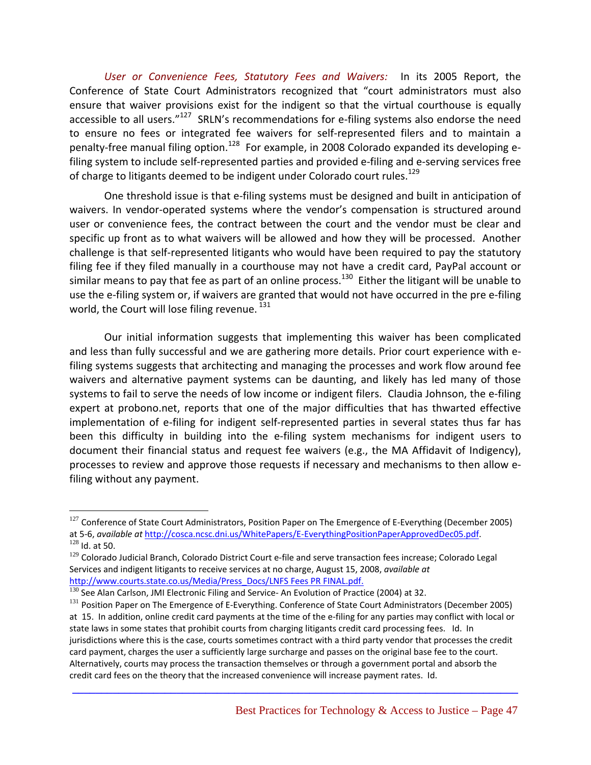*User or Convenience Fees, Statutory Fees and Waivers:* In its 2005 Report, the Conference of State Court Administrators recognized that "court administrators must also ensure that waiver provisions exist for the indigent so that the virtual courthouse is equally accessible to all users."[127] SRLN's recommendations for e-filing systems also endorse the need to ensure no fees or integrated fee waivers for self-represented filers and to maintain a penalty-free manual filing option.[128] For example, in 2008 Colorado expanded its developing e-filing system to include self-represented parties and provided e-filing and e-serving services free of charge to litigants deemed to be indigent under Colorado court rules.[129]

One threshold issue is that e-filing systems must be designed and built in anticipation of waivers. In vendor-operated systems where the vendor's compensation is structured around user or convenience fees, the contract between the court and the vendor must be clear and specific up front as to what waivers will be allowed and how they will be processed. Another challenge is that self-represented litigants who would have been required to pay the statutory filing fee if they filed manually in a courthouse may not have a credit card, PayPal account or similar means to pay that fee as part of an online process.[130] Either the litigant will be unable to use the e-filing system or, if waivers are granted that would not have occurred in the pre e-filing world, the Court will lose filing revenue.[131]

Our initial information suggests that implementing this waiver has been complicated and less than fully successful and we are gathering more details. Prior court experience with e-filing systems suggests that architecting and managing the processes and work flow around fee waivers and alternative payment systems can be daunting, and likely has led many of those systems to fail to serve the needs of low income or indigent filers. Claudia Johnson, the e-filing expert at probono.net, reports that one of the major difficulties that has thwarted effective implementation of e-filing for indigent self-represented parties in several states thus far has been this difficulty in building into the e-filing system mechanisms for indigent users to document their financial status and request fee waivers (e.g., the MA Affidavit of Indigency), processes to review and approve those requests if necessary and mechanisms to then allow e-filing without any payment.

---

[127] Conference of State Court Administrators, Position Paper on The Emergence of E-Everything (December 2005) at 5-6, *available at* http://cosca.ncsc.dni.us/WhitePapers/E-EverythingPositionPaperApprovedDec05.pdf.

[128] Id. at 50.

[129] Colorado Judicial Branch, Colorado District Court e-file and serve transaction fees increase; Colorado Legal Services and indigent litigants to receive services at no charge, August 15, 2008, *available at* http://www.courts.state.co.us/Media/Press_Docs/LNFS Fees PR FINAL.pdf.

[130] See Alan Carlson, JMI Electronic Filing and Service- An Evolution of Practice (2004) at 32.

[131] Position Paper on The Emergence of E-Everything. Conference of State Court Administrators (December 2005) at 15. In addition, online credit card payments at the time of the e-filing for any parties may conflict with local or state laws in some states that prohibit courts from charging litigants credit card processing fees. Id. In jurisdictions where this is the case, courts sometimes contract with a third party vendor that processes the credit card payment, charges the user a sufficiently large surcharge and passes on the original base fee to the court. Alternatively, courts may process the transaction themselves or through a government portal and absorb the credit card fees on the theory that the increased convenience will increase payment rates. Id.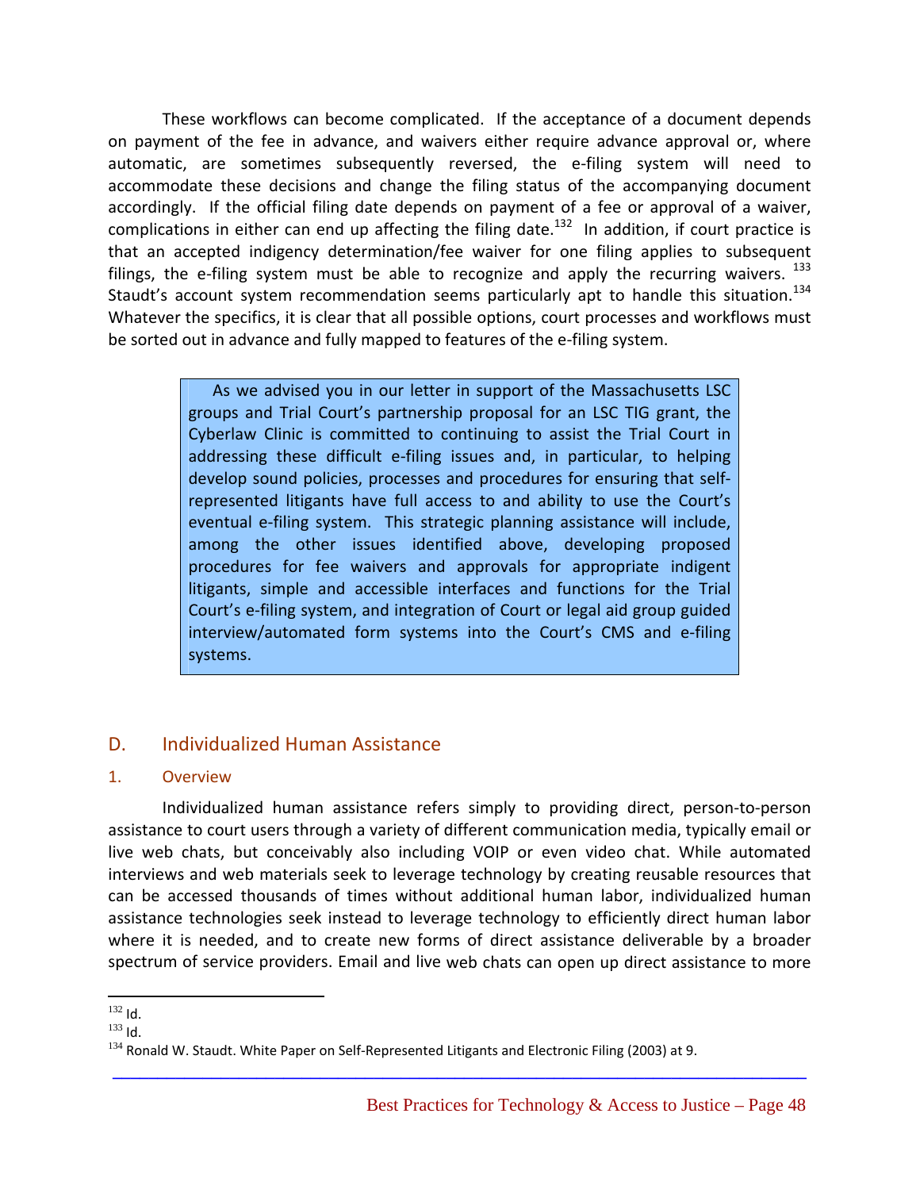These workflows can become complicated. If the acceptance of a document depends on payment of the fee in advance, and waivers either require advance approval or, where automatic, are sometimes subsequently reversed, the e-filing system will need to accommodate these decisions and change the filing status of the accompanying document accordingly. If the official filing date depends on payment of a fee or approval of a waiver, complications in either can end up affecting the filing date.[132] In addition, if court practice is that an accepted indigency determination/fee waiver for one filing applies to subsequent filings, the e-filing system must be able to recognize and apply the recurring waivers.[133] Staudt's account system recommendation seems particularly apt to handle this situation.[134] Whatever the specifics, it is clear that all possible options, court processes and workflows must be sorted out in advance and fully mapped to features of the e-filing system.

> As we advised you in our letter in support of the Massachusetts LSC groups and Trial Court's partnership proposal for an LSC TIG grant, the Cyberlaw Clinic is committed to continuing to assist the Trial Court in addressing these difficult e-filing issues and, in particular, to helping develop sound policies, processes and procedures for ensuring that self-represented litigants have full access to and ability to use the Court's eventual e-filing system. This strategic planning assistance will include, among the other issues identified above, developing proposed procedures for fee waivers and approvals for appropriate indigent litigants, simple and accessible interfaces and functions for the Trial Court's e-filing system, and integration of Court or legal aid group guided interview/automated form systems into the Court's CMS and e-filing systems.

## D. Individualized Human Assistance

### 1. Overview

Individualized human assistance refers simply to providing direct, person-to-person assistance to court users through a variety of different communication media, typically email or live web chats, but conceivably also including VOIP or even video chat. While automated interviews and web materials seek to leverage technology by creating reusable resources that can be accessed thousands of times without additional human labor, individualized human assistance technologies seek instead to leverage technology to efficiently direct human labor where it is needed, and to create new forms of direct assistance deliverable by a broader spectrum of service providers. Email and live web chats can open up direct assistance to more

---

[132] Id.

[133] Id.

[134] Ronald W. Staudt. White Paper on Self-Represented Litigants and Electronic Filing (2003) at 9.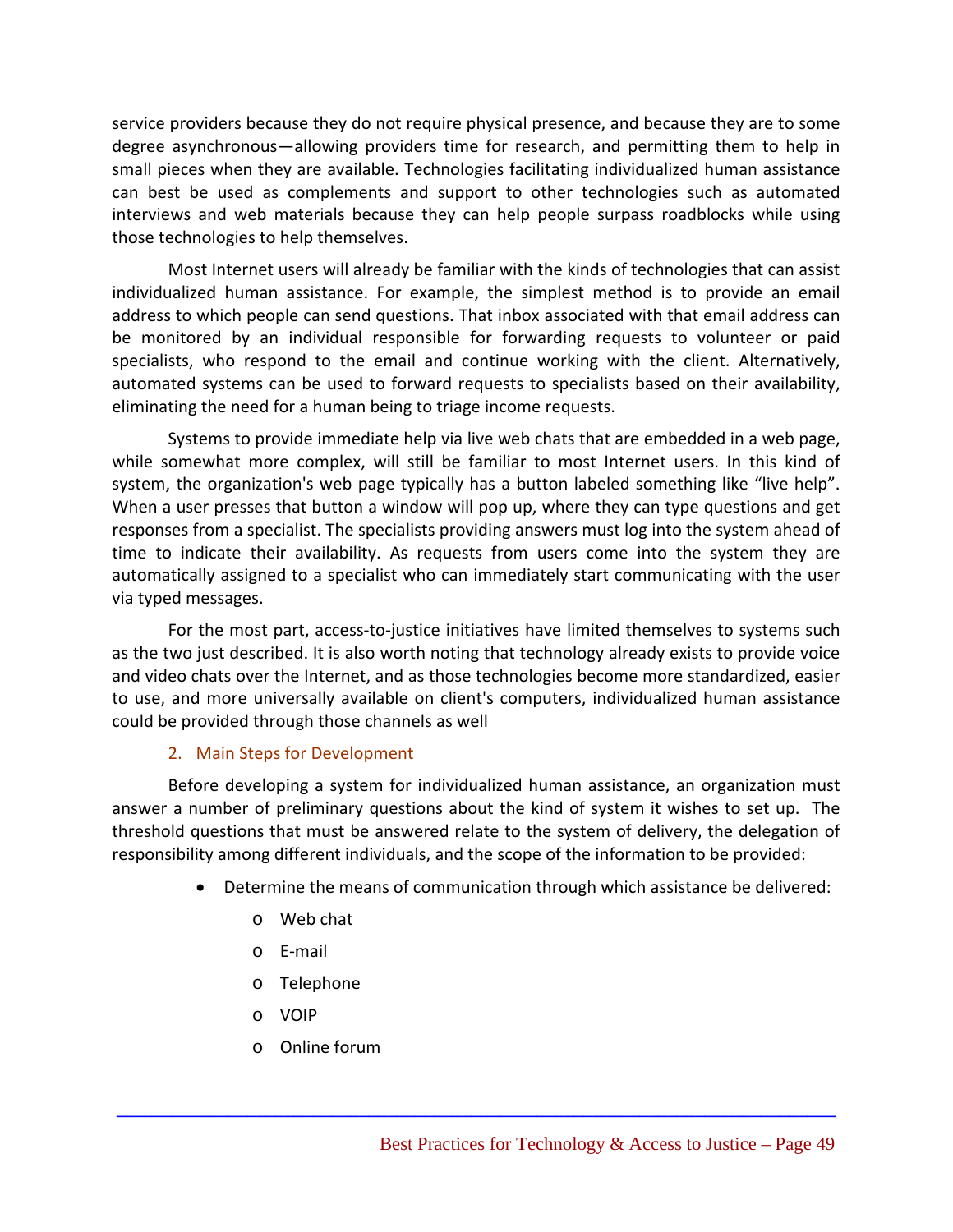service providers because they do not require physical presence, and because they are to some degree asynchronous—allowing providers time for research, and permitting them to help in small pieces when they are available. Technologies facilitating individualized human assistance can best be used as complements and support to other technologies such as automated interviews and web materials because they can help people surpass roadblocks while using those technologies to help themselves.

Most Internet users will already be familiar with the kinds of technologies that can assist individualized human assistance. For example, the simplest method is to provide an email address to which people can send questions. That inbox associated with that email address can be monitored by an individual responsible for forwarding requests to volunteer or paid specialists, who respond to the email and continue working with the client. Alternatively, automated systems can be used to forward requests to specialists based on their availability, eliminating the need for a human being to triage income requests.

Systems to provide immediate help via live web chats that are embedded in a web page, while somewhat more complex, will still be familiar to most Internet users. In this kind of system, the organization's web page typically has a button labeled something like "live help". When a user presses that button a window will pop up, where they can type questions and get responses from a specialist. The specialists providing answers must log into the system ahead of time to indicate their availability. As requests from users come into the system they are automatically assigned to a specialist who can immediately start communicating with the user via typed messages.

For the most part, access-to-justice initiatives have limited themselves to systems such as the two just described. It is also worth noting that technology already exists to provide voice and video chats over the Internet, and as those technologies become more standardized, easier to use, and more universally available on client's computers, individualized human assistance could be provided through those channels as well

### 2. Main Steps for Development

Before developing a system for individualized human assistance, an organization must answer a number of preliminary questions about the kind of system it wishes to set up. The threshold questions that must be answered relate to the system of delivery, the delegation of responsibility among different individuals, and the scope of the information to be provided:

- Determine the means of communication through which assistance be delivered:
  - Web chat
  - E-mail
  - Telephone
  - VOIP
  - Online forum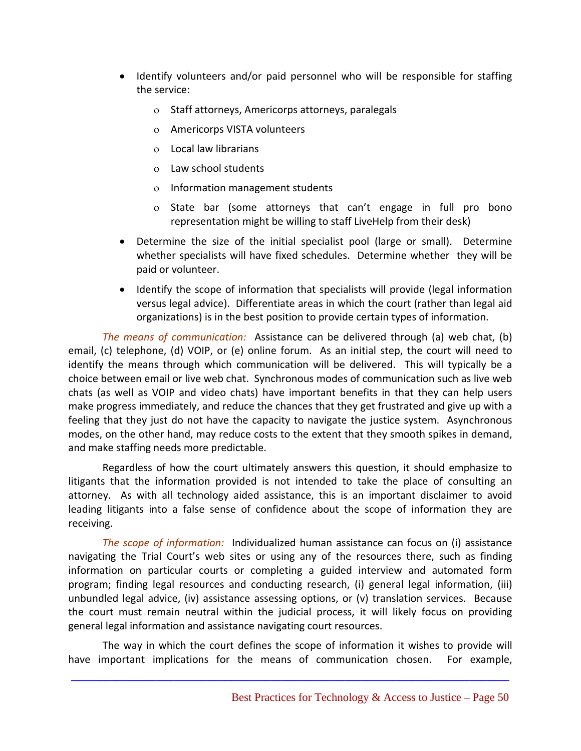- Identify volunteers and/or paid personnel who will be responsible for staffing the service:
  - Staff attorneys, Americorps attorneys, paralegals
  - Americorps VISTA volunteers
  - Local law librarians
  - Law school students
  - Information management students
  - State bar (some attorneys that can't engage in full pro bono representation might be willing to staff LiveHelp from their desk)
- Determine the size of the initial specialist pool (large or small). Determine whether specialists will have fixed schedules. Determine whether they will be paid or volunteer.
- Identify the scope of information that specialists will provide (legal information versus legal advice). Differentiate areas in which the court (rather than legal aid organizations) is in the best position to provide certain types of information.

*The means of communication:* Assistance can be delivered through (a) web chat, (b) email, (c) telephone, (d) VOIP, or (e) online forum. As an initial step, the court will need to identify the means through which communication will be delivered. This will typically be a choice between email or live web chat. Synchronous modes of communication such as live web chats (as well as VOIP and video chats) have important benefits in that they can help users make progress immediately, and reduce the chances that they get frustrated and give up with a feeling that they just do not have the capacity to navigate the justice system. Asynchronous modes, on the other hand, may reduce costs to the extent that they smooth spikes in demand, and make staffing needs more predictable.

Regardless of how the court ultimately answers this question, it should emphasize to litigants that the information provided is not intended to take the place of consulting an attorney. As with all technology aided assistance, this is an important disclaimer to avoid leading litigants into a false sense of confidence about the scope of information they are receiving.

*The scope of information:* Individualized human assistance can focus on (i) assistance navigating the Trial Court's web sites or using any of the resources there, such as finding information on particular courts or completing a guided interview and automated form program; finding legal resources and conducting research, (i) general legal information, (iii) unbundled legal advice, (iv) assistance assessing options, or (v) translation services. Because the court must remain neutral within the judicial process, it will likely focus on providing general legal information and assistance navigating court resources.

The way in which the court defines the scope of information it wishes to provide will have important implications for the means of communication chosen. For example,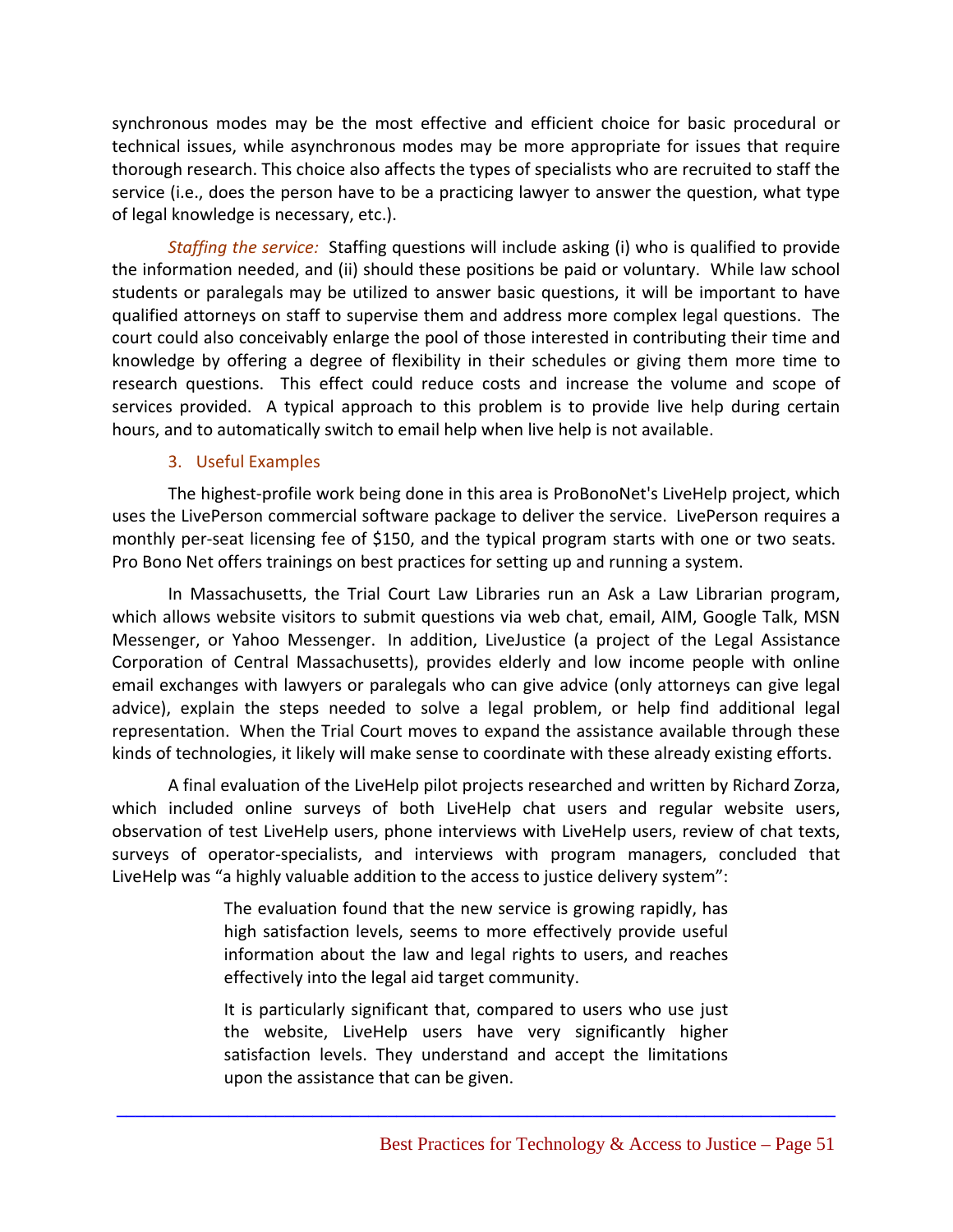synchronous modes may be the most effective and efficient choice for basic procedural or technical issues, while asynchronous modes may be more appropriate for issues that require thorough research. This choice also affects the types of specialists who are recruited to staff the service (i.e., does the person have to be a practicing lawyer to answer the question, what type of legal knowledge is necessary, etc.).

*Staffing the service:* Staffing questions will include asking (i) who is qualified to provide the information needed, and (ii) should these positions be paid or voluntary. While law school students or paralegals may be utilized to answer basic questions, it will be important to have qualified attorneys on staff to supervise them and address more complex legal questions. The court could also conceivably enlarge the pool of those interested in contributing their time and knowledge by offering a degree of flexibility in their schedules or giving them more time to research questions. This effect could reduce costs and increase the volume and scope of services provided. A typical approach to this problem is to provide live help during certain hours, and to automatically switch to email help when live help is not available.

### 3. Useful Examples

The highest-profile work being done in this area is ProBonoNet's LiveHelp project, which uses the LivePerson commercial software package to deliver the service. LivePerson requires a monthly per-seat licensing fee of $150, and the typical program starts with one or two seats. Pro Bono Net offers trainings on best practices for setting up and running a system.

In Massachusetts, the Trial Court Law Libraries run an Ask a Law Librarian program, which allows website visitors to submit questions via web chat, email, AIM, Google Talk, MSN Messenger, or Yahoo Messenger. In addition, LiveJustice (a project of the Legal Assistance Corporation of Central Massachusetts), provides elderly and low income people with online email exchanges with lawyers or paralegals who can give advice (only attorneys can give legal advice), explain the steps needed to solve a legal problem, or help find additional legal representation. When the Trial Court moves to expand the assistance available through these kinds of technologies, it likely will make sense to coordinate with these already existing efforts.

A final evaluation of the LiveHelp pilot projects researched and written by Richard Zorza, which included online surveys of both LiveHelp chat users and regular website users, observation of test LiveHelp users, phone interviews with LiveHelp users, review of chat texts, surveys of operator-specialists, and interviews with program managers, concluded that LiveHelp was "a highly valuable addition to the access to justice delivery system":

> The evaluation found that the new service is growing rapidly, has high satisfaction levels, seems to more effectively provide useful information about the law and legal rights to users, and reaches effectively into the legal aid target community.
>
> It is particularly significant that, compared to users who use just the website, LiveHelp users have very significantly higher satisfaction levels. They understand and accept the limitations upon the assistance that can be given.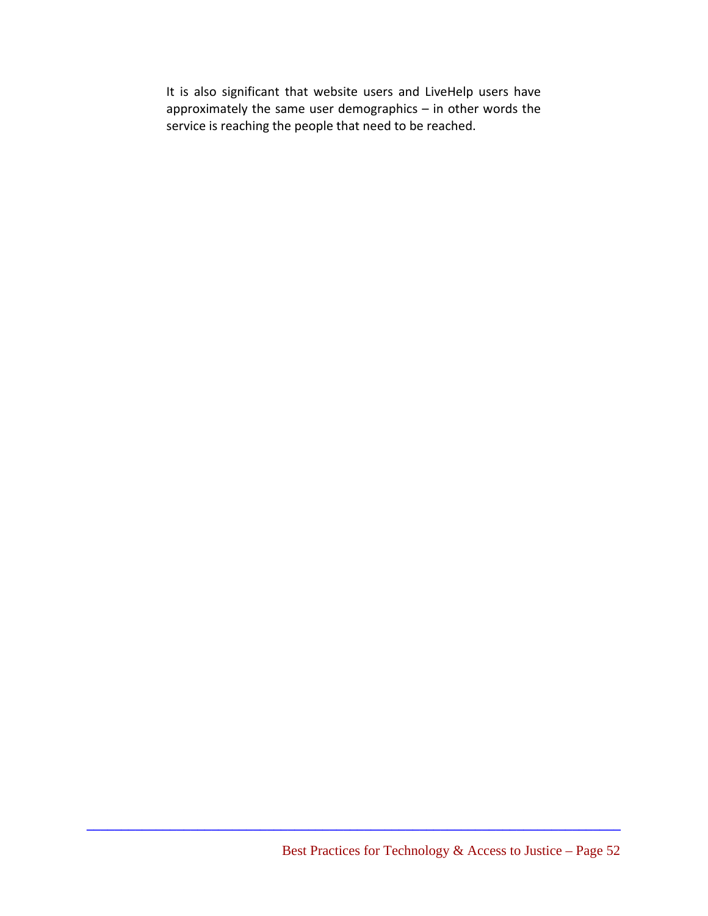It is also significant that website users and LiveHelp users have approximately the same user demographics – in other words the service is reaching the people that need to be reached.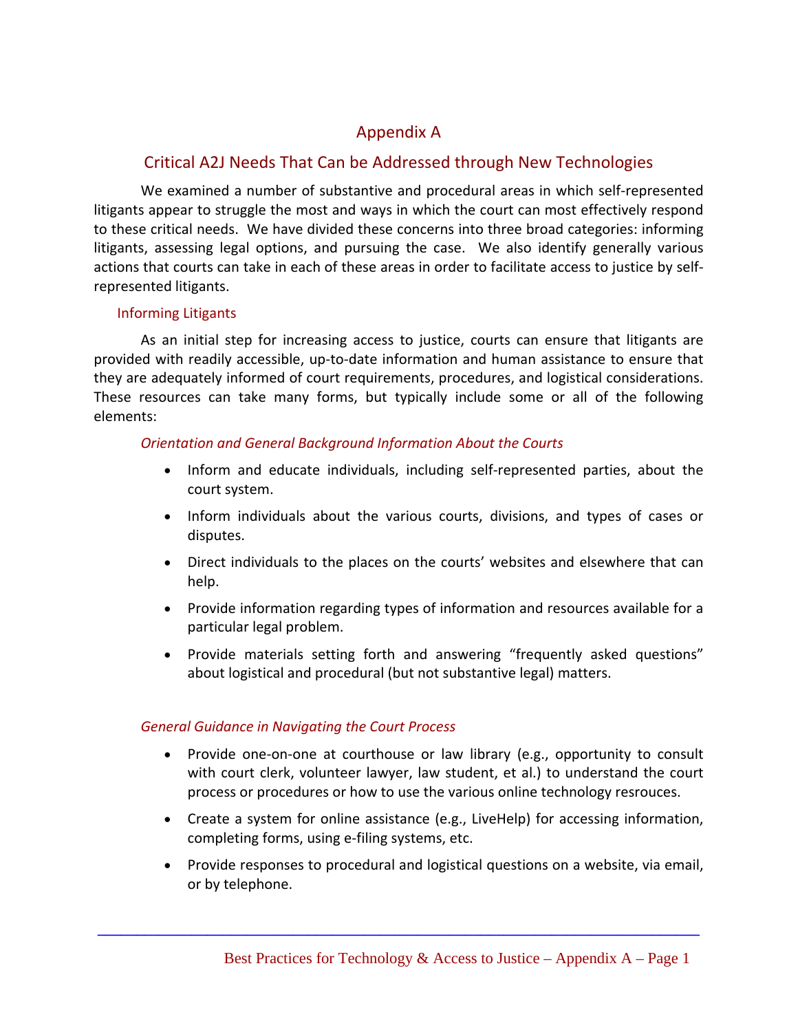# Appendix A

## Critical A2J Needs That Can be Addressed through New Technologies

We examined a number of substantive and procedural areas in which self-represented litigants appear to struggle the most and ways in which the court can most effectively respond to these critical needs. We have divided these concerns into three broad categories: informing litigants, assessing legal options, and pursuing the case. We also identify generally various actions that courts can take in each of these areas in order to facilitate access to justice by self-represented litigants.

### Informing Litigants

As an initial step for increasing access to justice, courts can ensure that litigants are provided with readily accessible, up-to-date information and human assistance to ensure that they are adequately informed of court requirements, procedures, and logistical considerations. These resources can take many forms, but typically include some or all of the following elements:

#### *Orientation and General Background Information About the Courts*

- Inform and educate individuals, including self-represented parties, about the court system.
- Inform individuals about the various courts, divisions, and types of cases or disputes.
- Direct individuals to the places on the courts' websites and elsewhere that can help.
- Provide information regarding types of information and resources available for a particular legal problem.
- Provide materials setting forth and answering "frequently asked questions" about logistical and procedural (but not substantive legal) matters.

#### *General Guidance in Navigating the Court Process*

- Provide one-on-one at courthouse or law library (e.g., opportunity to consult with court clerk, volunteer lawyer, law student, et al.) to understand the court process or procedures or how to use the various online technology resrouces.
- Create a system for online assistance (e.g., LiveHelp) for accessing information, completing forms, using e-filing systems, etc.
- Provide responses to procedural and logistical questions on a website, via email, or by telephone.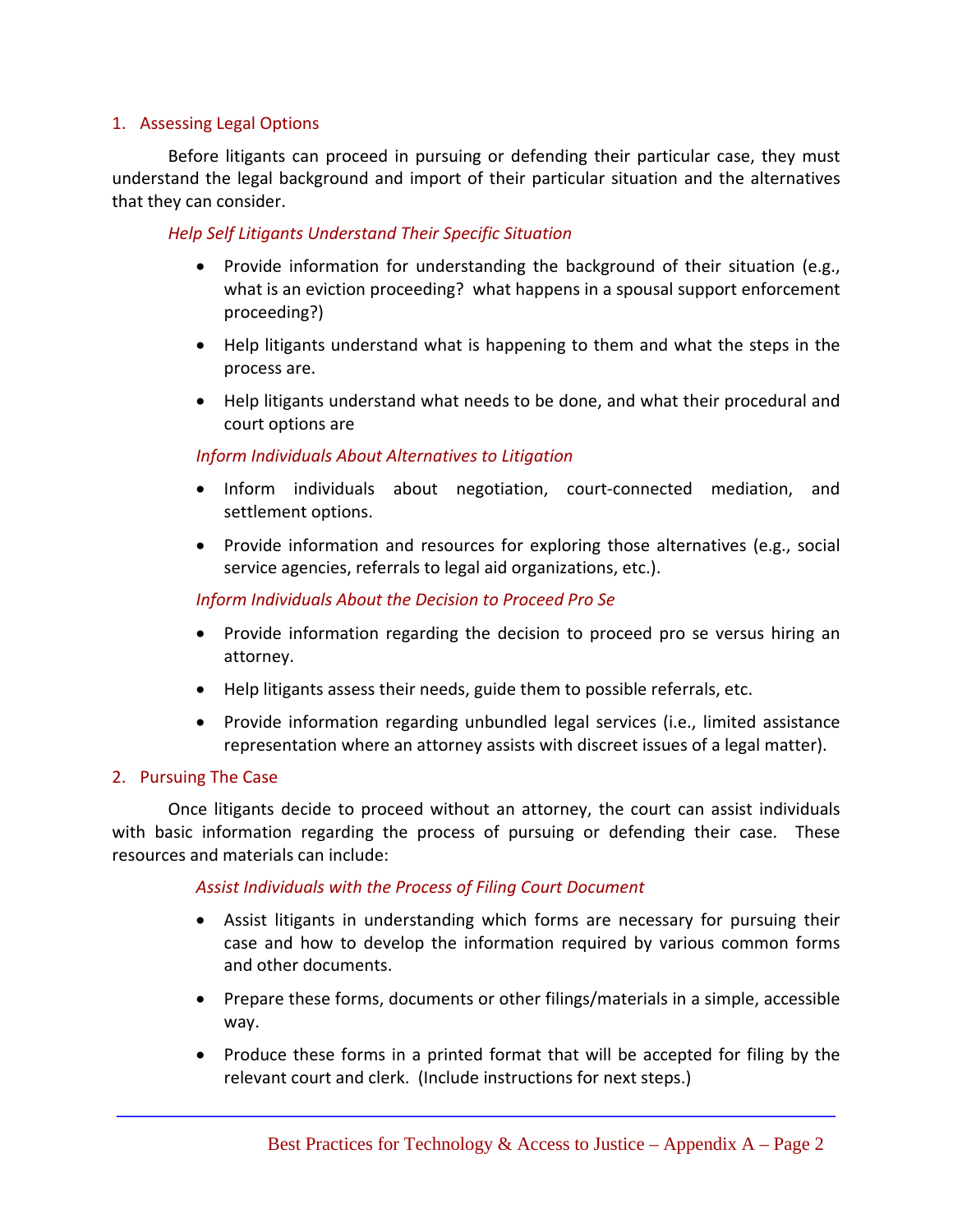## 1. Assessing Legal Options

Before litigants can proceed in pursuing or defending their particular case, they must understand the legal background and import of their particular situation and the alternatives that they can consider.

*Help Self Litigants Understand Their Specific Situation*

- Provide information for understanding the background of their situation (e.g., what is an eviction proceeding? what happens in a spousal support enforcement proceeding?)
- Help litigants understand what is happening to them and what the steps in the process are.
- Help litigants understand what needs to be done, and what their procedural and court options are

*Inform Individuals About Alternatives to Litigation*

- Inform individuals about negotiation, court-connected mediation, and settlement options.
- Provide information and resources for exploring those alternatives (e.g., social service agencies, referrals to legal aid organizations, etc.).

*Inform Individuals About the Decision to Proceed Pro Se*

- Provide information regarding the decision to proceed pro se versus hiring an attorney.
- Help litigants assess their needs, guide them to possible referrals, etc.
- Provide information regarding unbundled legal services (i.e., limited assistance representation where an attorney assists with discreet issues of a legal matter).

## 2. Pursuing The Case

Once litigants decide to proceed without an attorney, the court can assist individuals with basic information regarding the process of pursuing or defending their case. These resources and materials can include:

*Assist Individuals with the Process of Filing Court Document*

- Assist litigants in understanding which forms are necessary for pursuing their case and how to develop the information required by various common forms and other documents.
- Prepare these forms, documents or other filings/materials in a simple, accessible way.
- Produce these forms in a printed format that will be accepted for filing by the relevant court and clerk. (Include instructions for next steps.)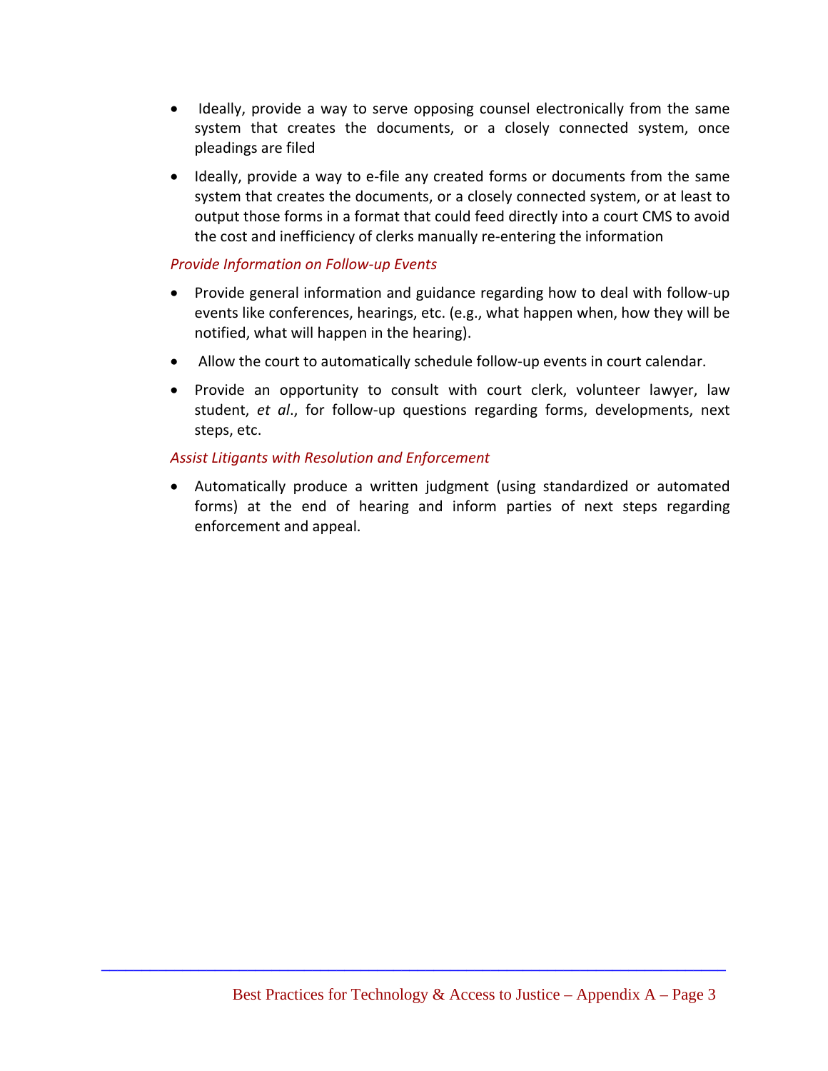- Ideally, provide a way to serve opposing counsel electronically from the same system that creates the documents, or a closely connected system, once pleadings are filed
- Ideally, provide a way to e-file any created forms or documents from the same system that creates the documents, or a closely connected system, or at least to output those forms in a format that could feed directly into a court CMS to avoid the cost and inefficiency of clerks manually re-entering the information

*Provide Information on Follow-up Events*

- Provide general information and guidance regarding how to deal with follow-up events like conferences, hearings, etc. (e.g., what happen when, how they will be notified, what will happen in the hearing).
- Allow the court to automatically schedule follow-up events in court calendar.
- Provide an opportunity to consult with court clerk, volunteer lawyer, law student, *et al*., for follow-up questions regarding forms, developments, next steps, etc.

*Assist Litigants with Resolution and Enforcement*

- Automatically produce a written judgment (using standardized or automated forms) at the end of hearing and inform parties of next steps regarding enforcement and appeal.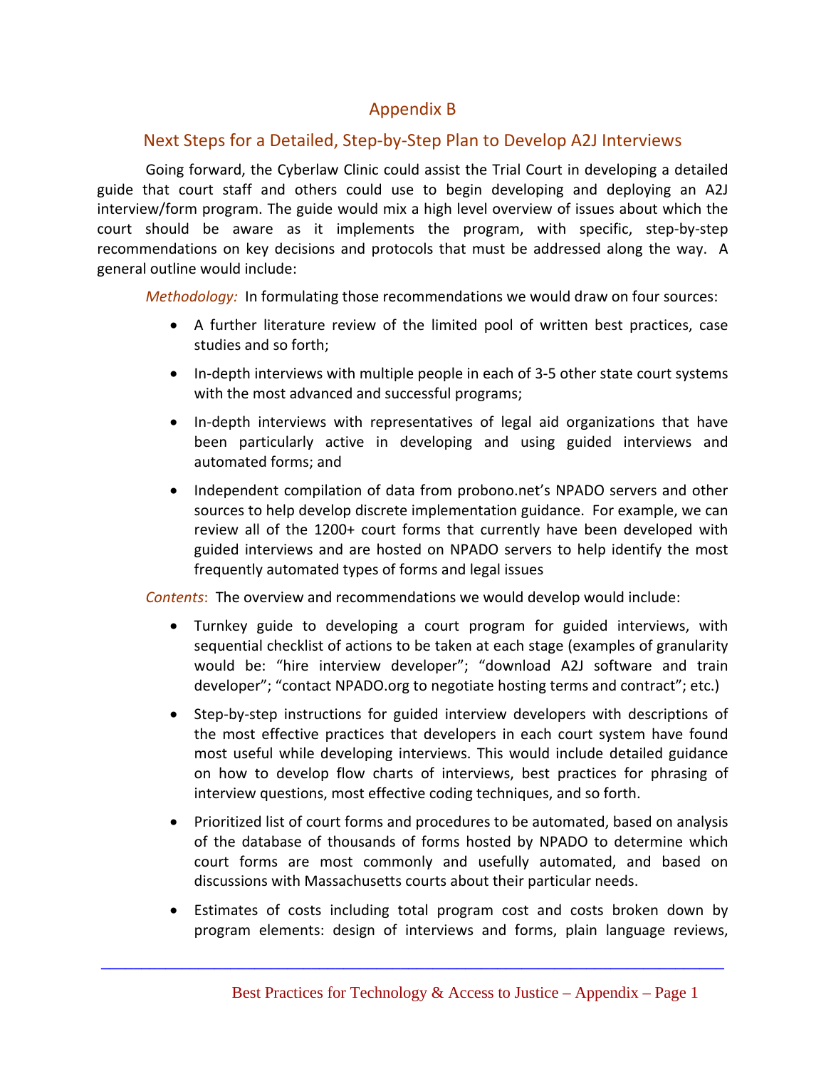## Appendix B

### Next Steps for a Detailed, Step-by-Step Plan to Develop A2J Interviews

Going forward, the Cyberlaw Clinic could assist the Trial Court in developing a detailed guide that court staff and others could use to begin developing and deploying an A2J interview/form program. The guide would mix a high level overview of issues about which the court should be aware as it implements the program, with specific, step-by-step recommendations on key decisions and protocols that must be addressed along the way. A general outline would include:

*Methodology:* In formulating those recommendations we would draw on four sources:

- A further literature review of the limited pool of written best practices, case studies and so forth;
- In-depth interviews with multiple people in each of 3-5 other state court systems with the most advanced and successful programs;
- In-depth interviews with representatives of legal aid organizations that have been particularly active in developing and using guided interviews and automated forms; and
- Independent compilation of data from probono.net's NPADO servers and other sources to help develop discrete implementation guidance. For example, we can review all of the 1200+ court forms that currently have been developed with guided interviews and are hosted on NPADO servers to help identify the most frequently automated types of forms and legal issues

*Contents*: The overview and recommendations we would develop would include:

- Turnkey guide to developing a court program for guided interviews, with sequential checklist of actions to be taken at each stage (examples of granularity would be: "hire interview developer"; "download A2J software and train developer"; "contact NPADO.org to negotiate hosting terms and contract"; etc.)
- Step-by-step instructions for guided interview developers with descriptions of the most effective practices that developers in each court system have found most useful while developing interviews. This would include detailed guidance on how to develop flow charts of interviews, best practices for phrasing of interview questions, most effective coding techniques, and so forth.
- Prioritized list of court forms and procedures to be automated, based on analysis of the database of thousands of forms hosted by NPADO to determine which court forms are most commonly and usefully automated, and based on discussions with Massachusetts courts about their particular needs.
- Estimates of costs including total program cost and costs broken down by program elements: design of interviews and forms, plain language reviews,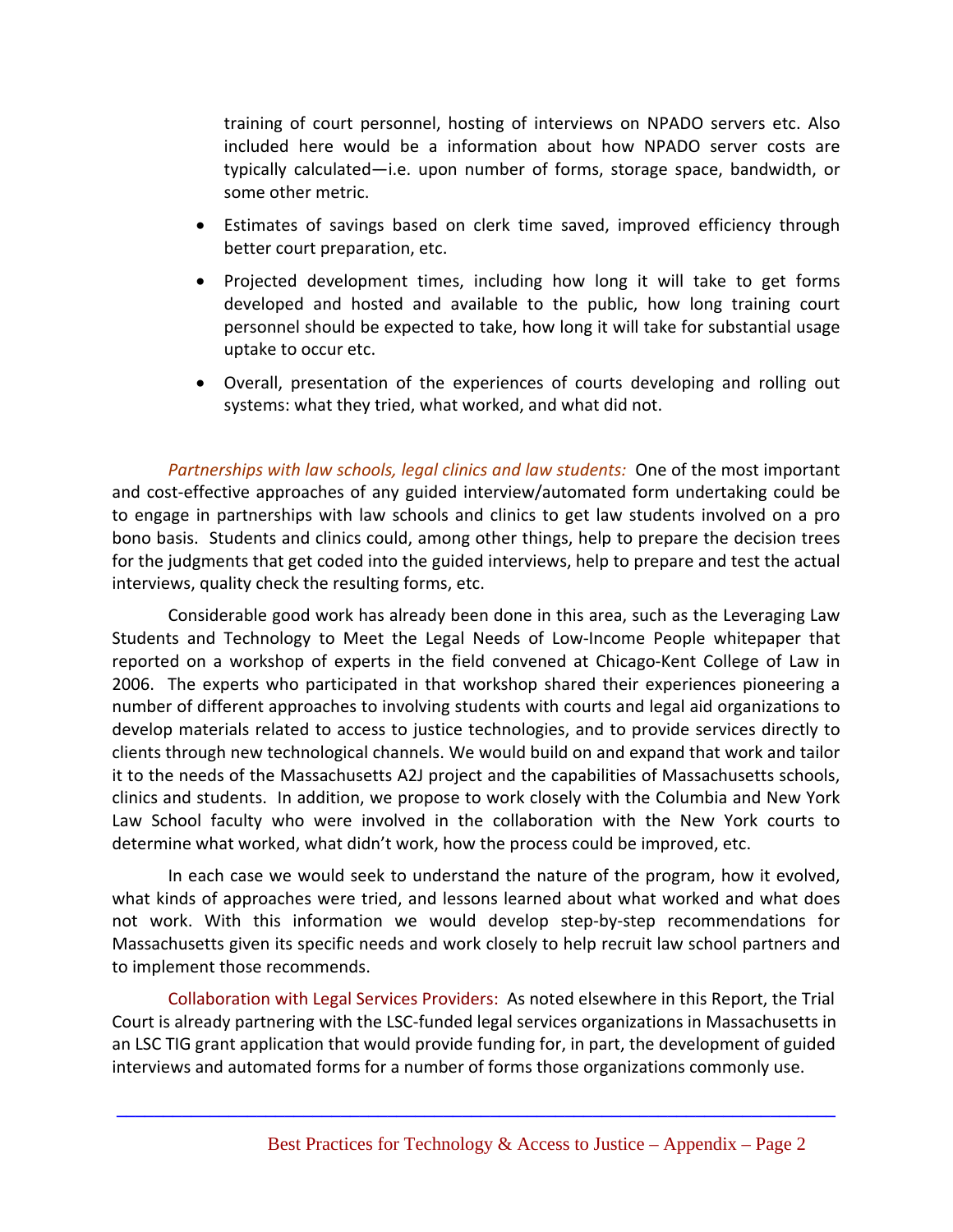training of court personnel, hosting of interviews on NPADO servers etc. Also included here would be a information about how NPADO server costs are typically calculated—i.e. upon number of forms, storage space, bandwidth, or some other metric.

- Estimates of savings based on clerk time saved, improved efficiency through better court preparation, etc.
- Projected development times, including how long it will take to get forms developed and hosted and available to the public, how long training court personnel should be expected to take, how long it will take for substantial usage uptake to occur etc.
- Overall, presentation of the experiences of courts developing and rolling out systems: what they tried, what worked, and what did not.

*Partnerships with law schools, legal clinics and law students:* One of the most important and cost-effective approaches of any guided interview/automated form undertaking could be to engage in partnerships with law schools and clinics to get law students involved on a pro bono basis. Students and clinics could, among other things, help to prepare the decision trees for the judgments that get coded into the guided interviews, help to prepare and test the actual interviews, quality check the resulting forms, etc.

Considerable good work has already been done in this area, such as the Leveraging Law Students and Technology to Meet the Legal Needs of Low-Income People whitepaper that reported on a workshop of experts in the field convened at Chicago-Kent College of Law in 2006. The experts who participated in that workshop shared their experiences pioneering a number of different approaches to involving students with courts and legal aid organizations to develop materials related to access to justice technologies, and to provide services directly to clients through new technological channels. We would build on and expand that work and tailor it to the needs of the Massachusetts A2J project and the capabilities of Massachusetts schools, clinics and students. In addition, we propose to work closely with the Columbia and New York Law School faculty who were involved in the collaboration with the New York courts to determine what worked, what didn't work, how the process could be improved, etc.

In each case we would seek to understand the nature of the program, how it evolved, what kinds of approaches were tried, and lessons learned about what worked and what does not work. With this information we would develop step-by-step recommendations for Massachusetts given its specific needs and work closely to help recruit law school partners and to implement those recommends.

Collaboration with Legal Services Providers: As noted elsewhere in this Report, the Trial Court is already partnering with the LSC-funded legal services organizations in Massachusetts in an LSC TIG grant application that would provide funding for, in part, the development of guided interviews and automated forms for a number of forms those organizations commonly use.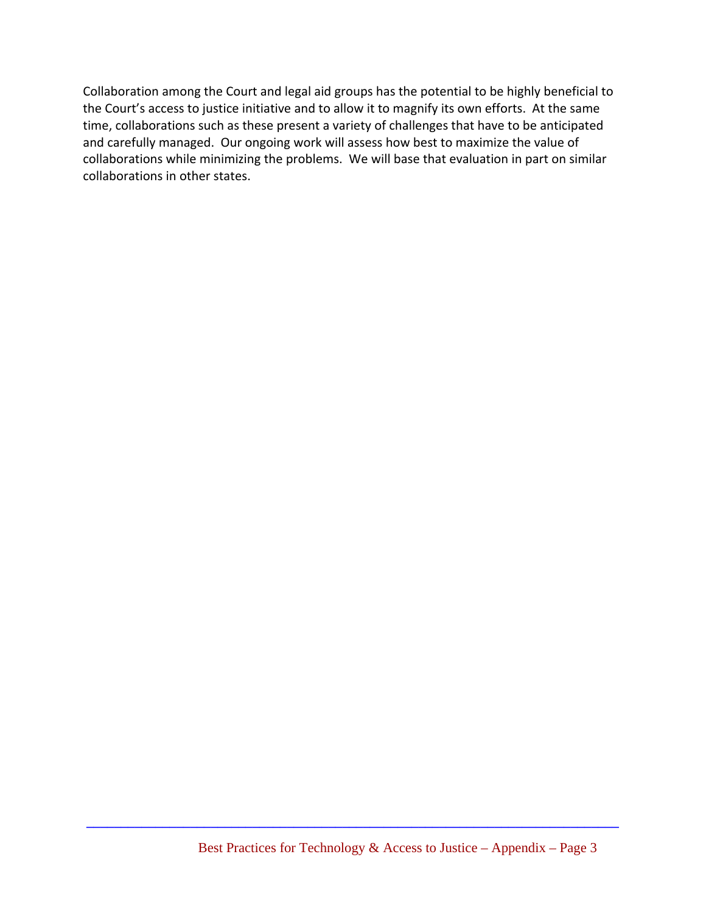Collaboration among the Court and legal aid groups has the potential to be highly beneficial to the Court's access to justice initiative and to allow it to magnify its own efforts. At the same time, collaborations such as these present a variety of challenges that have to be anticipated and carefully managed. Our ongoing work will assess how best to maximize the value of collaborations while minimizing the problems. We will base that evaluation in part on similar collaborations in other states.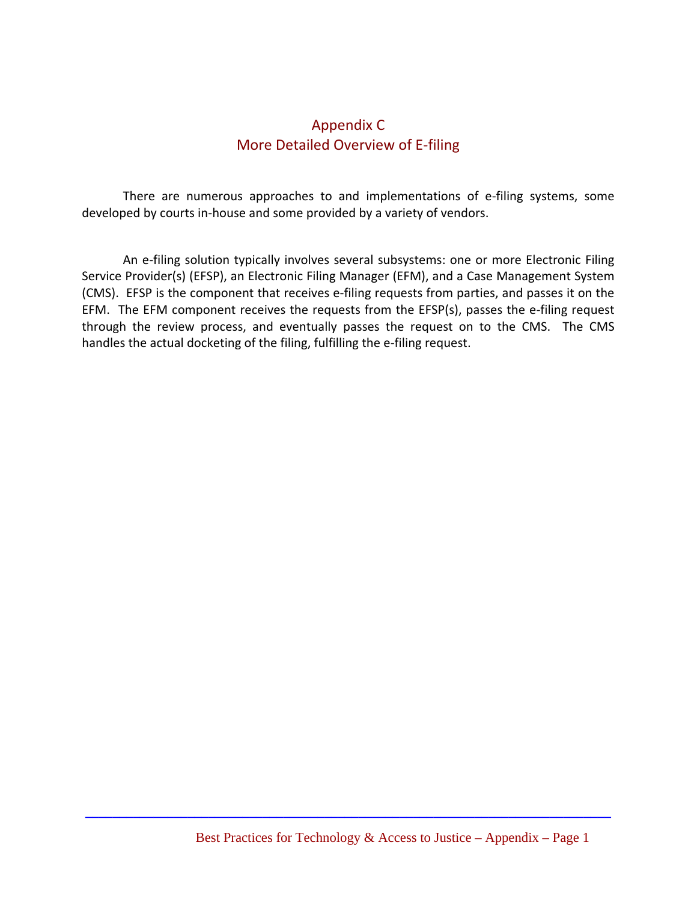# Appendix C
## More Detailed Overview of E-filing

There are numerous approaches to and implementations of e-filing systems, some developed by courts in-house and some provided by a variety of vendors.

An e-filing solution typically involves several subsystems: one or more Electronic Filing Service Provider(s) (EFSP), an Electronic Filing Manager (EFM), and a Case Management System (CMS). EFSP is the component that receives e-filing requests from parties, and passes it on the EFM. The EFM component receives the requests from the EFSP(s), passes the e-filing request through the review process, and eventually passes the request on to the CMS. The CMS handles the actual docketing of the filing, fulfilling the e-filing request.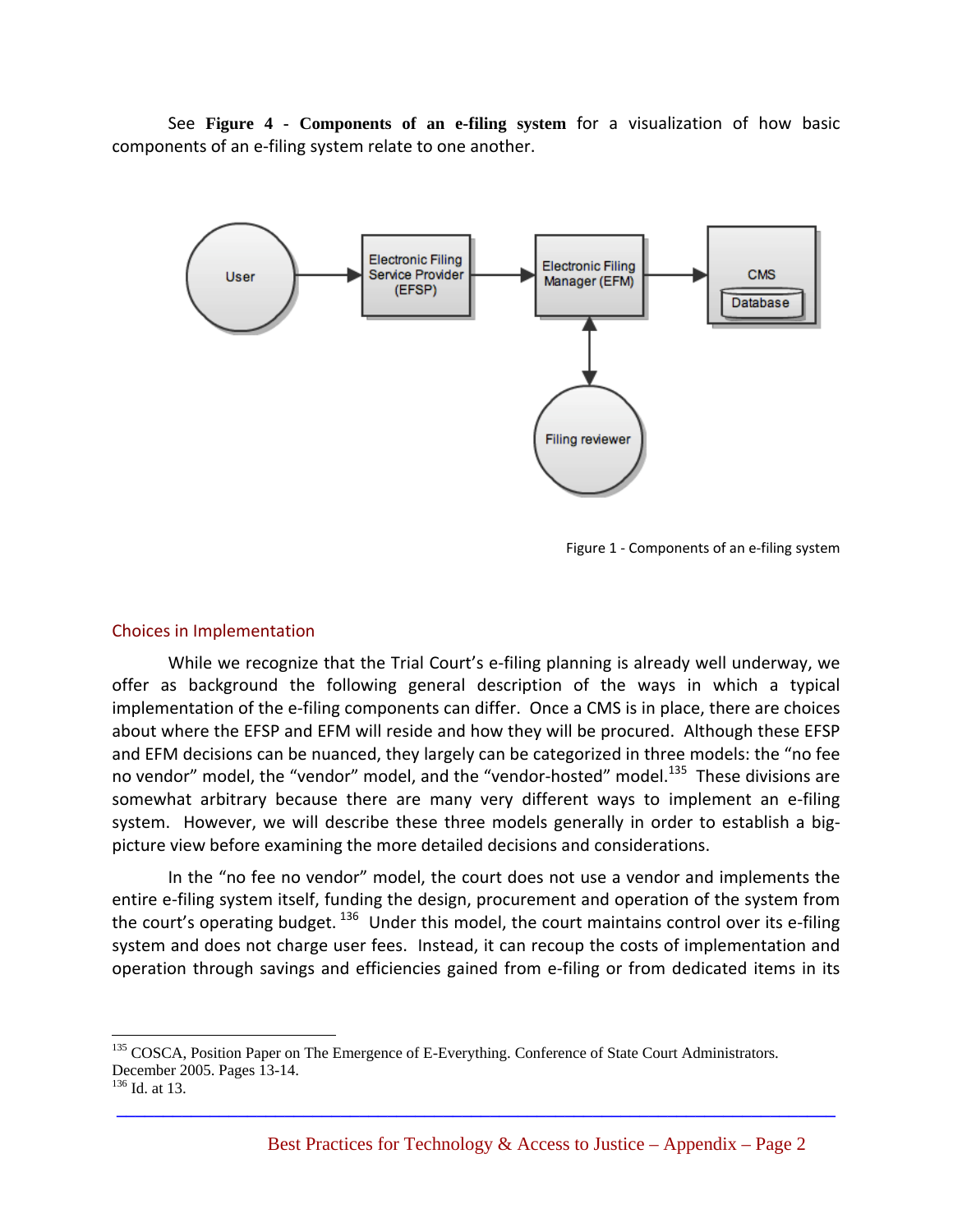See **Figure 4 - Components of an e-filing system** for a visualization of how basic components of an e-filing system relate to one another.

Figure 1 - Components of an e-filing system

## Choices in Implementation

While we recognize that the Trial Court's e-filing planning is already well underway, we offer as background the following general description of the ways in which a typical implementation of the e-filing components can differ. Once a CMS is in place, there are choices about where the EFSP and EFM will reside and how they will be procured. Although these EFSP and EFM decisions can be nuanced, they largely can be categorized in three models: the "no fee no vendor" model, the "vendor" model, and the "vendor-hosted" model.[135] These divisions are somewhat arbitrary because there are many very different ways to implement an e-filing system. However, we will describe these three models generally in order to establish a big-picture view before examining the more detailed decisions and considerations.

In the "no fee no vendor" model, the court does not use a vendor and implements the entire e-filing system itself, funding the design, procurement and operation of the system from the court's operating budget.[136] Under this model, the court maintains control over its e-filing system and does not charge user fees. Instead, it can recoup the costs of implementation and operation through savings and efficiencies gained from e-filing or from dedicated items in its

---

[135] COSCA, Position Paper on The Emergence of E-Everything. Conference of State Court Administrators. December 2005. Pages 13-14.

[136] Id. at 13.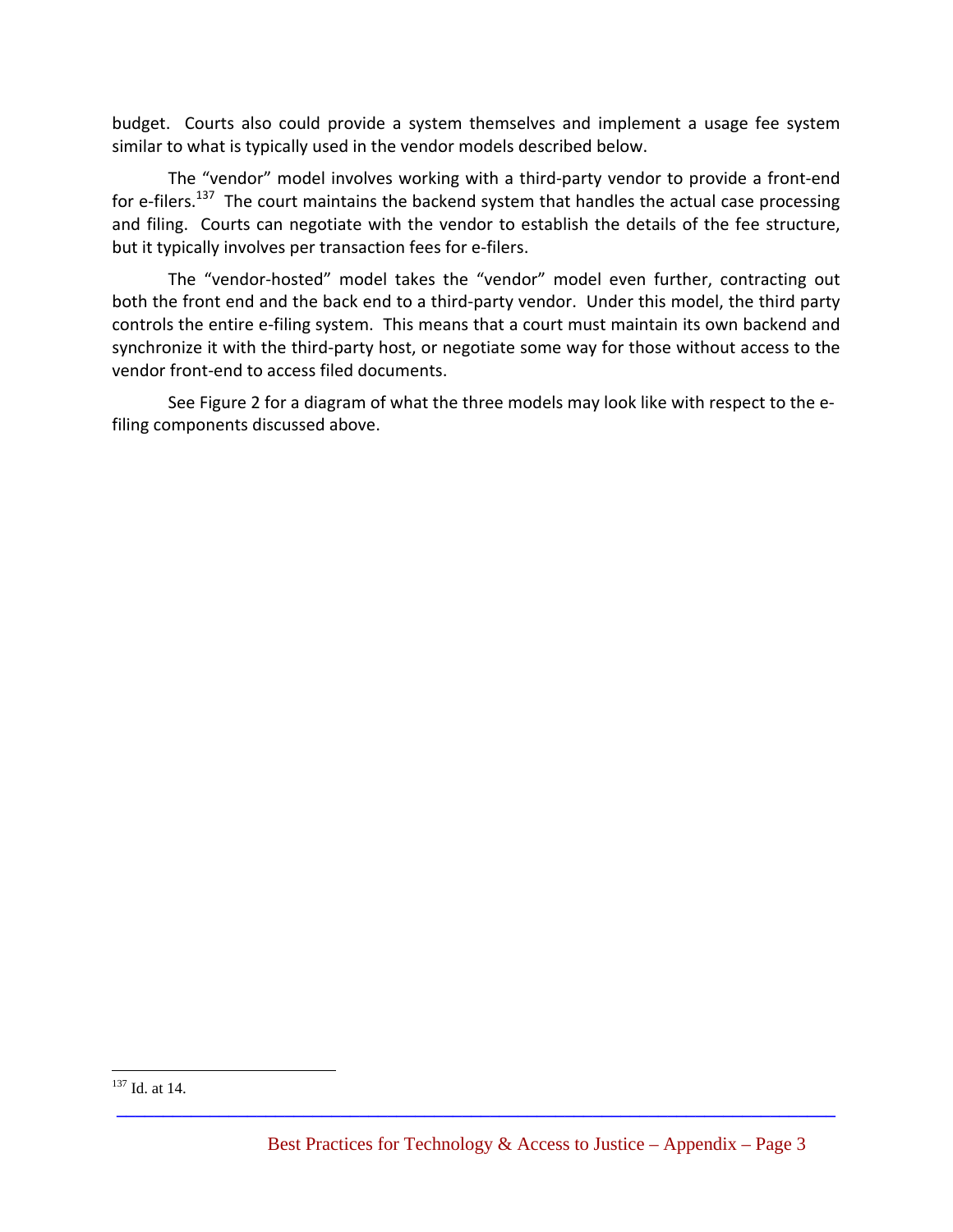budget. Courts also could provide a system themselves and implement a usage fee system similar to what is typically used in the vendor models described below.

The "vendor" model involves working with a third-party vendor to provide a front-end for e-filers.[137] The court maintains the backend system that handles the actual case processing and filing. Courts can negotiate with the vendor to establish the details of the fee structure, but it typically involves per transaction fees for e-filers.

The "vendor-hosted" model takes the "vendor" model even further, contracting out both the front end and the back end to a third-party vendor. Under this model, the third party controls the entire e-filing system. This means that a court must maintain its own backend and synchronize it with the third-party host, or negotiate some way for those without access to the vendor front-end to access filed documents.

See Figure 2 for a diagram of what the three models may look like with respect to the e-filing components discussed above.

---

[137] Id. at 14.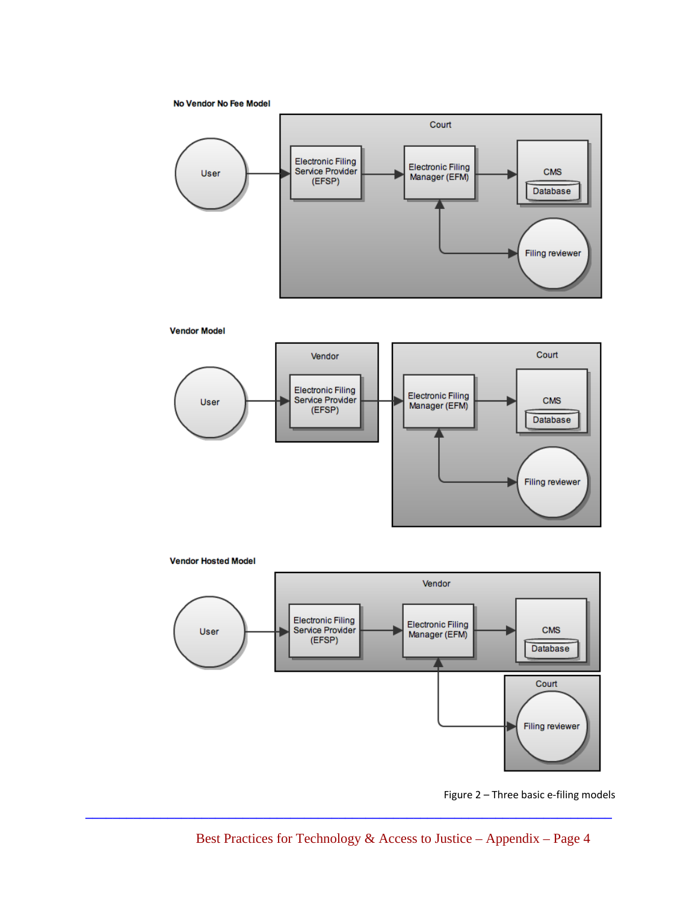**No Vendor No Fee Model**

Court

User → Electronic Filing Service Provider (EFSP) → Electronic Filing Manager (EFM) → CMS (Database)

Electronic Filing Manager (EFM) ↔ Filing reviewer

**Vendor Model**

Vendor: Electronic Filing Service Provider (EFSP)

Court: Electronic Filing Manager (EFM), CMS (Database), Filing reviewer

User → Electronic Filing Service Provider (EFSP) → Electronic Filing Manager (EFM) → CMS (Database)

Electronic Filing Manager (EFM) ↔ Filing reviewer

**Vendor Hosted Model**

Vendor: Electronic Filing Service Provider (EFSP), Electronic Filing Manager (EFM), CMS (Database)

Court: Filing reviewer

User → Electronic Filing Service Provider (EFSP) → Electronic Filing Manager (EFM) → CMS (Database)

Electronic Filing Manager (EFM) ↔ Filing reviewer

Figure 2 – Three basic e-filing models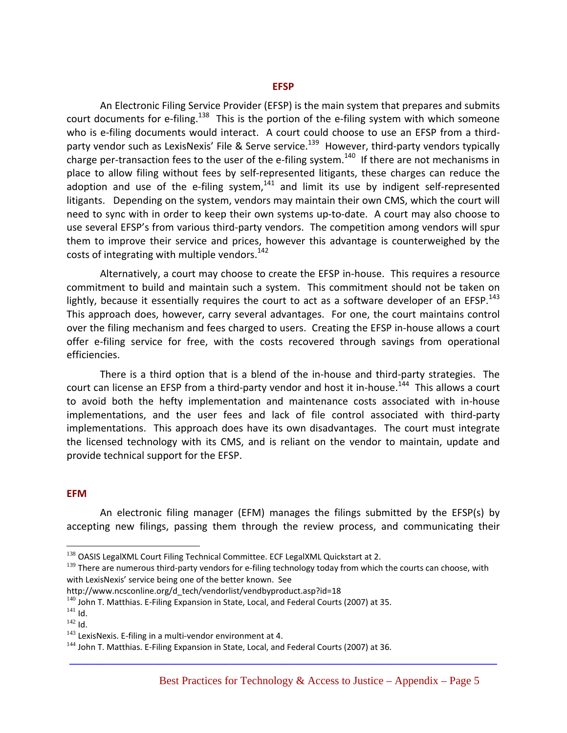## EFSP

An Electronic Filing Service Provider (EFSP) is the main system that prepares and submits court documents for e-filing.[138] This is the portion of the e-filing system with which someone who is e-filing documents would interact. A court could choose to use an EFSP from a third-party vendor such as LexisNexis' File & Serve service.[139] However, third-party vendors typically charge per-transaction fees to the user of the e-filing system.[140] If there are not mechanisms in place to allow filing without fees by self-represented litigants, these charges can reduce the adoption and use of the e-filing system,[141] and limit its use by indigent self-represented litigants. Depending on the system, vendors may maintain their own CMS, which the court will need to sync with in order to keep their own systems up-to-date. A court may also choose to use several EFSP's from various third-party vendors. The competition among vendors will spur them to improve their service and prices, however this advantage is counterweighed by the costs of integrating with multiple vendors.[142]

Alternatively, a court may choose to create the EFSP in-house. This requires a resource commitment to build and maintain such a system. This commitment should not be taken on lightly, because it essentially requires the court to act as a software developer of an EFSP.[143] This approach does, however, carry several advantages. For one, the court maintains control over the filing mechanism and fees charged to users. Creating the EFSP in-house allows a court offer e-filing service for free, with the costs recovered through savings from operational efficiencies.

There is a third option that is a blend of the in-house and third-party strategies. The court can license an EFSP from a third-party vendor and host it in-house.[144] This allows a court to avoid both the hefty implementation and maintenance costs associated with in-house implementations, and the user fees and lack of file control associated with third-party implementations. This approach does have its own disadvantages. The court must integrate the licensed technology with its CMS, and is reliant on the vendor to maintain, update and provide technical support for the EFSP.

## EFM

An electronic filing manager (EFM) manages the filings submitted by the EFSP(s) by accepting new filings, passing them through the review process, and communicating their

---

[138] OASIS LegalXML Court Filing Technical Committee. ECF LegalXML Quickstart at 2.

[139] There are numerous third-party vendors for e-filing technology today from which the courts can choose, with with LexisNexis' service being one of the better known. See http://www.ncsconline.org/d_tech/vendorlist/vendbyproduct.asp?id=18

[140] John T. Matthias. E-Filing Expansion in State, Local, and Federal Courts (2007) at 35.

[141] Id.

[142] Id.

[143] LexisNexis. E-filing in a multi-vendor environment at 4.

[144] John T. Matthias. E-Filing Expansion in State, Local, and Federal Courts (2007) at 36.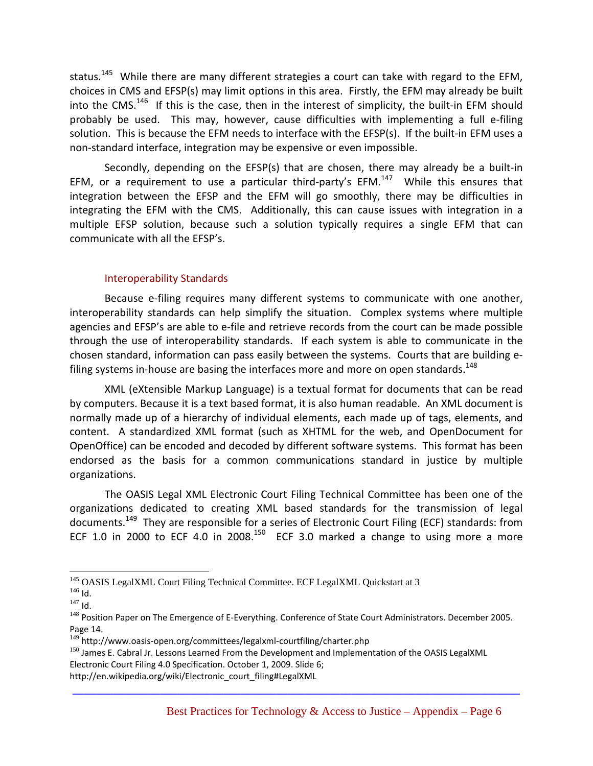status.[145] While there are many different strategies a court can take with regard to the EFM, choices in CMS and EFSP(s) may limit options in this area. Firstly, the EFM may already be built into the CMS.[146] If this is the case, then in the interest of simplicity, the built-in EFM should probably be used. This may, however, cause difficulties with implementing a full e-filing solution. This is because the EFM needs to interface with the EFSP(s). If the built-in EFM uses a non-standard interface, integration may be expensive or even impossible.

Secondly, depending on the EFSP(s) that are chosen, there may already be a built-in EFM, or a requirement to use a particular third-party's EFM.[147] While this ensures that integration between the EFSP and the EFM will go smoothly, there may be difficulties in integrating the EFM with the CMS. Additionally, this can cause issues with integration in a multiple EFSP solution, because such a solution typically requires a single EFM that can communicate with all the EFSP's.

### Interoperability Standards

Because e-filing requires many different systems to communicate with one another, interoperability standards can help simplify the situation. Complex systems where multiple agencies and EFSP's are able to e-file and retrieve records from the court can be made possible through the use of interoperability standards. If each system is able to communicate in the chosen standard, information can pass easily between the systems. Courts that are building e-filing systems in-house are basing the interfaces more and more on open standards.[148]

XML (eXtensible Markup Language) is a textual format for documents that can be read by computers. Because it is a text based format, it is also human readable. An XML document is normally made up of a hierarchy of individual elements, each made up of tags, elements, and content. A standardized XML format (such as XHTML for the web, and OpenDocument for OpenOffice) can be encoded and decoded by different software systems. This format has been endorsed as the basis for a common communications standard in justice by multiple organizations.

The OASIS Legal XML Electronic Court Filing Technical Committee has been one of the organizations dedicated to creating XML based standards for the transmission of legal documents.[149] They are responsible for a series of Electronic Court Filing (ECF) standards: from ECF 1.0 in 2000 to ECF 4.0 in 2008.[150] ECF 3.0 marked a change to using more a more

---

[145] OASIS LegalXML Court Filing Technical Committee. ECF LegalXML Quickstart at 3

[146] Id.

[147] Id.

[148] Position Paper on The Emergence of E-Everything. Conference of State Court Administrators. December 2005. Page 14.

[149] http://www.oasis-open.org/committees/legalxml-courtfiling/charter.php

[150] James E. Cabral Jr. Lessons Learned From the Development and Implementation of the OASIS LegalXML Electronic Court Filing 4.0 Specification. October 1, 2009. Slide 6; http://en.wikipedia.org/wiki/Electronic_court_filing#LegalXML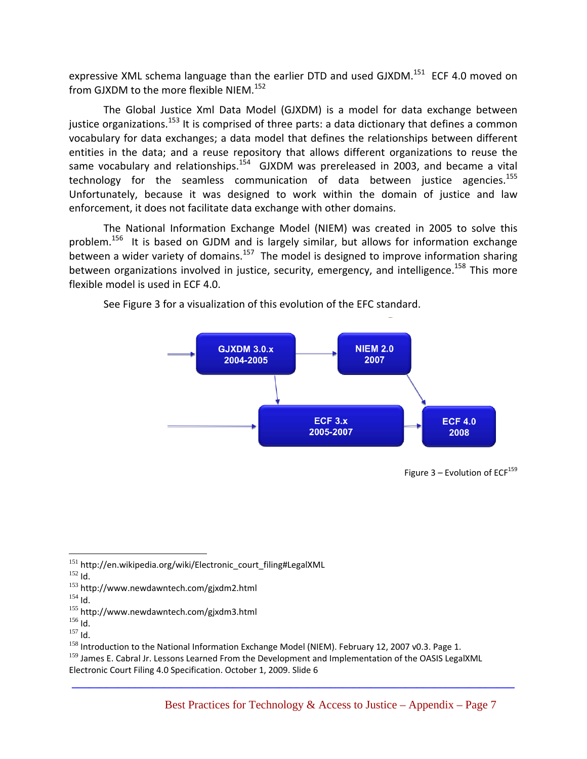expressive XML schema language than the earlier DTD and used GJXDM.[151] ECF 4.0 moved on from GJXDM to the more flexible NIEM.[152]

The Global Justice Xml Data Model (GJXDM) is a model for data exchange between justice organizations.[153] It is comprised of three parts: a data dictionary that defines a common vocabulary for data exchanges; a data model that defines the relationships between different entities in the data; and a reuse repository that allows different organizations to reuse the same vocabulary and relationships.[154] GJXDM was prereleased in 2003, and became a vital technology for the seamless communication of data between justice agencies.[155] Unfortunately, because it was designed to work within the domain of justice and law enforcement, it does not facilitate data exchange with other domains.

The National Information Exchange Model (NIEM) was created in 2005 to solve this problem.[156] It is based on GJDM and is largely similar, but allows for information exchange between a wider variety of domains.[157] The model is designed to improve information sharing between organizations involved in justice, security, emergency, and intelligence.[158] This more flexible model is used in ECF 4.0.

See Figure 3 for a visualization of this evolution of the EFC standard.

GJXDM 3.0.x 2004-2005 → NIEM 2.0 2007

GJXDM 3.0.x 2004-2005 → ECF 3.x 2005-2007

NIEM 2.0 2007 → ECF 4.0 2008

ECF 3.x 2005-2007 → ECF 4.0 2008

Figure 3 – Evolution of ECF[159]

---

[151] http://en.wikipedia.org/wiki/Electronic_court_filing#LegalXML

[152] Id.

[153] http://www.newdawntech.com/gjxdm2.html

[154] Id.

[155] http://www.newdawntech.com/gjxdm3.html

[156] Id.

[157] Id.

[158] Introduction to the National Information Exchange Model (NIEM). February 12, 2007 v0.3. Page 1.

[159] James E. Cabral Jr. Lessons Learned From the Development and Implementation of the OASIS LegalXML Electronic Court Filing 4.0 Specification. October 1, 2009. Slide 6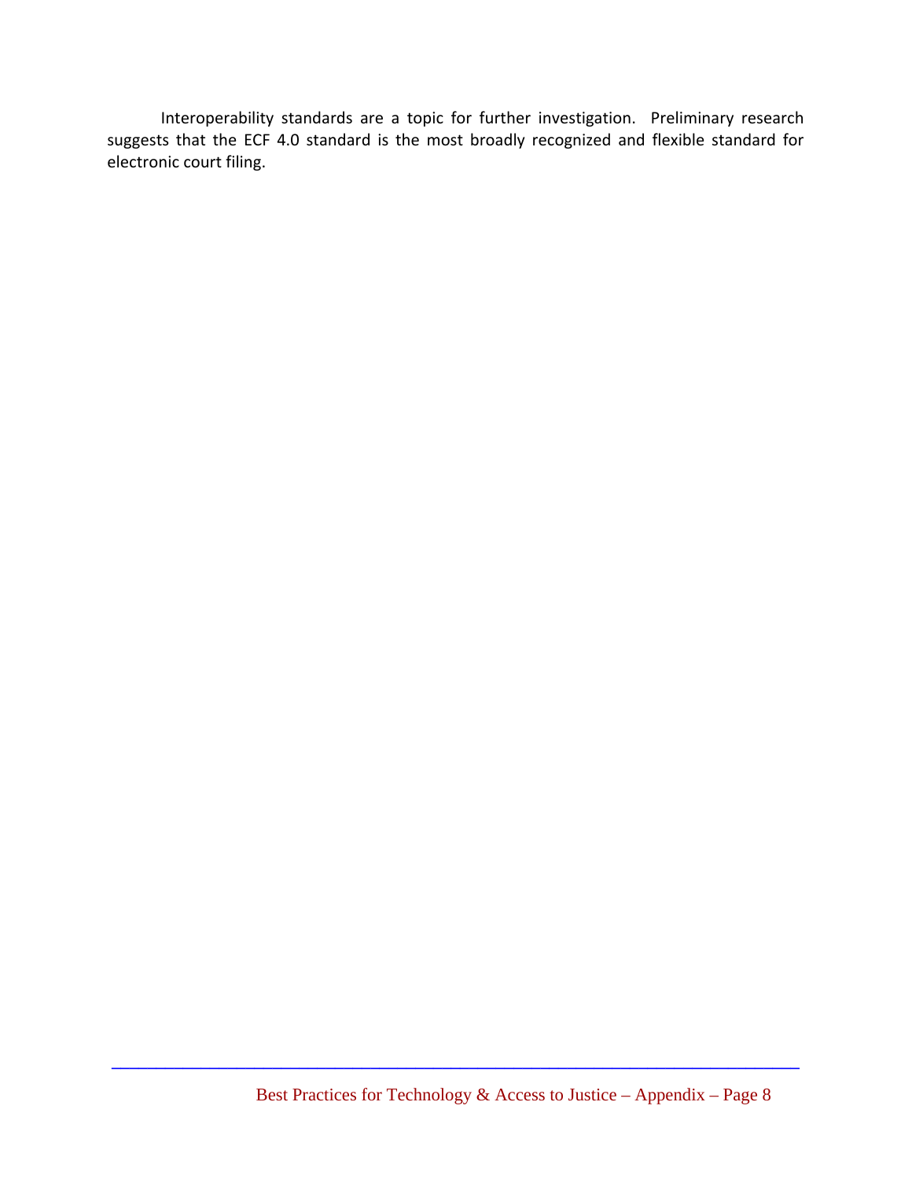Interoperability standards are a topic for further investigation. Preliminary research suggests that the ECF 4.0 standard is the most broadly recognized and flexible standard for electronic court filing.